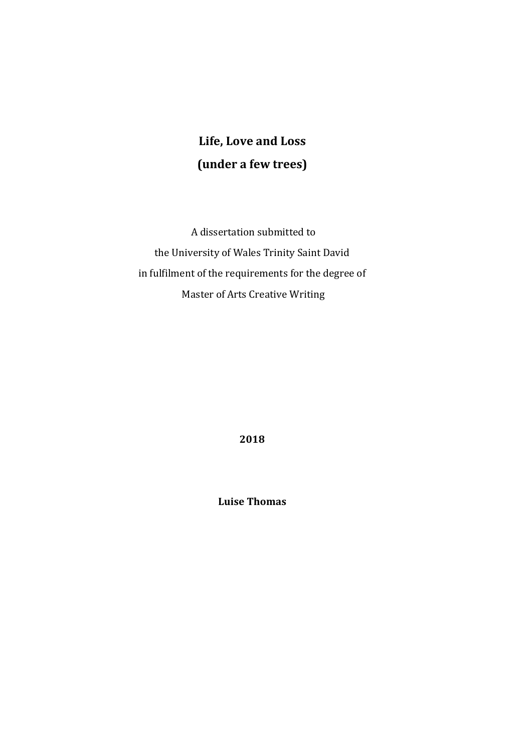# Life, Love and Loss

# (under a few trees)

A dissertation submitted to
the University of Wales Trinity Saint David
in fulfilment of the requirements for the degree of
Master of Arts Creative Writing

**2018**

**Luise Thomas**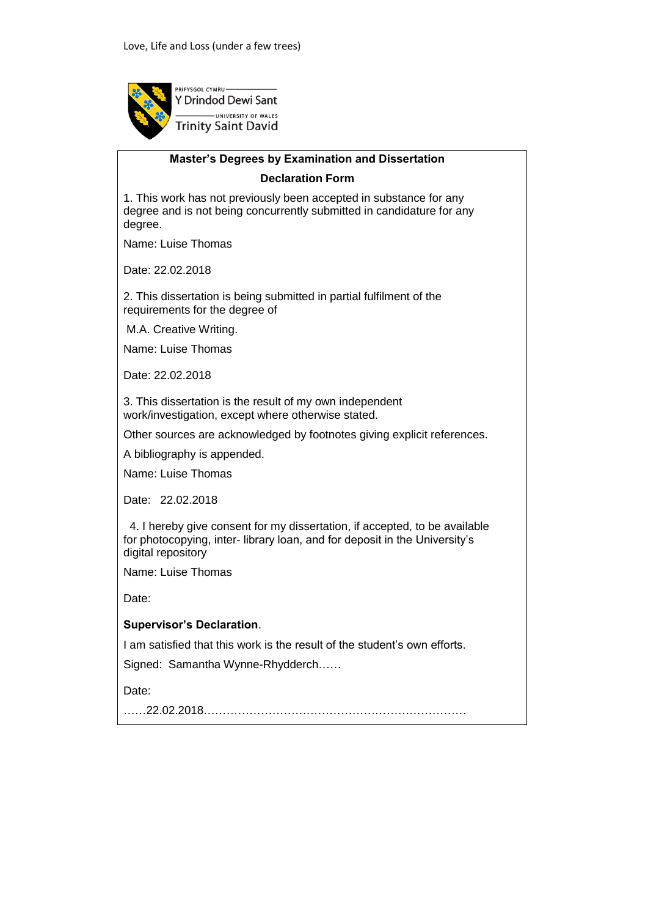PRIFYSGOL CYMRU
Y Drindod Dewi Sant
UNIVERSITY OF WALES
Trinity Saint David

**Master's Degrees by Examination and Dissertation**

**Declaration Form**

1. This work has not previously been accepted in substance for any degree and is not being concurrently submitted in candidature for any degree.

Name: Luise Thomas

Date: 22.02.2018

2. This dissertation is being submitted in partial fulfilment of the requirements for the degree of

M.A. Creative Writing.

Name: Luise Thomas

Date: 22.02.2018

3. This dissertation is the result of my own independent work/investigation, except where otherwise stated.

Other sources are acknowledged by footnotes giving explicit references.

A bibliography is appended.

Name: Luise Thomas

Date: 22.02.2018

4. I hereby give consent for my dissertation, if accepted, to be available for photocopying, inter- library loan, and for deposit in the University's digital repository

Name: Luise Thomas

Date:

**Supervisor's Declaration**.

I am satisfied that this work is the result of the student's own efforts.

Signed: Samantha Wynne-Rhydderch……

Date:

……22.02.2018……………………………………………………………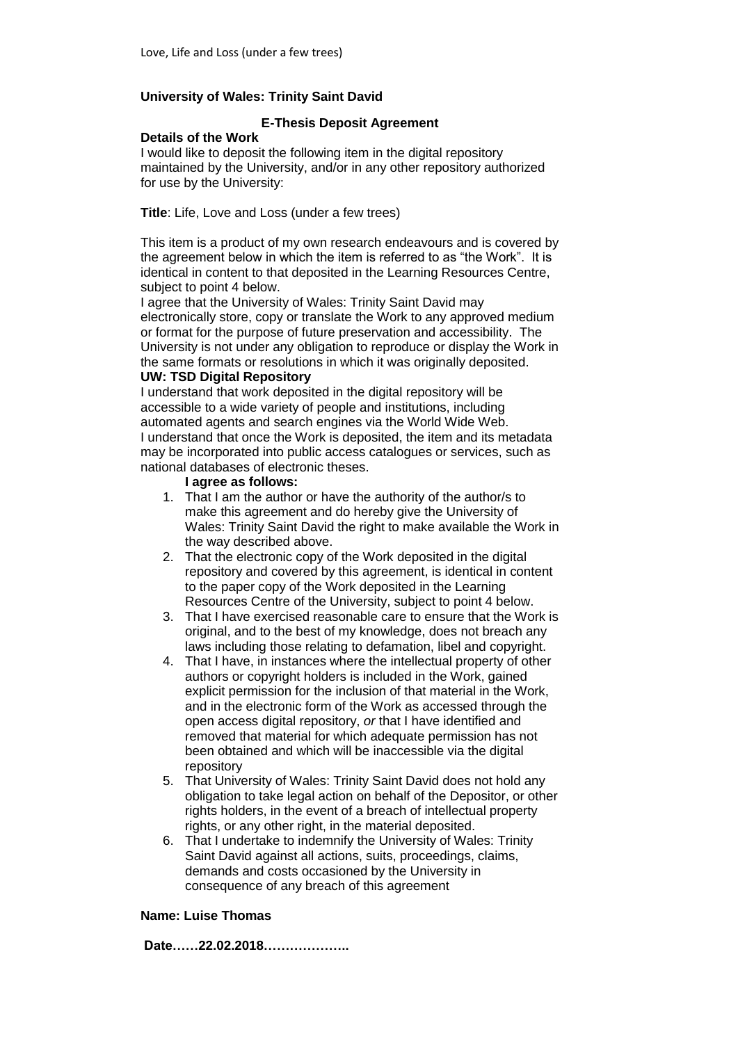**University of Wales: Trinity Saint David**

**E-Thesis Deposit Agreement**

**Details of the Work**

I would like to deposit the following item in the digital repository maintained by the University, and/or in any other repository authorized for use by the University:

**Title**: Life, Love and Loss (under a few trees)

This item is a product of my own research endeavours and is covered by the agreement below in which the item is referred to as "the Work". It is identical in content to that deposited in the Learning Resources Centre, subject to point 4 below.

I agree that the University of Wales: Trinity Saint David may electronically store, copy or translate the Work to any approved medium or format for the purpose of future preservation and accessibility. The University is not under any obligation to reproduce or display the Work in the same formats or resolutions in which it was originally deposited.

**UW: TSD Digital Repository**

I understand that work deposited in the digital repository will be accessible to a wide variety of people and institutions, including automated agents and search engines via the World Wide Web.

I understand that once the Work is deposited, the item and its metadata may be incorporated into public access catalogues or services, such as national databases of electronic theses.

**I agree as follows:**

1. That I am the author or have the authority of the author/s to make this agreement and do hereby give the University of Wales: Trinity Saint David the right to make available the Work in the way described above.
2. That the electronic copy of the Work deposited in the digital repository and covered by this agreement, is identical in content to the paper copy of the Work deposited in the Learning Resources Centre of the University, subject to point 4 below.
3. That I have exercised reasonable care to ensure that the Work is original, and to the best of my knowledge, does not breach any laws including those relating to defamation, libel and copyright.
4. That I have, in instances where the intellectual property of other authors or copyright holders is included in the Work, gained explicit permission for the inclusion of that material in the Work, and in the electronic form of the Work as accessed through the open access digital repository, *or* that I have identified and removed that material for which adequate permission has not been obtained and which will be inaccessible via the digital repository
5. That University of Wales: Trinity Saint David does not hold any obligation to take legal action on behalf of the Depositor, or other rights holders, in the event of a breach of intellectual property rights, or any other right, in the material deposited.
6. That I undertake to indemnify the University of Wales: Trinity Saint David against all actions, suits, proceedings, claims, demands and costs occasioned by the University in consequence of any breach of this agreement

**Name: Luise Thomas**

**Date……22.02.2018………………..**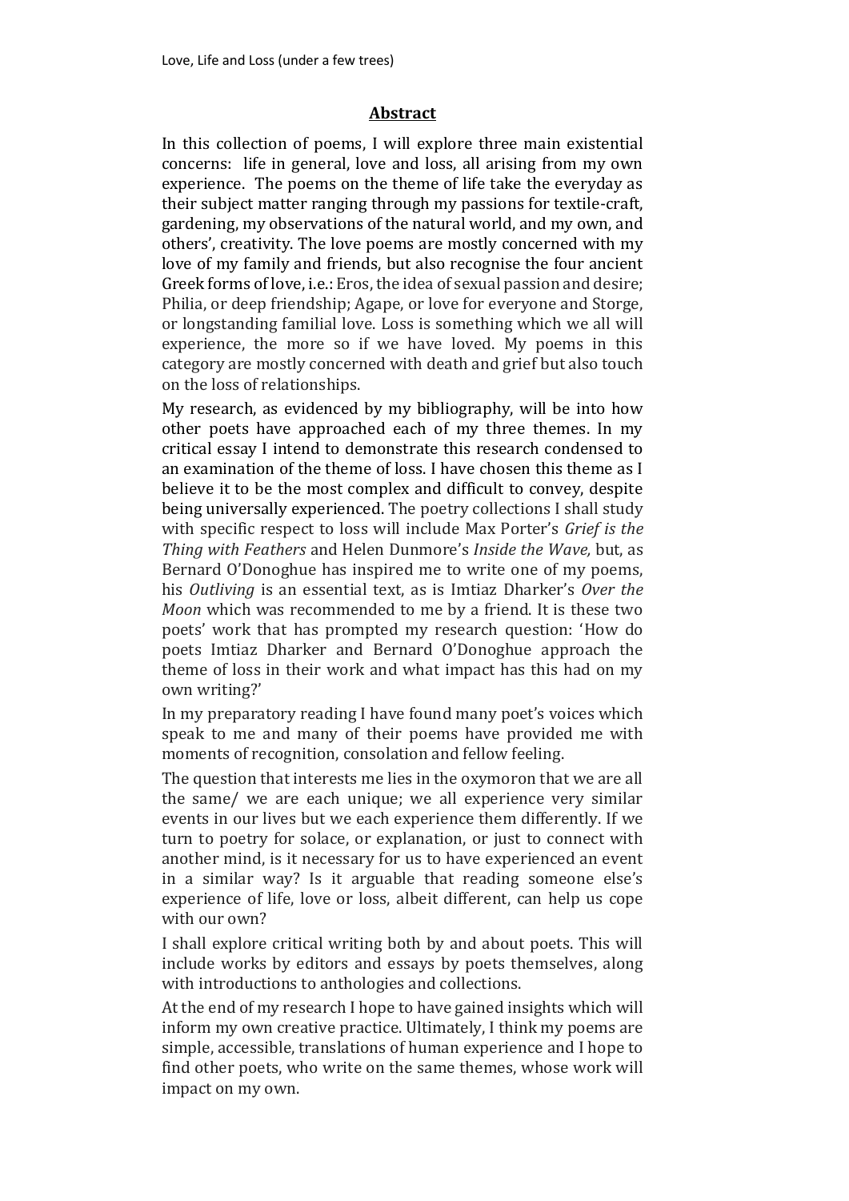## Abstract

In this collection of poems, I will explore three main existential concerns: life in general, love and loss, all arising from my own experience. The poems on the theme of life take the everyday as their subject matter ranging through my passions for textile-craft, gardening, my observations of the natural world, and my own, and others', creativity. The love poems are mostly concerned with my love of my family and friends, but also recognise the four ancient Greek forms of love, i.e.: Eros, the idea of sexual passion and desire; Philia, or deep friendship; Agape, or love for everyone and Storge, or longstanding familial love. Loss is something which we all will experience, the more so if we have loved. My poems in this category are mostly concerned with death and grief but also touch on the loss of relationships.

My research, as evidenced by my bibliography, will be into how other poets have approached each of my three themes. In my critical essay I intend to demonstrate this research condensed to an examination of the theme of loss. I have chosen this theme as I believe it to be the most complex and difficult to convey, despite being universally experienced. The poetry collections I shall study with specific respect to loss will include Max Porter's *Grief is the Thing with Feathers* and Helen Dunmore's *Inside the Wave,* but, as Bernard O'Donoghue has inspired me to write one of my poems, his *Outliving* is an essential text, as is Imtiaz Dharker's *Over the Moon* which was recommended to me by a friend. It is these two poets' work that has prompted my research question: 'How do poets Imtiaz Dharker and Bernard O'Donoghue approach the theme of loss in their work and what impact has this had on my own writing?'

In my preparatory reading I have found many poet's voices which speak to me and many of their poems have provided me with moments of recognition, consolation and fellow feeling.

The question that interests me lies in the oxymoron that we are all the same/ we are each unique; we all experience very similar events in our lives but we each experience them differently. If we turn to poetry for solace, or explanation, or just to connect with another mind, is it necessary for us to have experienced an event in a similar way? Is it arguable that reading someone else's experience of life, love or loss, albeit different, can help us cope with our own?

I shall explore critical writing both by and about poets. This will include works by editors and essays by poets themselves, along with introductions to anthologies and collections.

At the end of my research I hope to have gained insights which will inform my own creative practice. Ultimately, I think my poems are simple, accessible, translations of human experience and I hope to find other poets, who write on the same themes, whose work will impact on my own.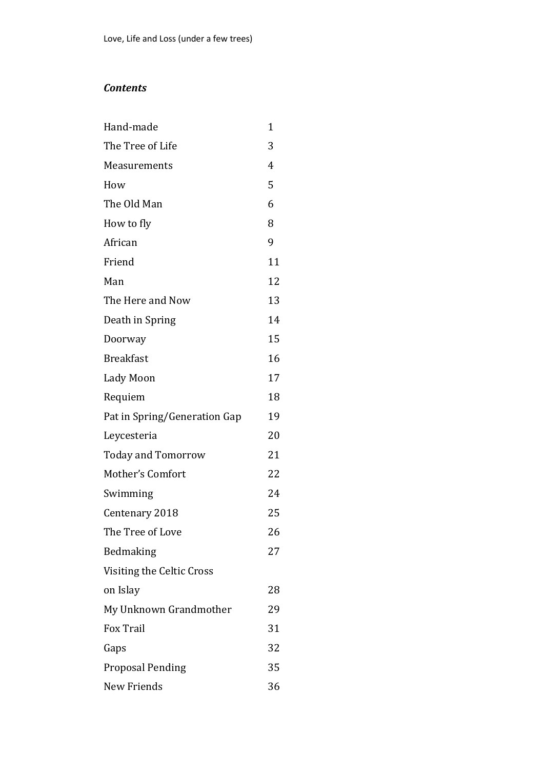## *Contents*

| | |
|---|---|
| Hand-made | 1 |
| The Tree of Life | 3 |
| Measurements | 4 |
| How | 5 |
| The Old Man | 6 |
| How to fly | 8 |
| African | 9 |
| Friend | 11 |
| Man | 12 |
| The Here and Now | 13 |
| Death in Spring | 14 |
| Doorway | 15 |
| Breakfast | 16 |
| Lady Moon | 17 |
| Requiem | 18 |
| Pat in Spring/Generation Gap | 19 |
| Leycesteria | 20 |
| Today and Tomorrow | 21 |
| Mother's Comfort | 22 |
| Swimming | 24 |
| Centenary 2018 | 25 |
| The Tree of Love | 26 |
| Bedmaking | 27 |
| Visiting the Celtic Cross on Islay | 28 |
| My Unknown Grandmother | 29 |
| Fox Trail | 31 |
| Gaps | 32 |
| Proposal Pending | 35 |
| New Friends | 36 |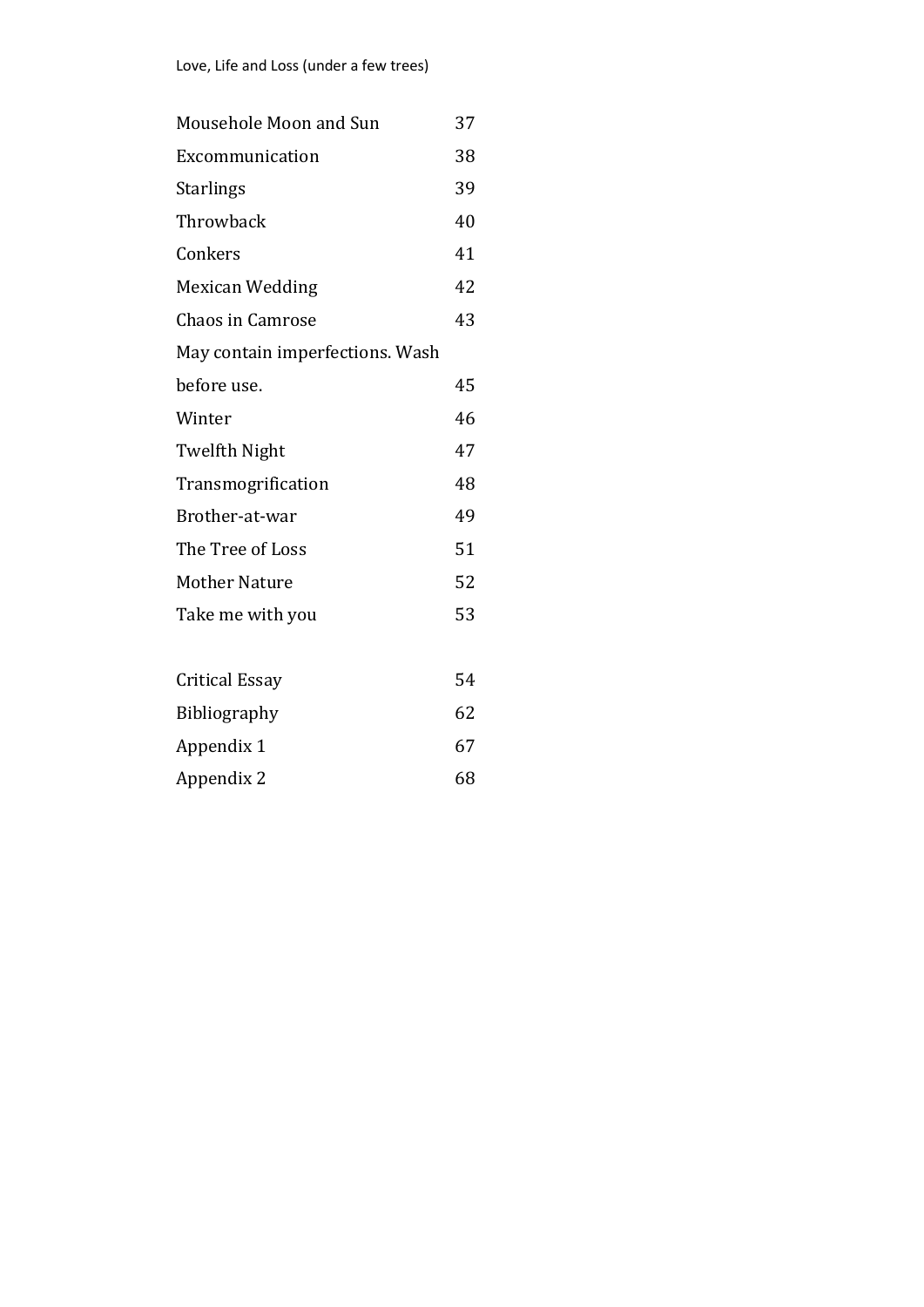| | |
|---|---|
| Mousehole Moon and Sun | 37 |
| Excommunication | 38 |
| Starlings | 39 |
| Throwback | 40 |
| Conkers | 41 |
| Mexican Wedding | 42 |
| Chaos in Camrose | 43 |
| May contain imperfections. Wash before use. | 45 |
| Winter | 46 |
| Twelfth Night | 47 |
| Transmogrification | 48 |
| Brother-at-war | 49 |
| The Tree of Loss | 51 |
| Mother Nature | 52 |
| Take me with you | 53 |
| | |
| Critical Essay | 54 |
| Bibliography | 62 |
| Appendix 1 | 67 |
| Appendix 2 | 68 |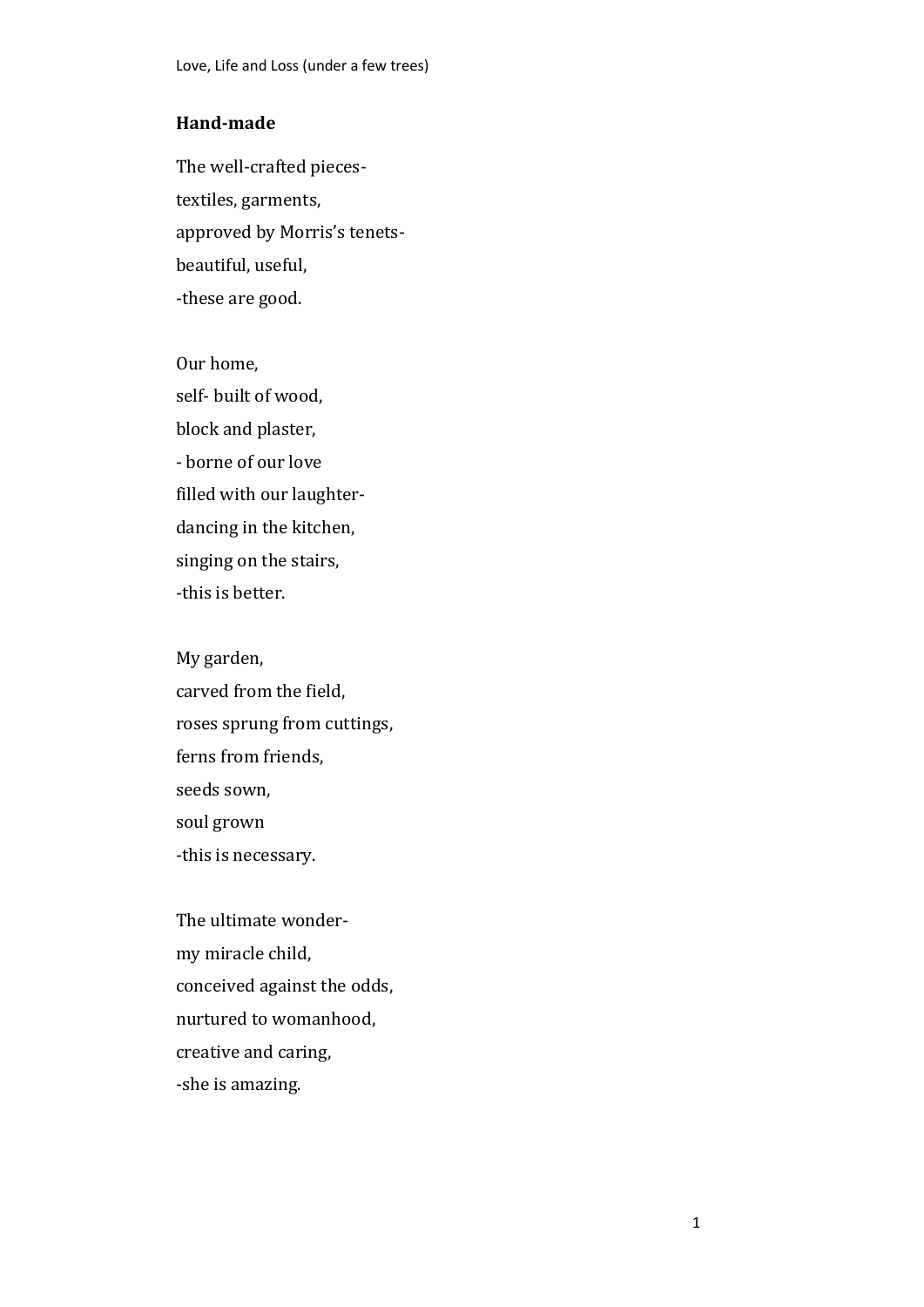## Hand-made

The well-crafted pieces-  
textiles, garments,  
approved by Morris's tenets-  
beautiful, useful,  
-these are good.

Our home,  
self- built of wood,  
block and plaster,  
- borne of our love  
filled with our laughter-  
dancing in the kitchen,  
singing on the stairs,  
-this is better.

My garden,  
carved from the field,  
roses sprung from cuttings,  
ferns from friends,  
seeds sown,  
soul grown  
-this is necessary.

The ultimate wonder-  
my miracle child,  
conceived against the odds,  
nurtured to womanhood,  
creative and caring,  
-she is amazing.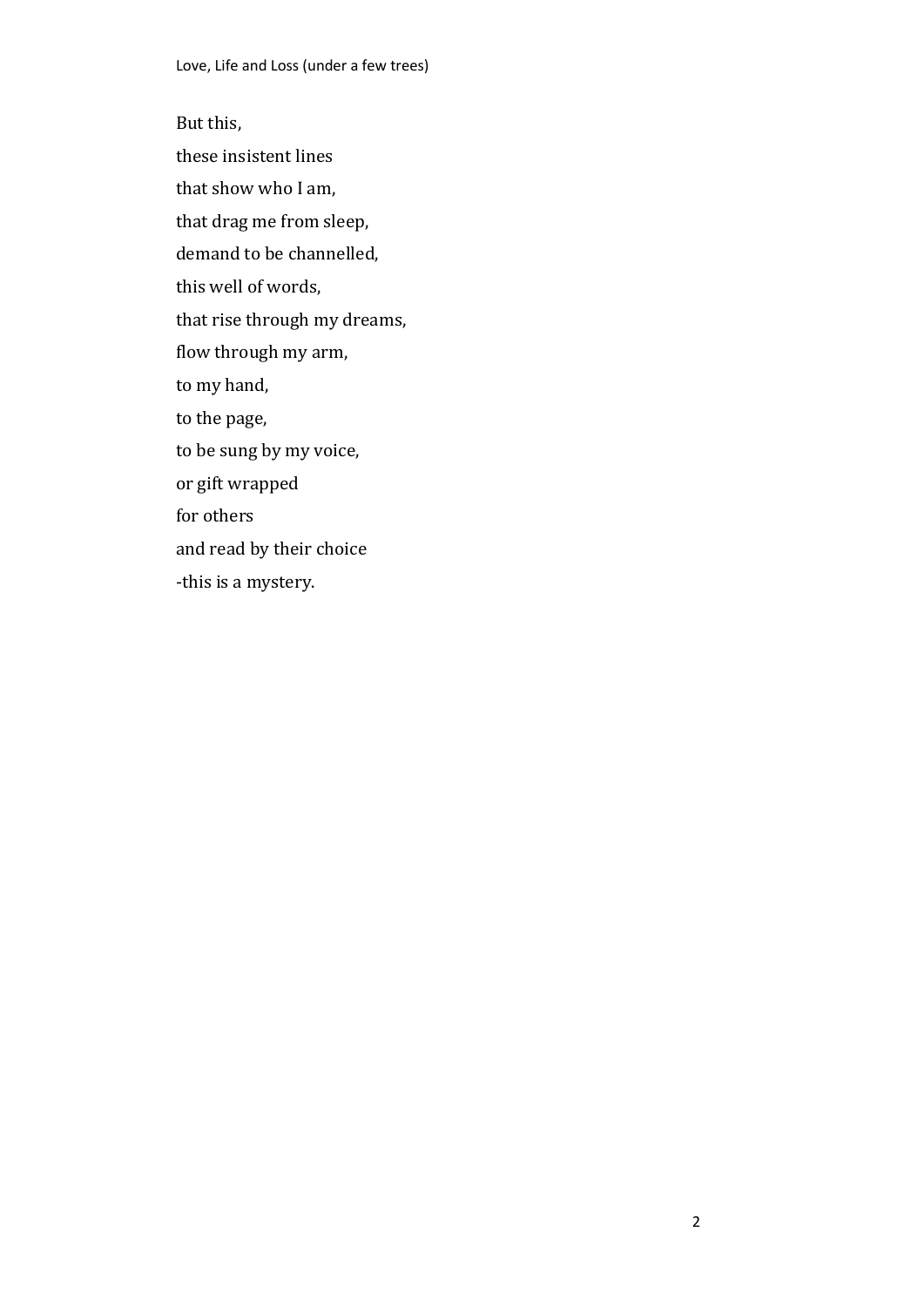But this,  
these insistent lines  
that show who I am,  
that drag me from sleep,  
demand to be channelled,  
this well of words,  
that rise through my dreams,  
flow through my arm,  
to my hand,  
to the page,  
to be sung by my voice,  
or gift wrapped  
for others  
and read by their choice  
-this is a mystery.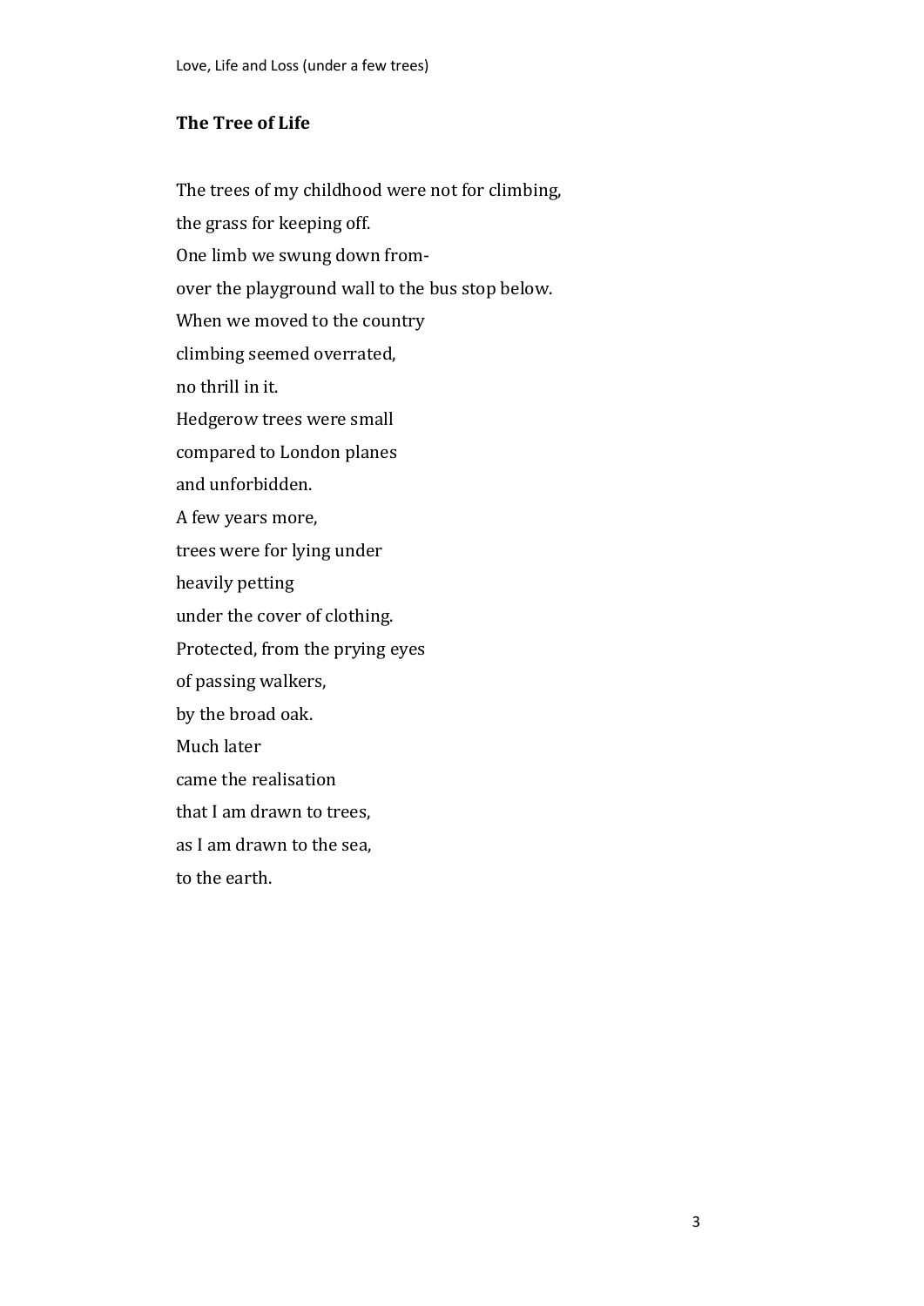## The Tree of Life

The trees of my childhood were not for climbing,  
the grass for keeping off.  
One limb we swung down from-  
over the playground wall to the bus stop below.  
When we moved to the country  
climbing seemed overrated,  
no thrill in it.  
Hedgerow trees were small  
compared to London planes  
and unforbidden.  
A few years more,  
trees were for lying under  
heavily petting  
under the cover of clothing.  
Protected, from the prying eyes  
of passing walkers,  
by the broad oak.  
Much later  
came the realisation  
that I am drawn to trees,  
as I am drawn to the sea,  
to the earth.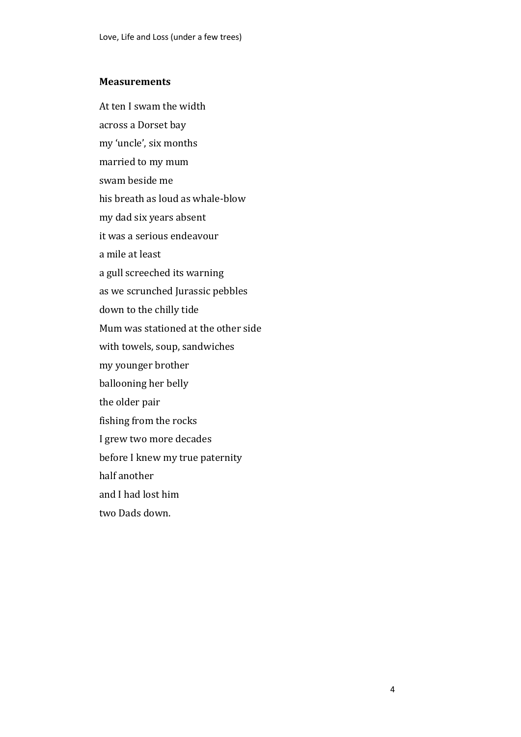## Measurements

At ten I swam the width  
across a Dorset bay  
my ‘uncle’, six months  
married to my mum  
swam beside me  
his breath as loud as whale-blow  
my dad six years absent  
it was a serious endeavour  
a mile at least  
a gull screeched its warning  
as we scrunched Jurassic pebbles  
down to the chilly tide  
Mum was stationed at the other side  
with towels, soup, sandwiches  
my younger brother  
ballooning her belly  
the older pair  
fishing from the rocks  
I grew two more decades  
before I knew my true paternity  
half another  
and I had lost him  
two Dads down.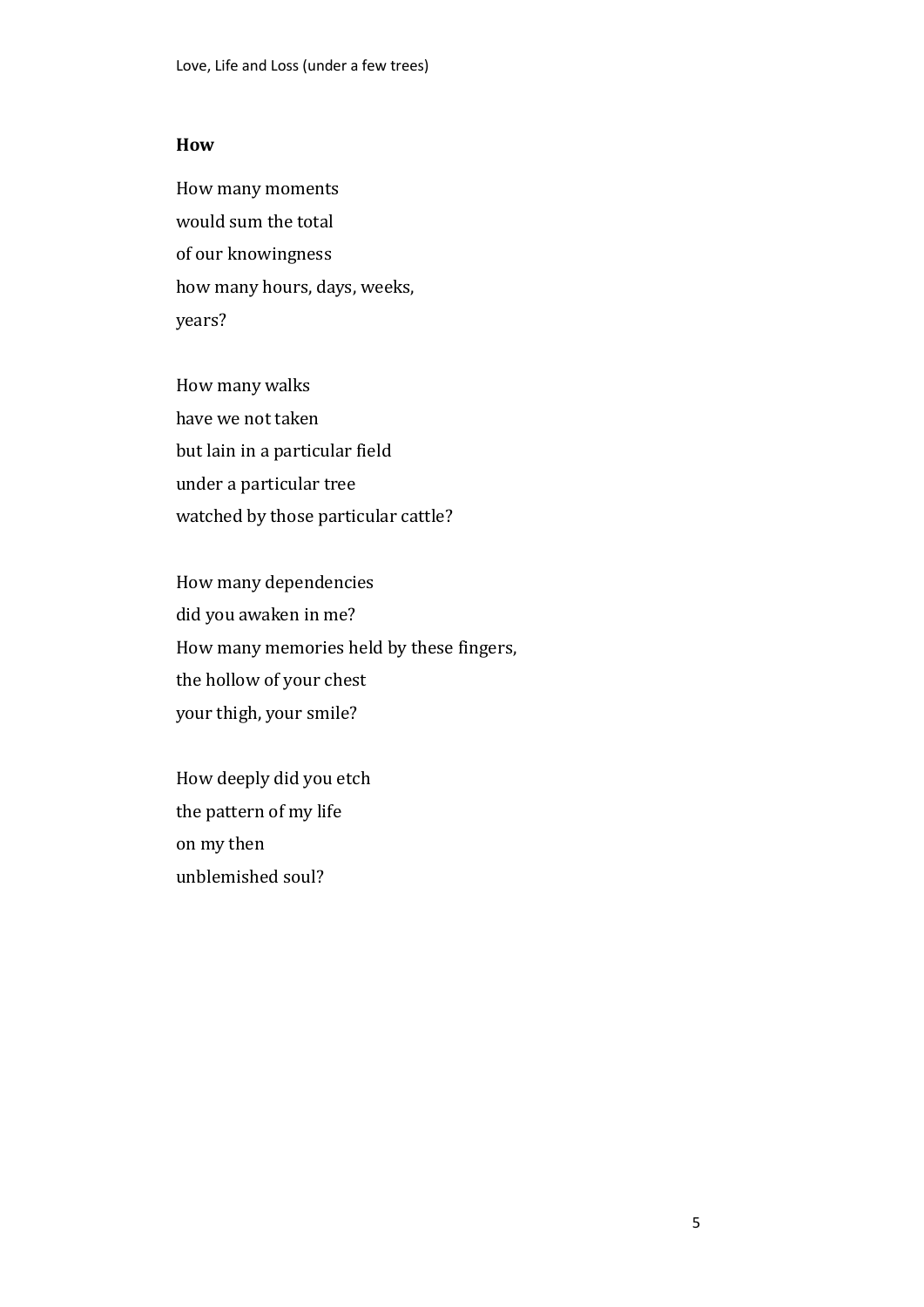**How**

How many moments  
would sum the total  
of our knowingness  
how many hours, days, weeks,  
years?

How many walks  
have we not taken  
but lain in a particular field  
under a particular tree  
watched by those particular cattle?

How many dependencies  
did you awaken in me?  
How many memories held by these fingers,  
the hollow of your chest  
your thigh, your smile?

How deeply did you etch  
the pattern of my life  
on my then  
unblemished soul?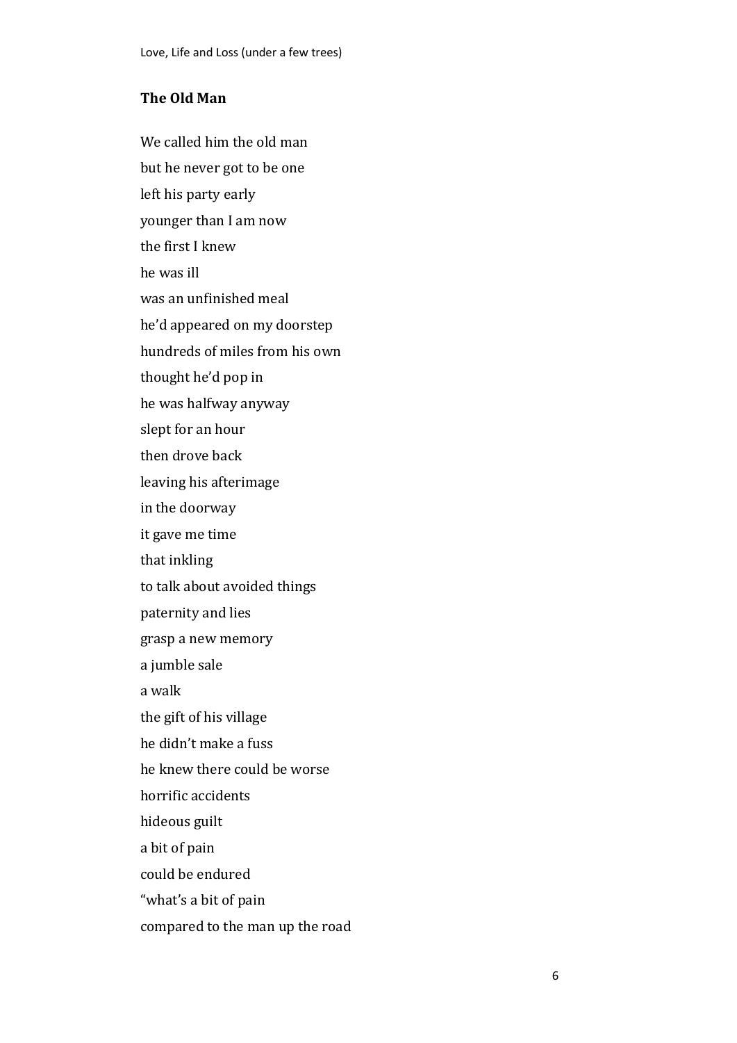**The Old Man**

We called him the old man  
but he never got to be one  
left his party early  
younger than I am now  
the first I knew  
he was ill  
was an unfinished meal  
he'd appeared on my doorstep  
hundreds of miles from his own  
thought he'd pop in  
he was halfway anyway  
slept for an hour  
then drove back  
leaving his afterimage  
in the doorway  
it gave me time  
that inkling  
to talk about avoided things  
paternity and lies  
grasp a new memory  
a jumble sale  
a walk  
the gift of his village  
he didn't make a fuss  
he knew there could be worse  
horrific accidents  
hideous guilt  
a bit of pain  
could be endured  
"what's a bit of pain  
compared to the man up the road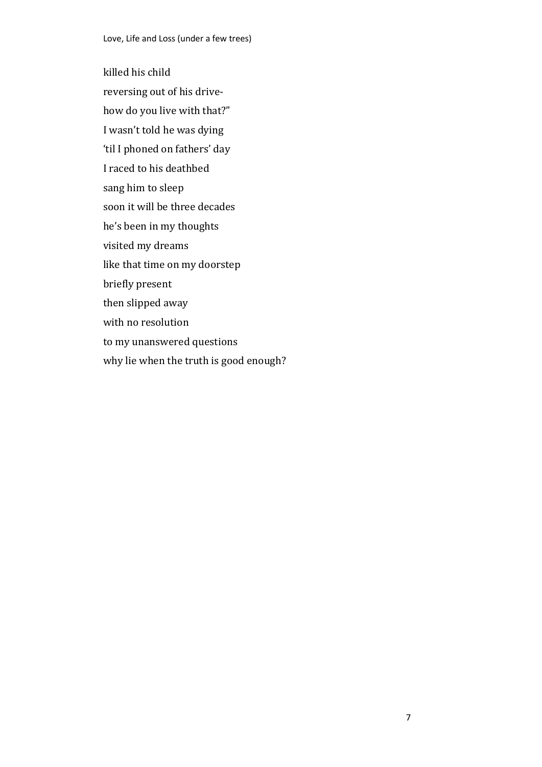killed his child  
reversing out of his drive-  
how do you live with that?"  
I wasn't told he was dying  
'til I phoned on fathers' day  
I raced to his deathbed  
sang him to sleep  
soon it will be three decades  
he's been in my thoughts  
visited my dreams  
like that time on my doorstep  
briefly present  
then slipped away  
with no resolution  
to my unanswered questions  
why lie when the truth is good enough?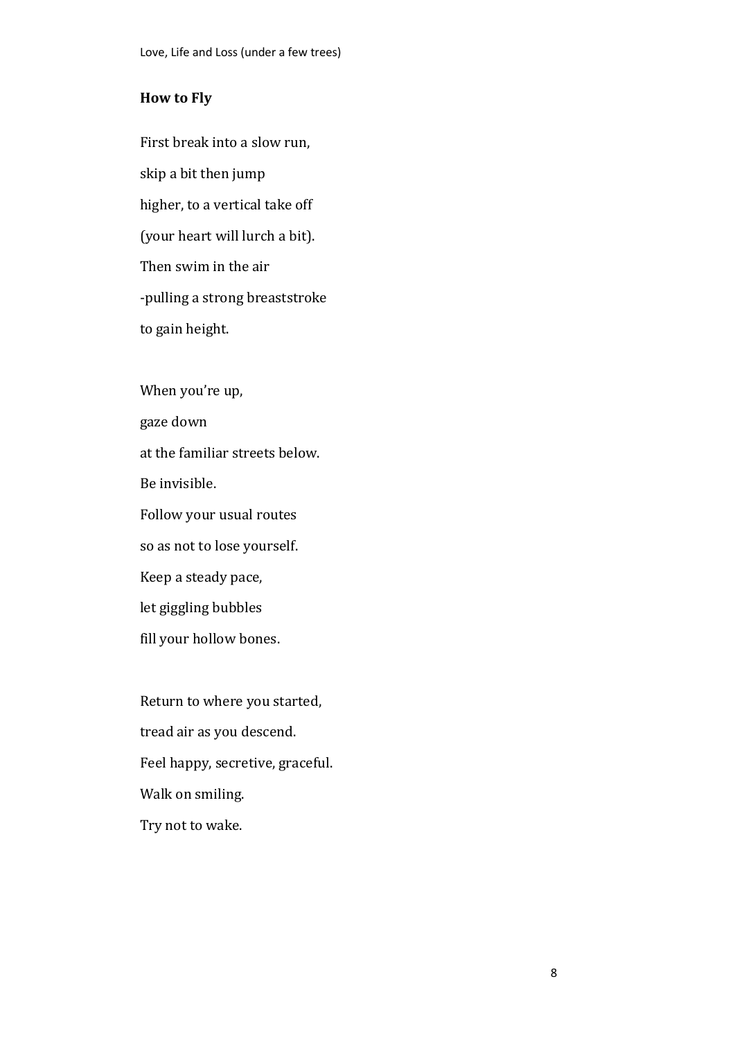## How to Fly

First break into a slow run,  
skip a bit then jump  
higher, to a vertical take off  
(your heart will lurch a bit).  
Then swim in the air  
-pulling a strong breaststroke  
to gain height.

When you're up,  
gaze down  
at the familiar streets below.  
Be invisible.  
Follow your usual routes  
so as not to lose yourself.  
Keep a steady pace,  
let giggling bubbles  
fill your hollow bones.

Return to where you started,  
tread air as you descend.  
Feel happy, secretive, graceful.  
Walk on smiling.  
Try not to wake.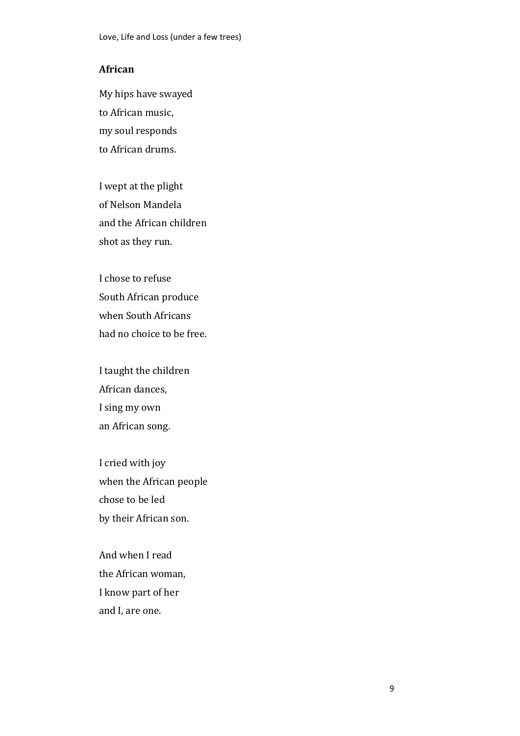## African

My hips have swayed  
to African music,  
my soul responds  
to African drums.

I wept at the plight  
of Nelson Mandela  
and the African children  
shot as they run.

I chose to refuse  
South African produce  
when South Africans  
had no choice to be free.

I taught the children  
African dances,  
I sing my own  
an African song.

I cried with joy  
when the African people  
chose to be led  
by their African son.

And when I read  
the African woman,  
I know part of her  
and I, are one.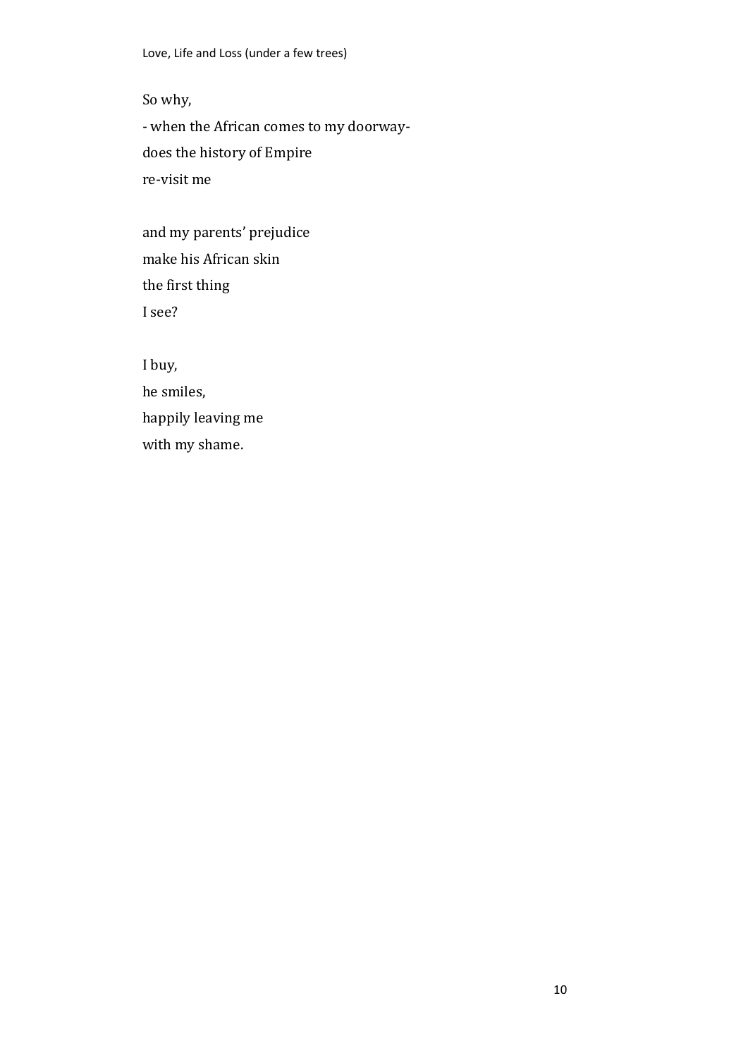So why,  
- when the African comes to my doorway-  
does the history of Empire  
re-visit me

and my parents' prejudice  
make his African skin  
the first thing  
I see?

I buy,  
he smiles,  
happily leaving me  
with my shame.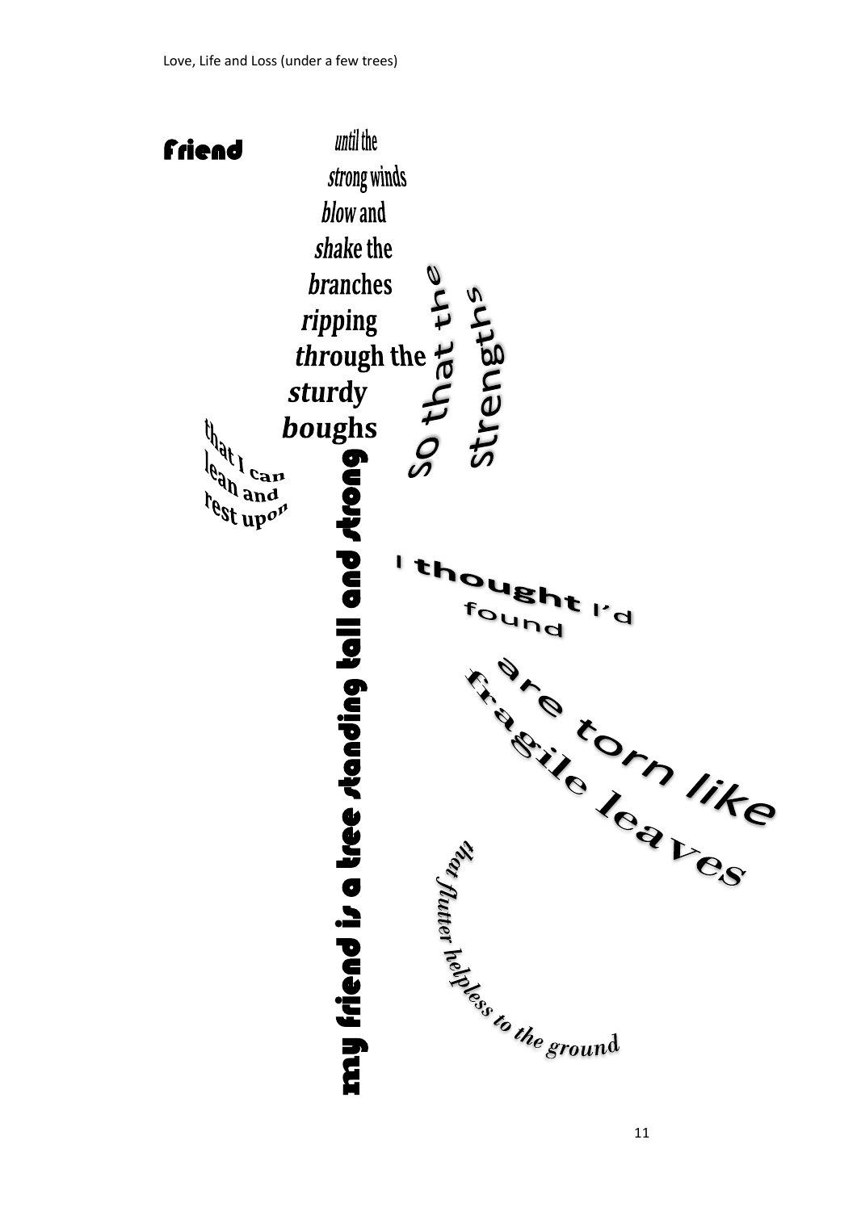# Friend

my friend is a tree standing tall and strong

that I can
lean and
rest upon

*until* the
*strong* winds
*blow* and
*shake* the
*bran*ches
*ripp*ing
*thr*ough the
*stu*rdy
*bou*ghs

so that the
strengths

I thought I'd
found

are torn like
fragile leaves

*that flutter helpless to the ground*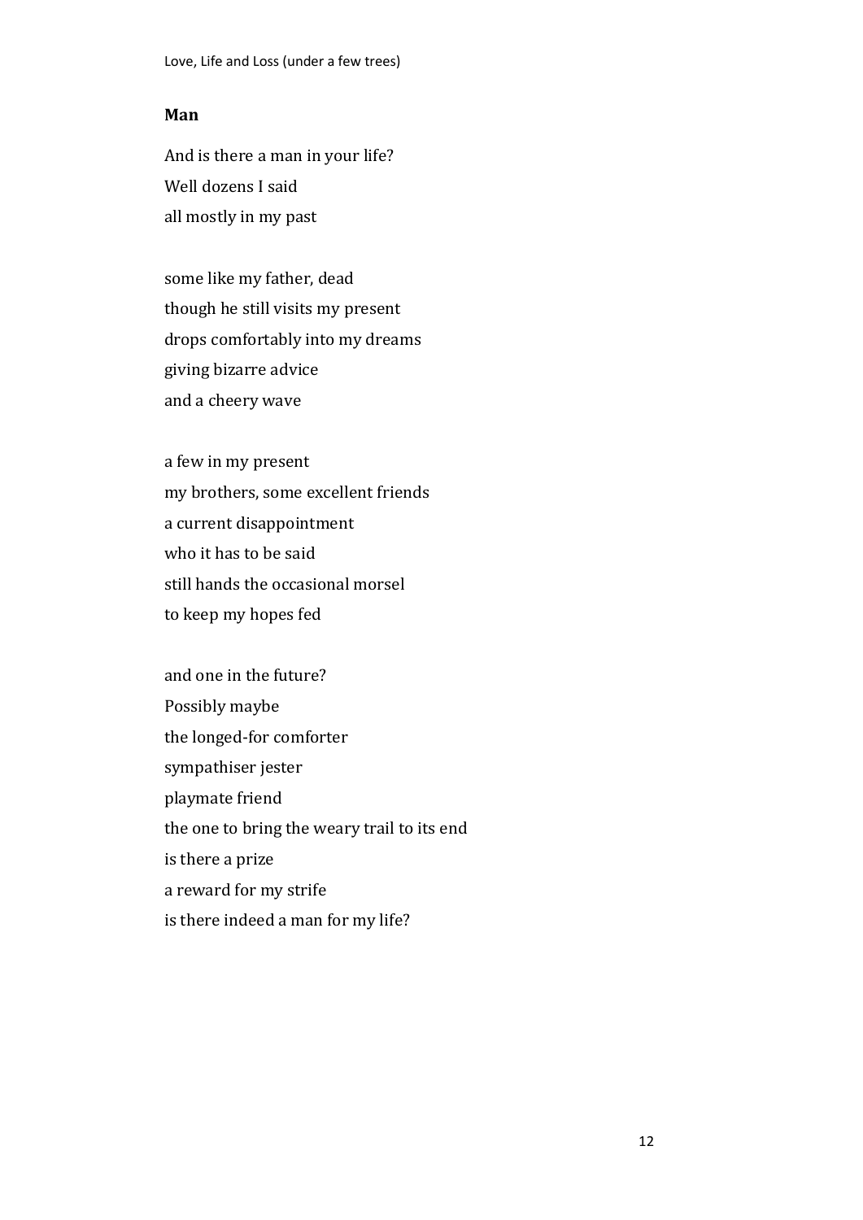## Man

And is there a man in your life?
Well dozens I said
all mostly in my past

some like my father, dead
though he still visits my present
drops comfortably into my dreams
giving bizarre advice
and a cheery wave

a few in my present
my brothers, some excellent friends
a current disappointment
who it has to be said
still hands the occasional morsel
to keep my hopes fed

and one in the future?
Possibly maybe
the longed-for comforter
sympathiser jester
playmate friend
the one to bring the weary trail to its end
is there a prize
a reward for my strife
is there indeed a man for my life?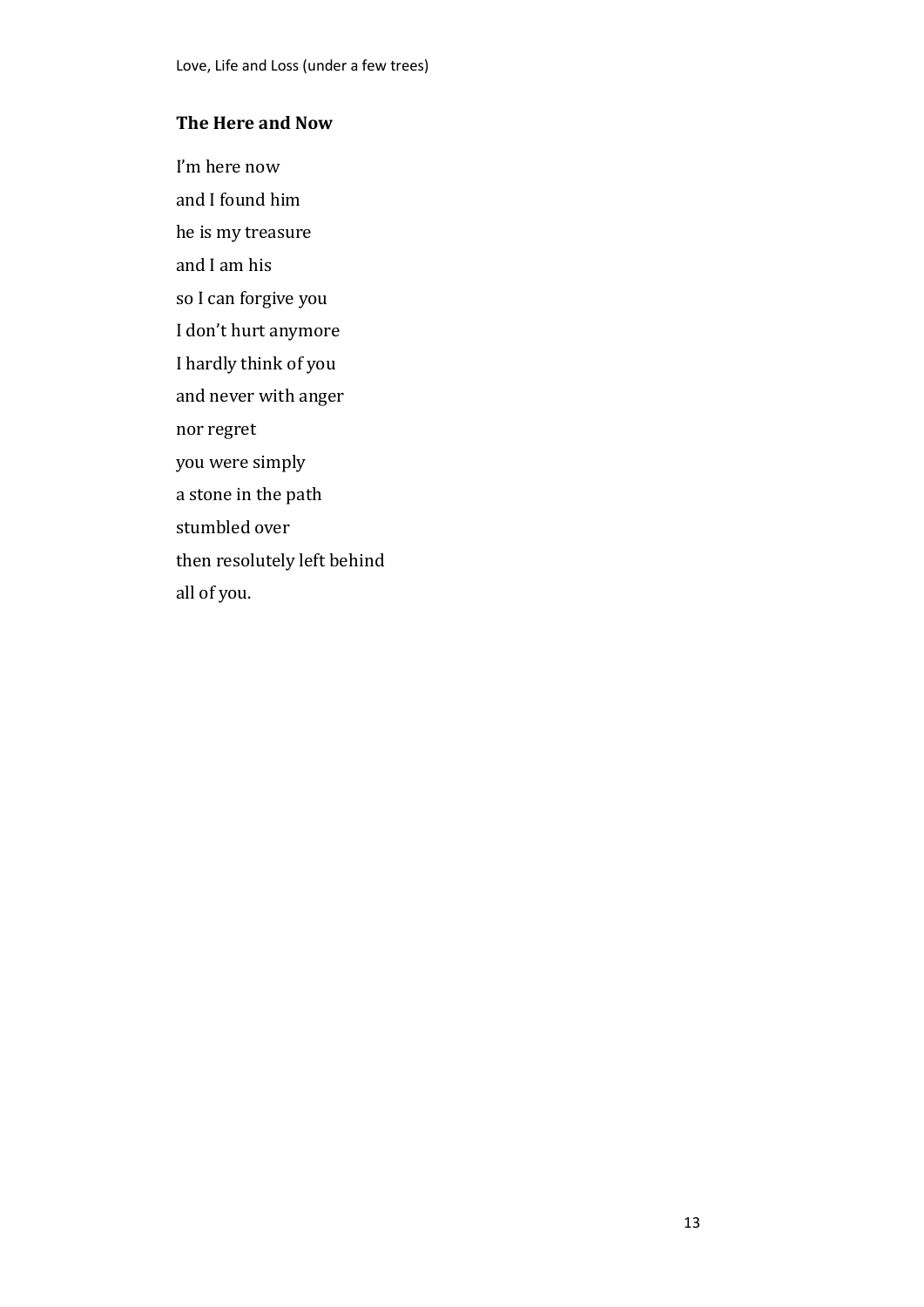## The Here and Now

I'm here now  
and I found him  
he is my treasure  
and I am his  
so I can forgive you  
I don't hurt anymore  
I hardly think of you  
and never with anger  
nor regret  
you were simply  
a stone in the path  
stumbled over  
then resolutely left behind  
all of you.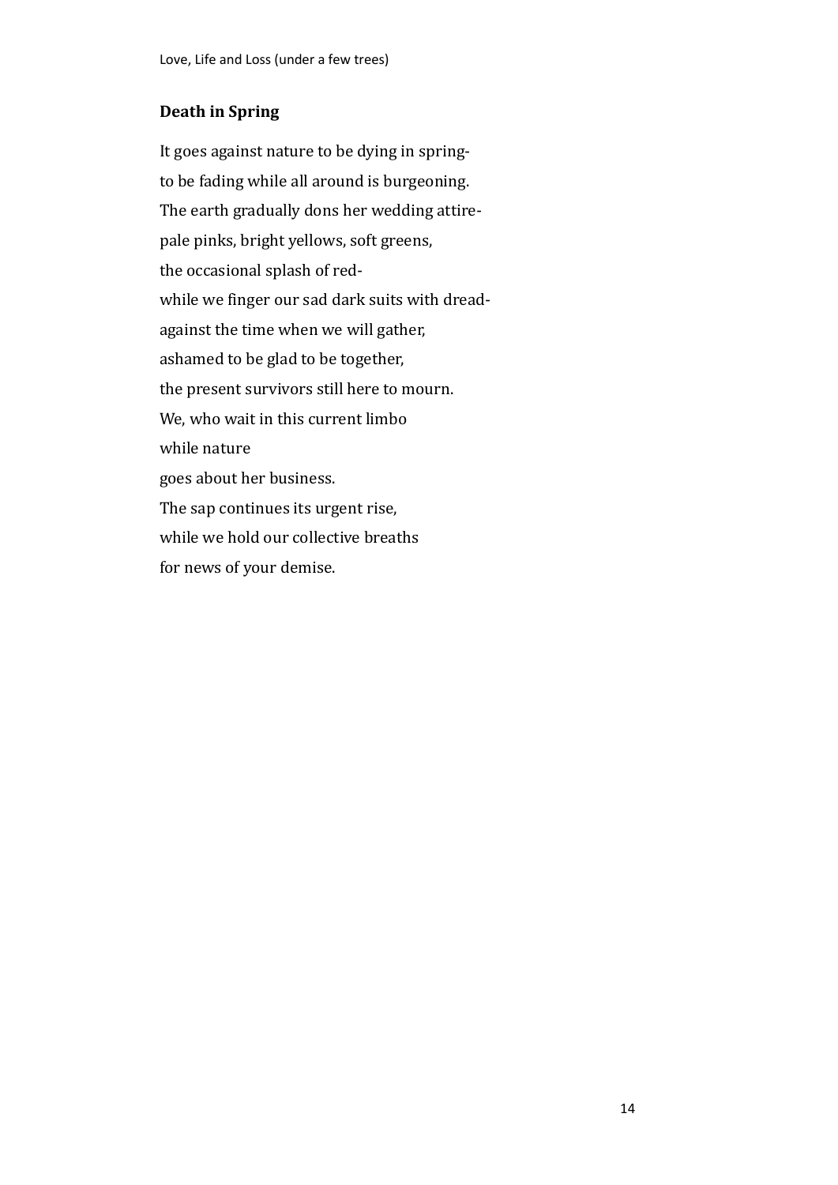### Death in Spring

It goes against nature to be dying in spring-  
to be fading while all around is burgeoning.  
The earth gradually dons her wedding attire-  
pale pinks, bright yellows, soft greens,  
the occasional splash of red-  
while we finger our sad dark suits with dread-  
against the time when we will gather,  
ashamed to be glad to be together,  
the present survivors still here to mourn.  
We, who wait in this current limbo  
while nature  
goes about her business.  
The sap continues its urgent rise,  
while we hold our collective breaths  
for news of your demise.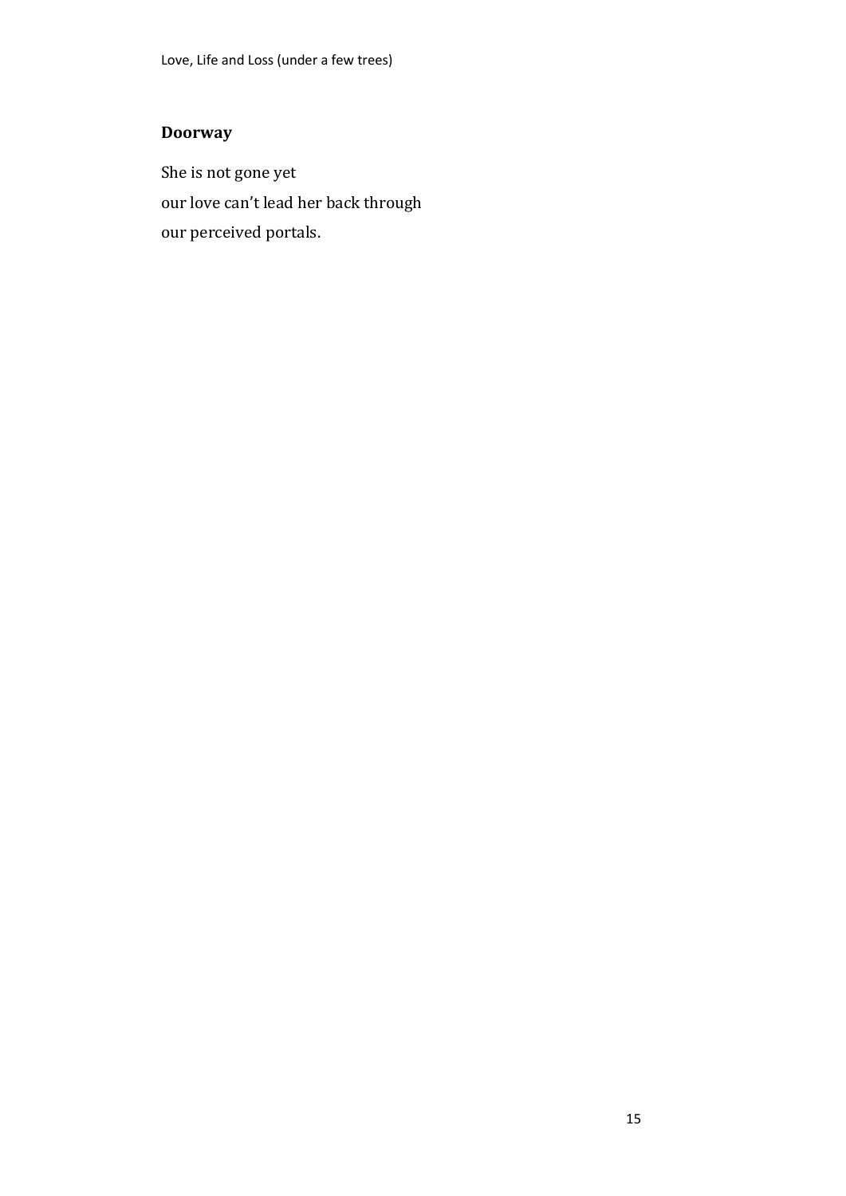## Doorway

She is not gone yet  
our love can’t lead her back through  
our perceived portals.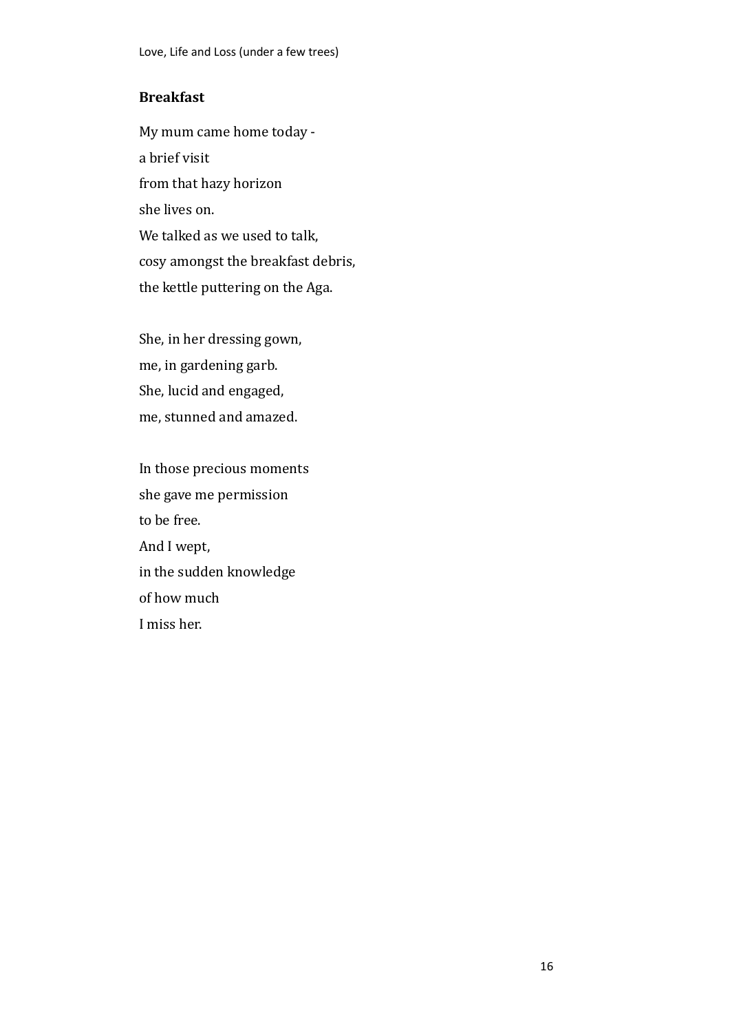## Breakfast

My mum came home today -  
a brief visit  
from that hazy horizon  
she lives on.  
We talked as we used to talk,  
cosy amongst the breakfast debris,  
the kettle puttering on the Aga.

She, in her dressing gown,  
me, in gardening garb.  
She, lucid and engaged,  
me, stunned and amazed.

In those precious moments  
she gave me permission  
to be free.  
And I wept,  
in the sudden knowledge  
of how much  
I miss her.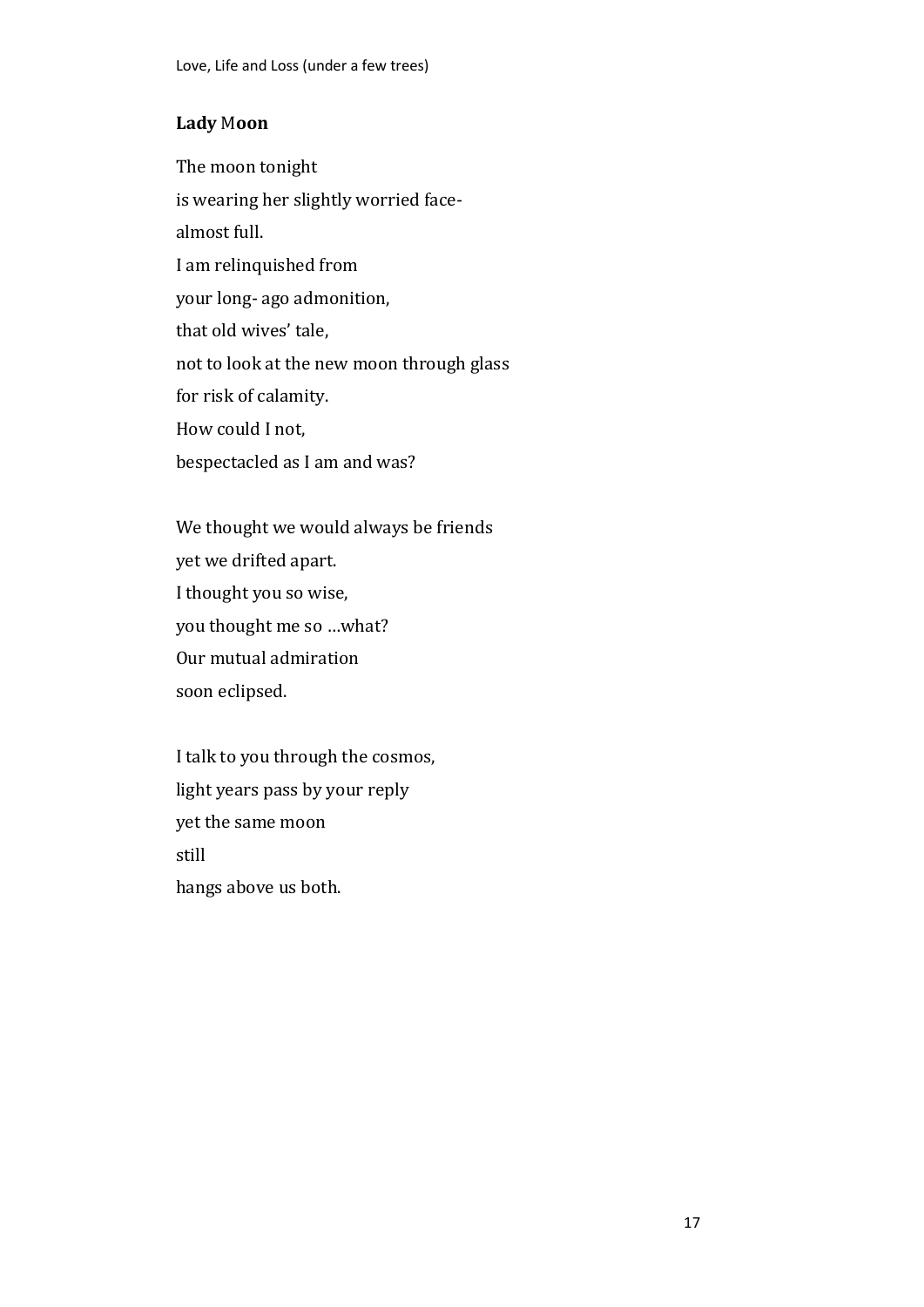**Lady Moon**

The moon tonight  
is wearing her slightly worried face-  
almost full.  
I am relinquished from  
your long- ago admonition,  
that old wives' tale,  
not to look at the new moon through glass  
for risk of calamity.  
How could I not,  
bespectacled as I am and was?

We thought we would always be friends  
yet we drifted apart.  
I thought you so wise,  
you thought me so …what?  
Our mutual admiration  
soon eclipsed.

I talk to you through the cosmos,  
light years pass by your reply  
yet the same moon  
still  
hangs above us both.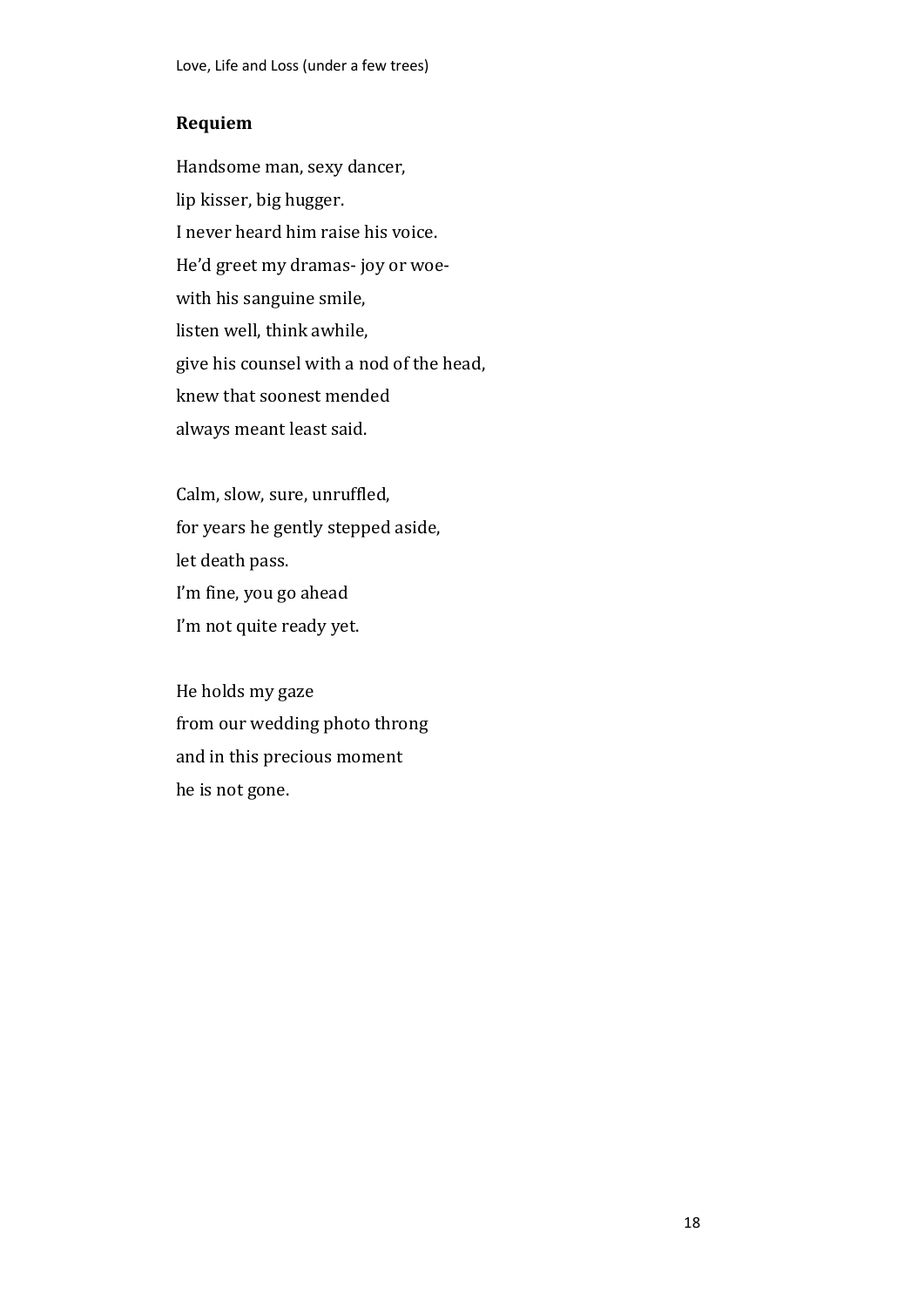## Requiem

Handsome man, sexy dancer,  
lip kisser, big hugger.  
I never heard him raise his voice.  
He'd greet my dramas- joy or woe-  
with his sanguine smile,  
listen well, think awhile,  
give his counsel with a nod of the head,  
knew that soonest mended  
always meant least said.

Calm, slow, sure, unruffled,  
for years he gently stepped aside,  
let death pass.  
I'm fine, you go ahead  
I'm not quite ready yet.

He holds my gaze  
from our wedding photo throng  
and in this precious moment  
he is not gone.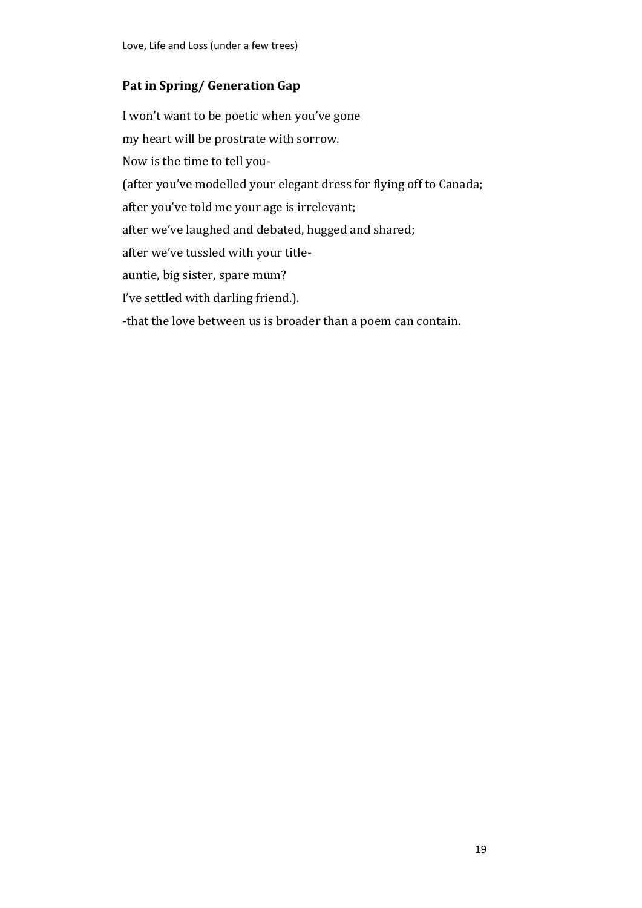### Pat in Spring/ Generation Gap

I won't want to be poetic when you've gone

my heart will be prostrate with sorrow.

Now is the time to tell you-

(after you've modelled your elegant dress for flying off to Canada;

after you've told me your age is irrelevant;

after we've laughed and debated, hugged and shared;

after we've tussled with your title-

auntie, big sister, spare mum?

I've settled with darling friend.).

-that the love between us is broader than a poem can contain.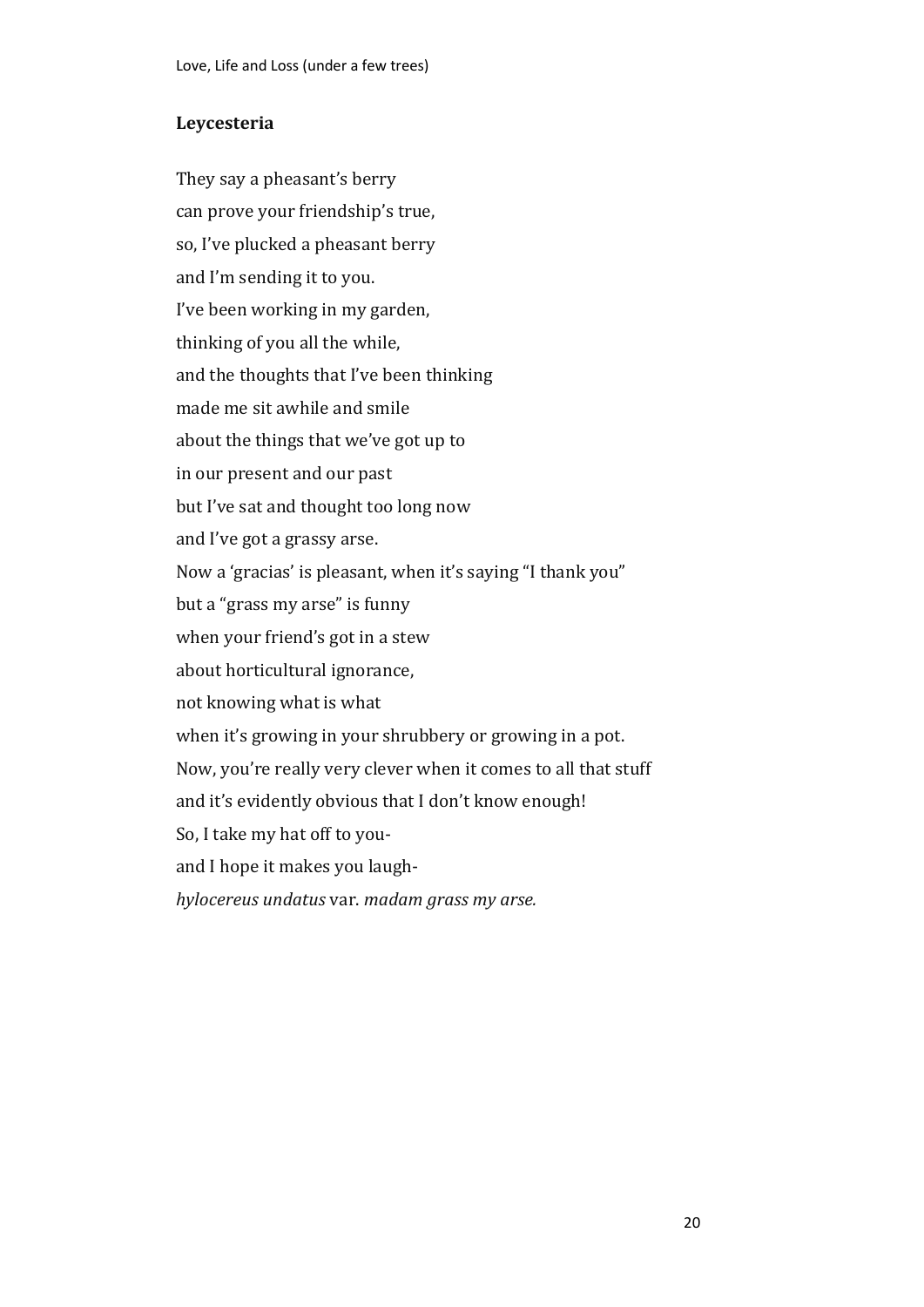## Leycesteria

They say a pheasant's berry  
can prove your friendship's true,  
so, I've plucked a pheasant berry  
and I'm sending it to you.  
I've been working in my garden,  
thinking of you all the while,  
and the thoughts that I've been thinking  
made me sit awhile and smile  
about the things that we've got up to  
in our present and our past  
but I've sat and thought too long now  
and I've got a grassy arse.  
Now a 'gracias' is pleasant, when it's saying "I thank you"  
but a "grass my arse" is funny  
when your friend's got in a stew  
about horticultural ignorance,  
not knowing what is what  
when it's growing in your shrubbery or growing in a pot.  
Now, you're really very clever when it comes to all that stuff  
and it's evidently obvious that I don't know enough!  
So, I take my hat off to you-  
and I hope it makes you laugh-  
*hylocereus undatus* var. *madam grass my arse.*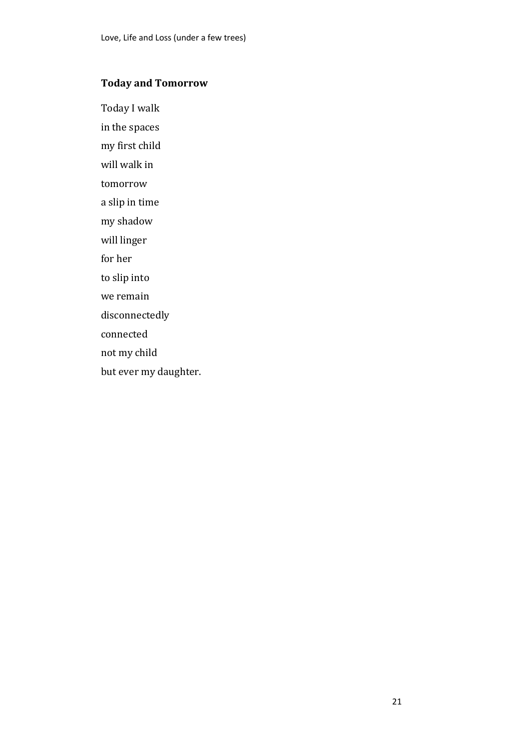## Today and Tomorrow

Today I walk  
in the spaces  
my first child  
will walk in  
tomorrow  
a slip in time  
my shadow  
will linger  
for her  
to slip into  
we remain  
disconnectedly  
connected  
not my child  
but ever my daughter.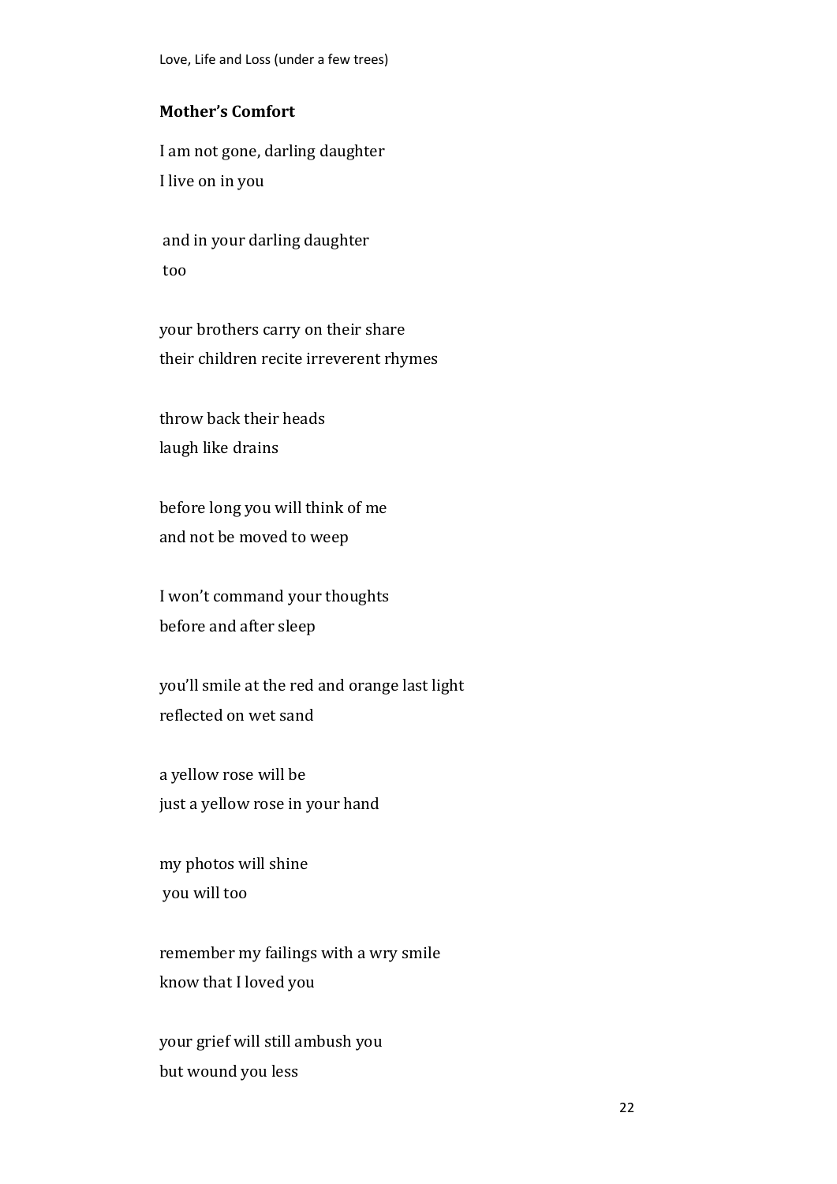**Mother's Comfort**

I am not gone, darling daughter
I live on in you

and in your darling daughter
too

your brothers carry on their share
their children recite irreverent rhymes

throw back their heads
laugh like drains

before long you will think of me
and not be moved to weep

I won't command your thoughts
before and after sleep

you'll smile at the red and orange last light
reflected on wet sand

a yellow rose will be
just a yellow rose in your hand

my photos will shine
you will too

remember my failings with a wry smile
know that I loved you

your grief will still ambush you
but wound you less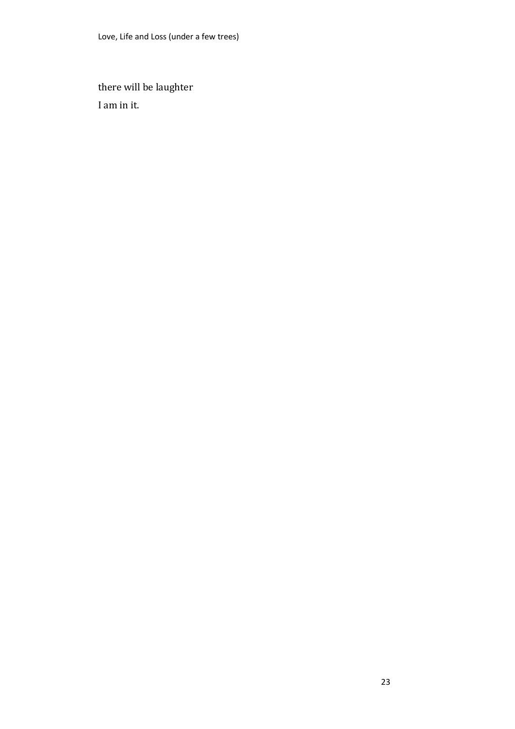there will be laughter

I am in it.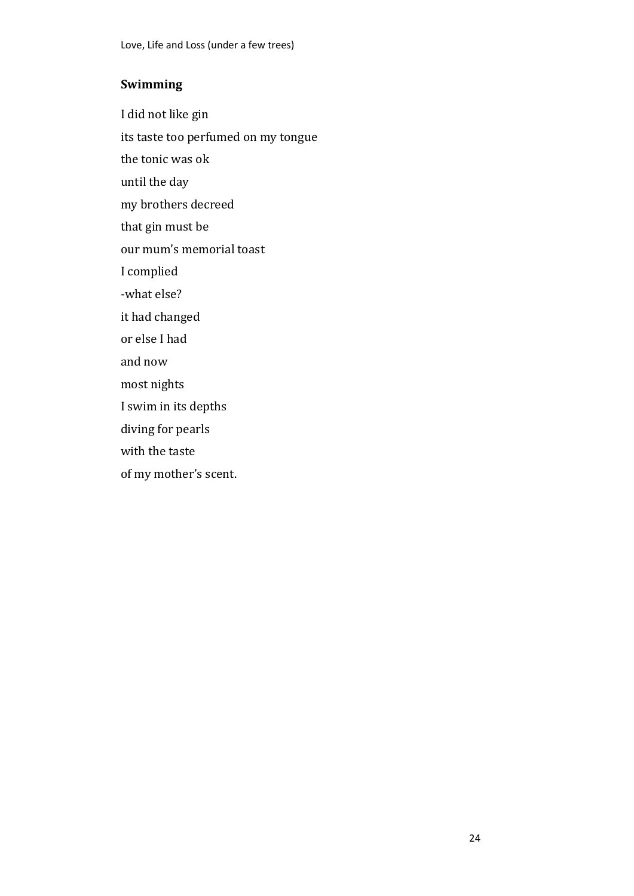## Swimming

I did not like gin

its taste too perfumed on my tongue

the tonic was ok

until the day

my brothers decreed

that gin must be

our mum's memorial toast

I complied

-what else?

it had changed

or else I had

and now

most nights

I swim in its depths

diving for pearls

with the taste

of my mother's scent.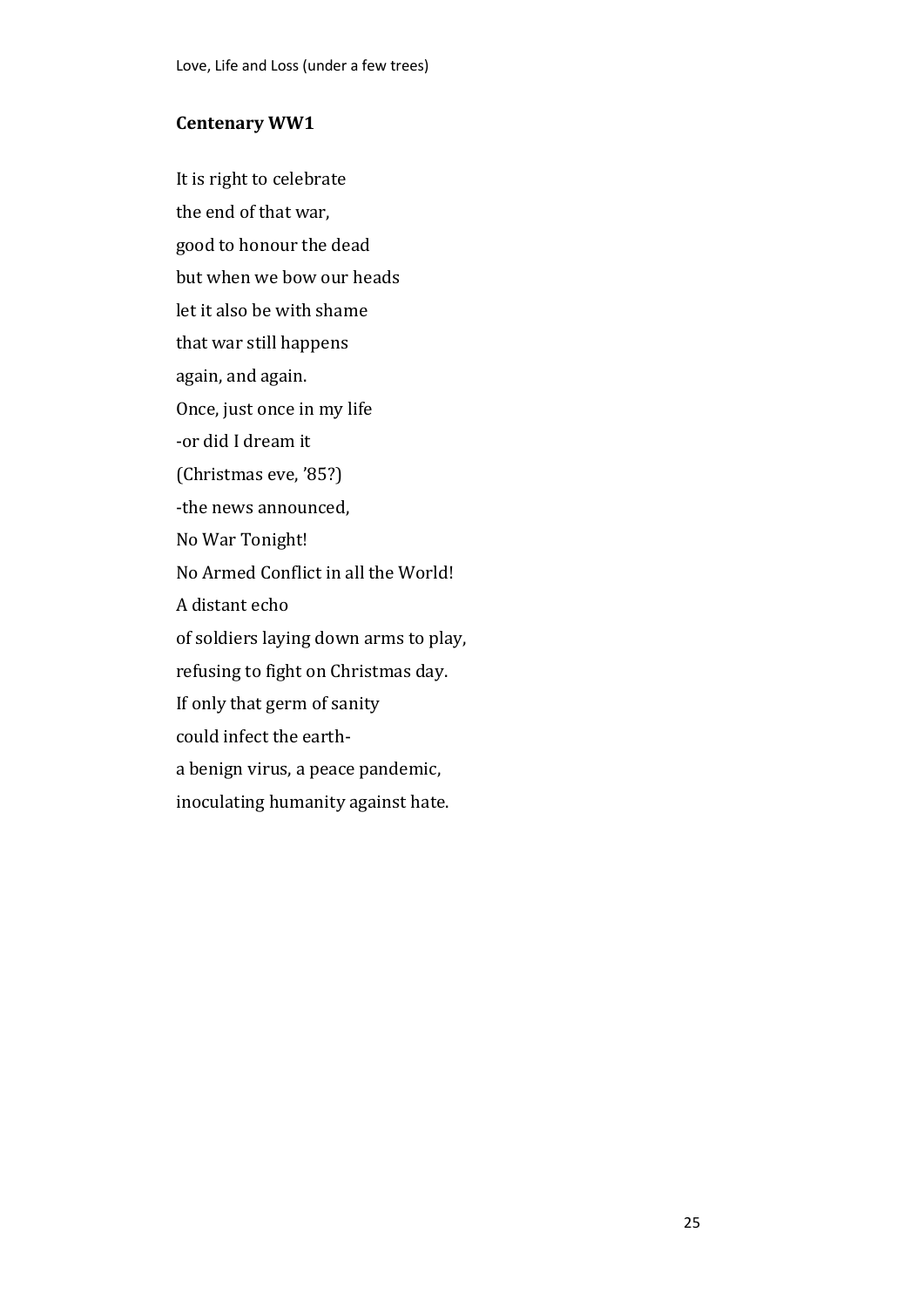## Centenary WW1

It is right to celebrate
the end of that war,
good to honour the dead
but when we bow our heads
let it also be with shame
that war still happens
again, and again.
Once, just once in my life
-or did I dream it
(Christmas eve, '85?)
-the news announced,
No War Tonight!
No Armed Conflict in all the World!
A distant echo
of soldiers laying down arms to play,
refusing to fight on Christmas day.
If only that germ of sanity
could infect the earth-
a benign virus, a peace pandemic,
inoculating humanity against hate.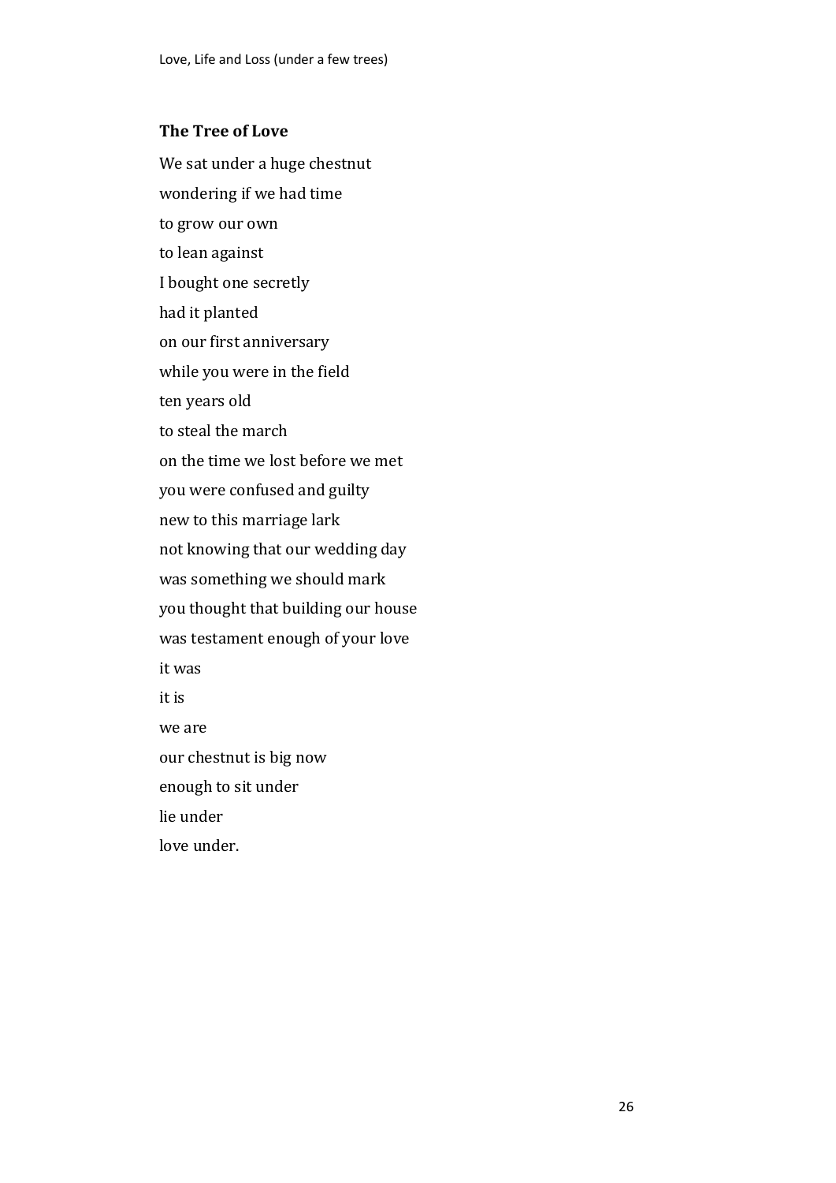### The Tree of Love

We sat under a huge chestnut  
wondering if we had time  
to grow our own  
to lean against  
I bought one secretly  
had it planted  
on our first anniversary  
while you were in the field  
ten years old  
to steal the march  
on the time we lost before we met  
you were confused and guilty  
new to this marriage lark  
not knowing that our wedding day  
was something we should mark  
you thought that building our house  
was testament enough of your love  
it was  
it is  
we are  
our chestnut is big now  
enough to sit under  
lie under  
love under.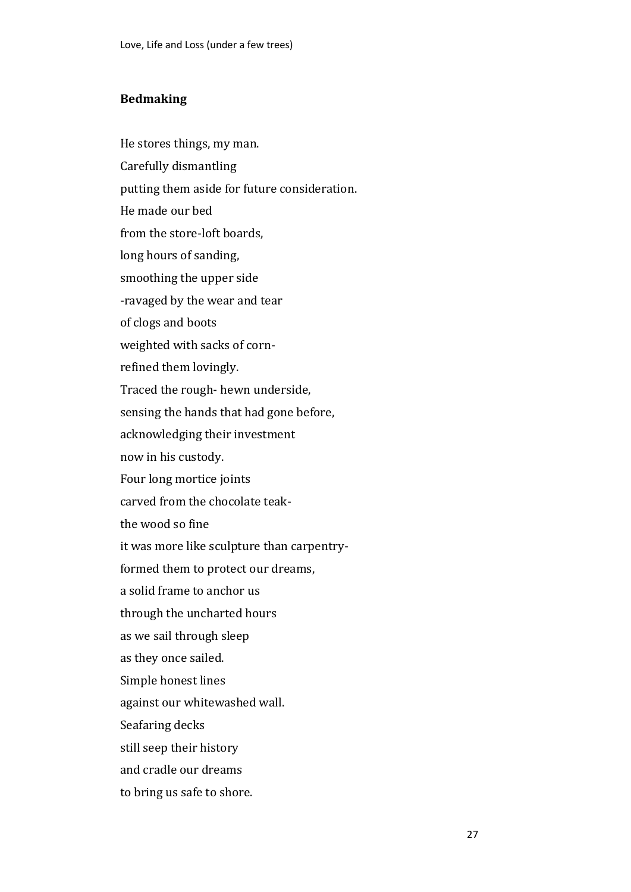### Bedmaking

He stores things, my man.  
Carefully dismantling  
putting them aside for future consideration.  
He made our bed  
from the store-loft boards,  
long hours of sanding,  
smoothing the upper side  
-ravaged by the wear and tear  
of clogs and boots  
weighted with sacks of corn-  
refined them lovingly.  
Traced the rough- hewn underside,  
sensing the hands that had gone before,  
acknowledging their investment  
now in his custody.  
Four long mortice joints  
carved from the chocolate teak-  
the wood so fine  
it was more like sculpture than carpentry-  
formed them to protect our dreams,  
a solid frame to anchor us  
through the uncharted hours  
as we sail through sleep  
as they once sailed.  
Simple honest lines  
against our whitewashed wall.  
Seafaring decks  
still seep their history  
and cradle our dreams  
to bring us safe to shore.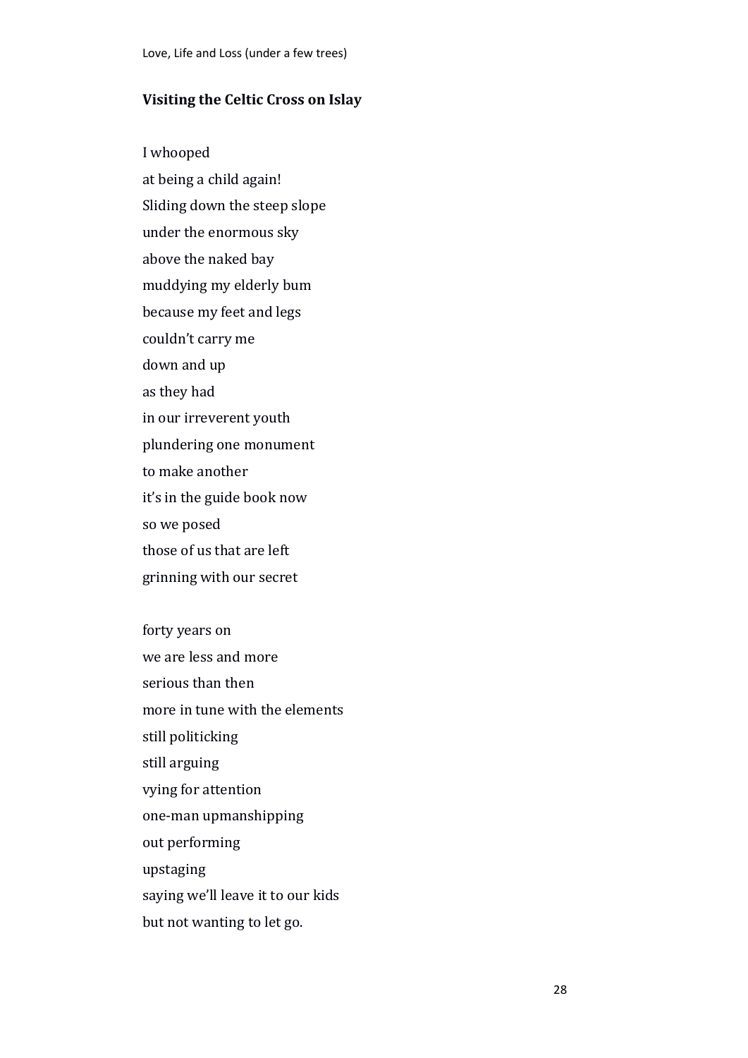## Visiting the Celtic Cross on Islay

I whooped  
at being a child again!  
Sliding down the steep slope  
under the enormous sky  
above the naked bay  
muddying my elderly bum  
because my feet and legs  
couldn't carry me  
down and up  
as they had  
in our irreverent youth  
plundering one monument  
to make another  
it's in the guide book now  
so we posed  
those of us that are left  
grinning with our secret

forty years on  
we are less and more  
serious than then  
more in tune with the elements  
still politicking  
still arguing  
vying for attention  
one-man upmanshipping  
out performing  
upstaging  
saying we'll leave it to our kids  
but not wanting to let go.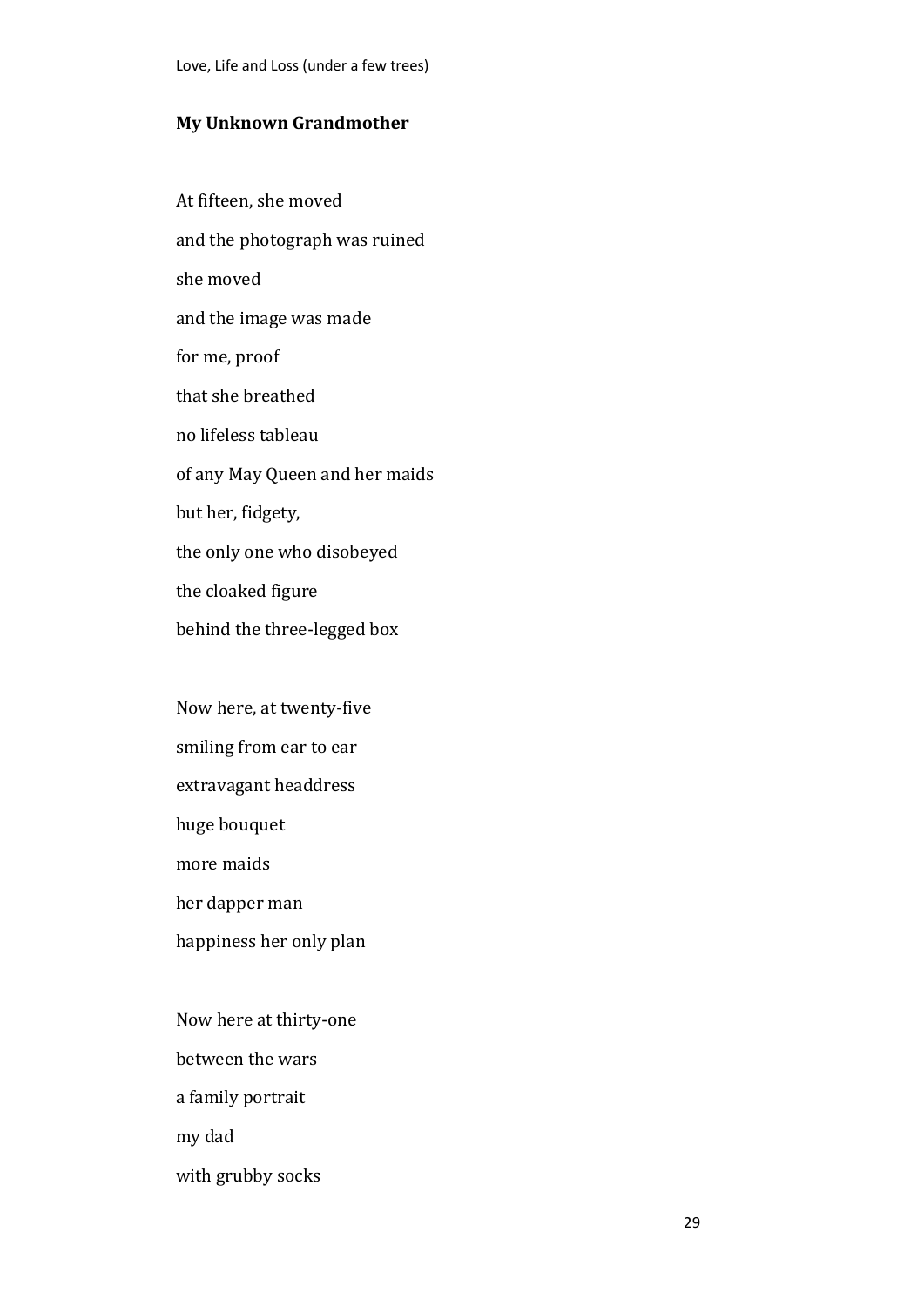## My Unknown Grandmother

At fifteen, she moved

and the photograph was ruined

she moved

and the image was made

for me, proof

that she breathed

no lifeless tableau

of any May Queen and her maids

but her, fidgety,

the only one who disobeyed

the cloaked figure

behind the three-legged box

Now here, at twenty-five

smiling from ear to ear

extravagant headdress

huge bouquet

more maids

her dapper man

happiness her only plan

Now here at thirty-one

between the wars

a family portrait

my dad

with grubby socks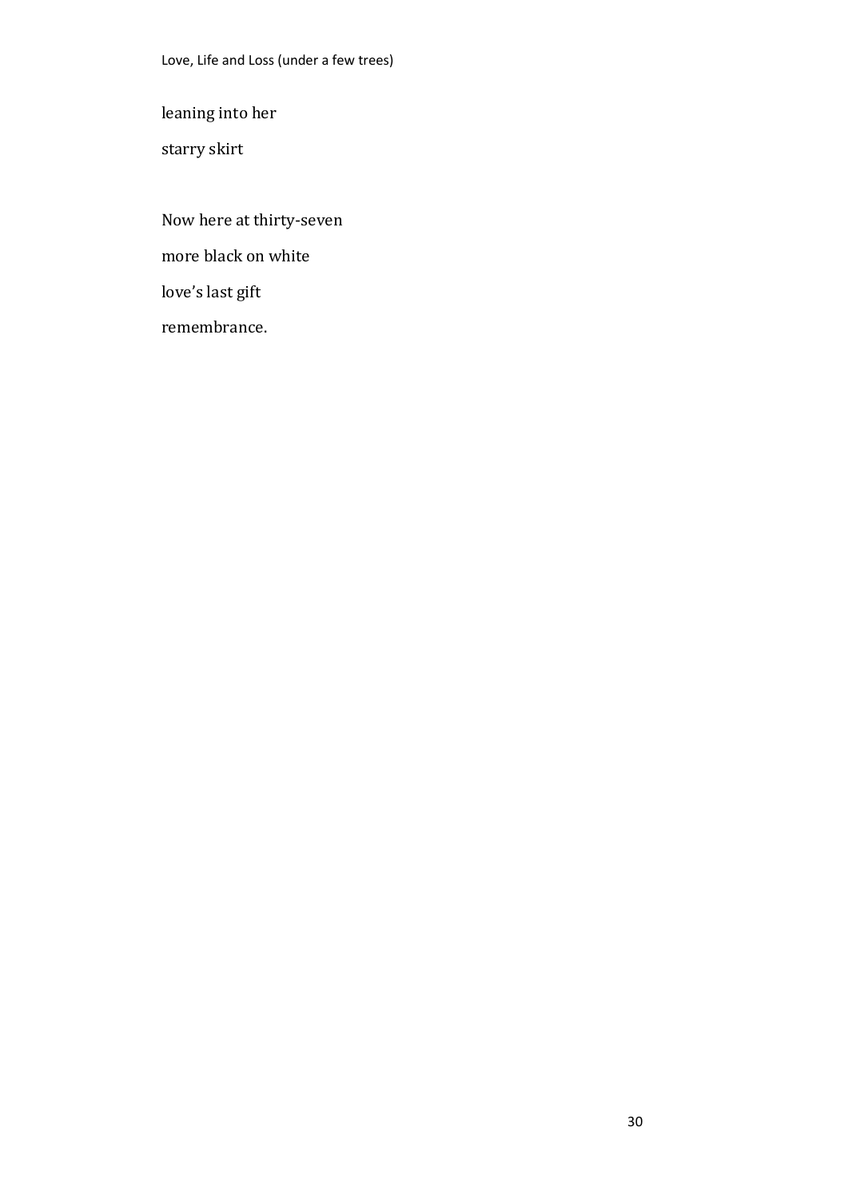leaning into her

starry skirt

Now here at thirty-seven

more black on white

love’s last gift

remembrance.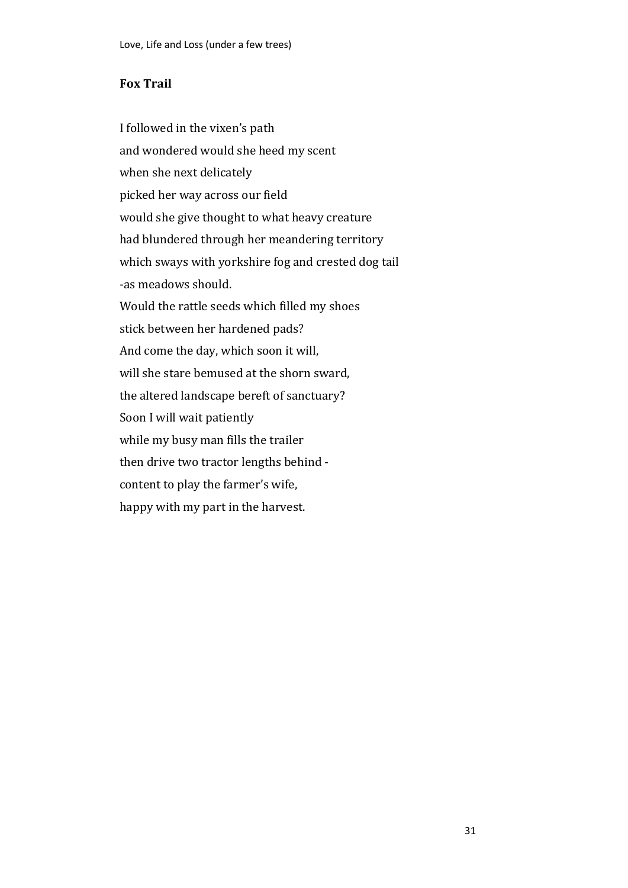## Fox Trail

I followed in the vixen's path  
and wondered would she heed my scent  
when she next delicately  
picked her way across our field  
would she give thought to what heavy creature  
had blundered through her meandering territory  
which sways with yorkshire fog and crested dog tail  
-as meadows should.  
Would the rattle seeds which filled my shoes  
stick between her hardened pads?  
And come the day, which soon it will,  
will she stare bemused at the shorn sward,  
the altered landscape bereft of sanctuary?  
Soon I will wait patiently  
while my busy man fills the trailer  
then drive two tractor lengths behind -  
content to play the farmer's wife,  
happy with my part in the harvest.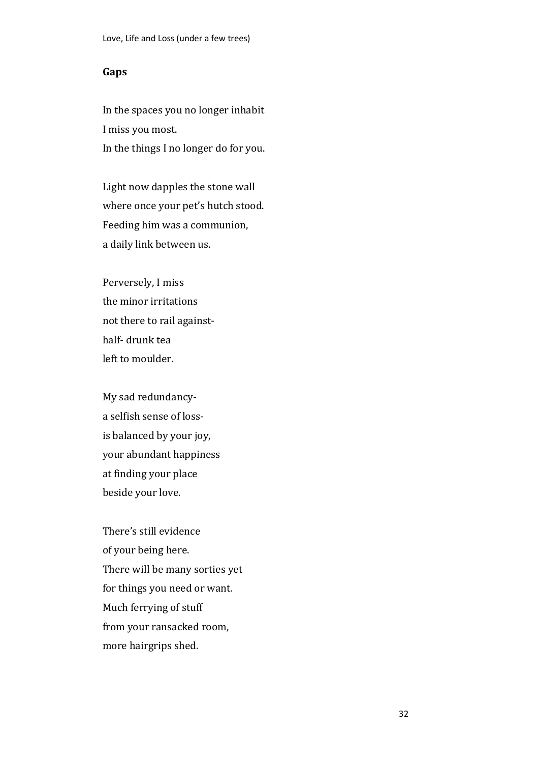## Gaps

In the spaces you no longer inhabit  
I miss you most.  
In the things I no longer do for you.

Light now dapples the stone wall  
where once your pet's hutch stood.  
Feeding him was a communion,  
a daily link between us.

Perversely, I miss  
the minor irritations  
not there to rail against-  
half- drunk tea  
left to moulder.

My sad redundancy-  
a selfish sense of loss-  
is balanced by your joy,  
your abundant happiness  
at finding your place  
beside your love.

There's still evidence  
of your being here.  
There will be many sorties yet  
for things you need or want.  
Much ferrying of stuff  
from your ransacked room,  
more hairgrips shed.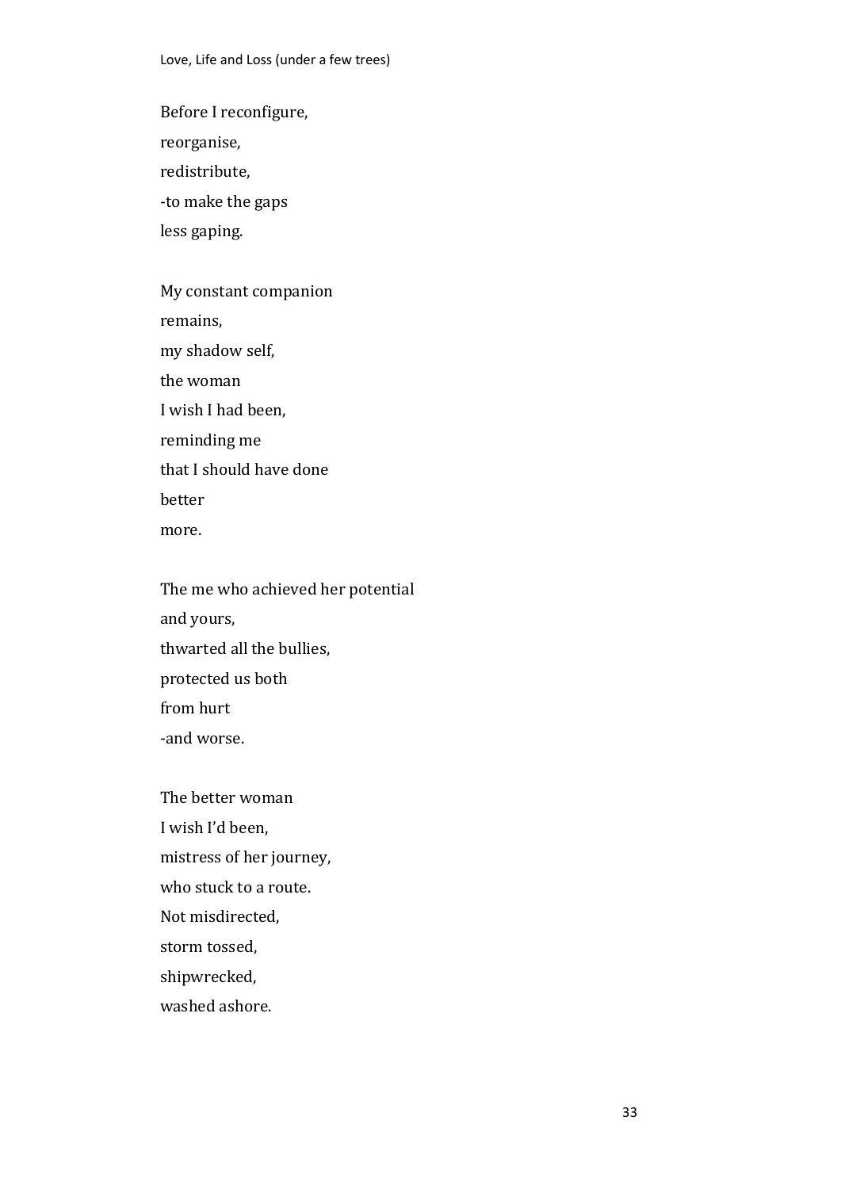Before I reconfigure,
reorganise,
redistribute,
-to make the gaps
less gaping.

My constant companion
remains,
my shadow self,
the woman
I wish I had been,
reminding me
that I should have done
better
more.

The me who achieved her potential
and yours,
thwarted all the bullies,
protected us both
from hurt
-and worse.

The better woman
I wish I'd been,
mistress of her journey,
who stuck to a route.
Not misdirected,
storm tossed,
shipwrecked,
washed ashore.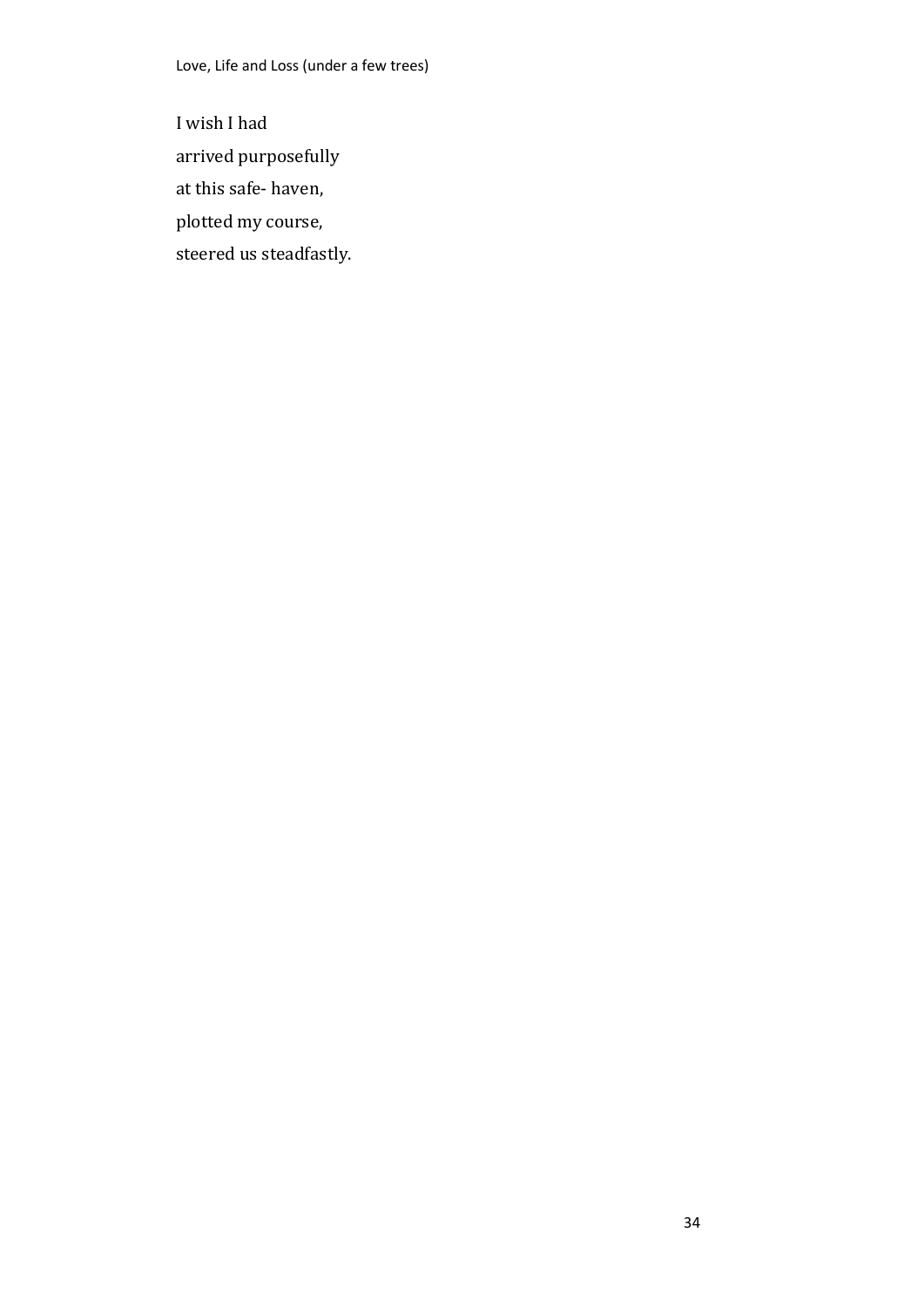I wish I had  
arrived purposefully  
at this safe- haven,  
plotted my course,  
steered us steadfastly.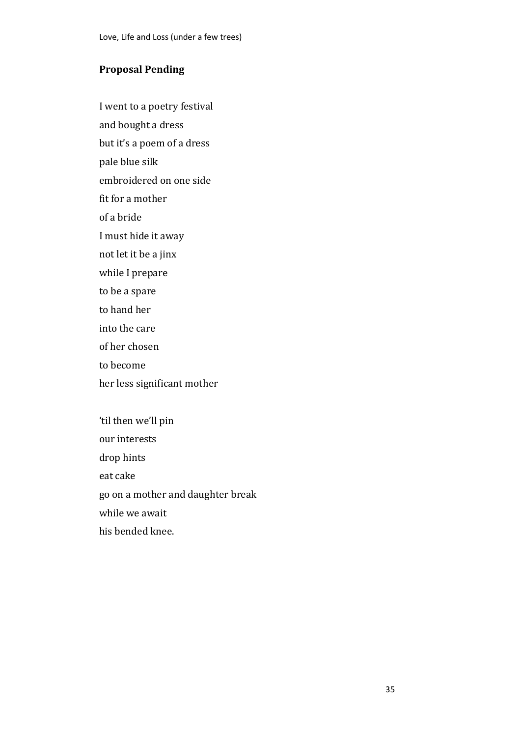## Proposal Pending

I went to a poetry festival
and bought a dress
but it's a poem of a dress
pale blue silk
embroidered on one side
fit for a mother
of a bride
I must hide it away
not let it be a jinx
while I prepare
to be a spare
to hand her
into the care
of her chosen
to become
her less significant mother

'til then we'll pin
our interests
drop hints
eat cake
go on a mother and daughter break
while we await
his bended knee.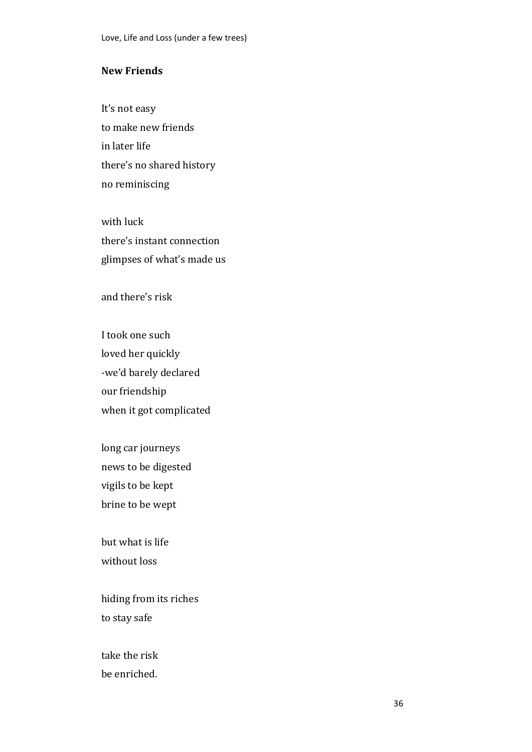**New Friends**

It's not easy  
to make new friends  
in later life  
there's no shared history  
no reminiscing

with luck  
there's instant connection  
glimpses of what's made us

and there's risk

I took one such  
loved her quickly  
-we'd barely declared  
our friendship  
when it got complicated

long car journeys  
news to be digested  
vigils to be kept  
brine to be wept

but what is life  
without loss

hiding from its riches  
to stay safe

take the risk  
be enriched.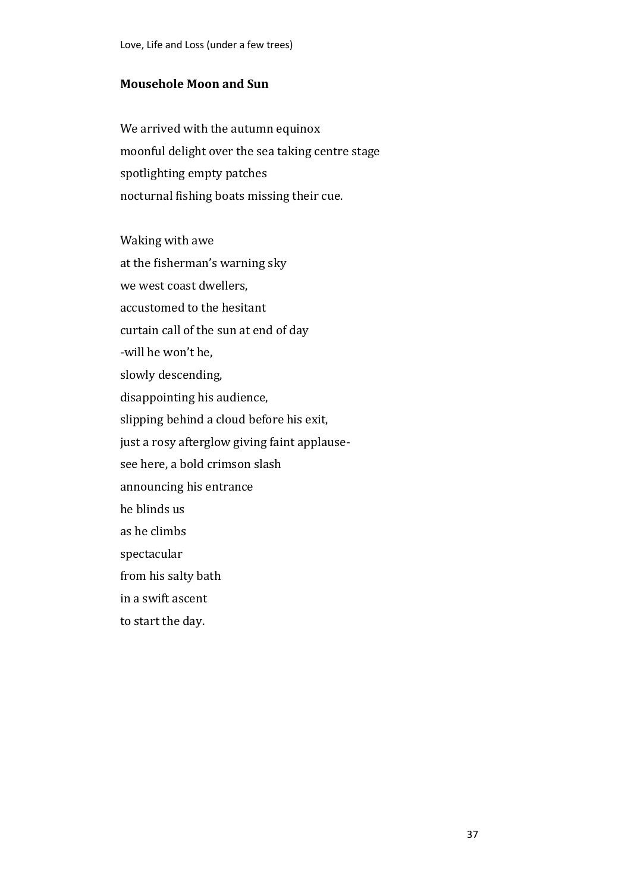**Mousehole Moon and Sun**

We arrived with the autumn equinox
moonful delight over the sea taking centre stage
spotlighting empty patches
nocturnal fishing boats missing their cue.

Waking with awe
at the fisherman's warning sky
we west coast dwellers,
accustomed to the hesitant
curtain call of the sun at end of day
-will he won't he,
slowly descending,
disappointing his audience,
slipping behind a cloud before his exit,
just a rosy afterglow giving faint applause-
see here, a bold crimson slash
announcing his entrance
he blinds us
as he climbs
spectacular
from his salty bath
in a swift ascent
to start the day.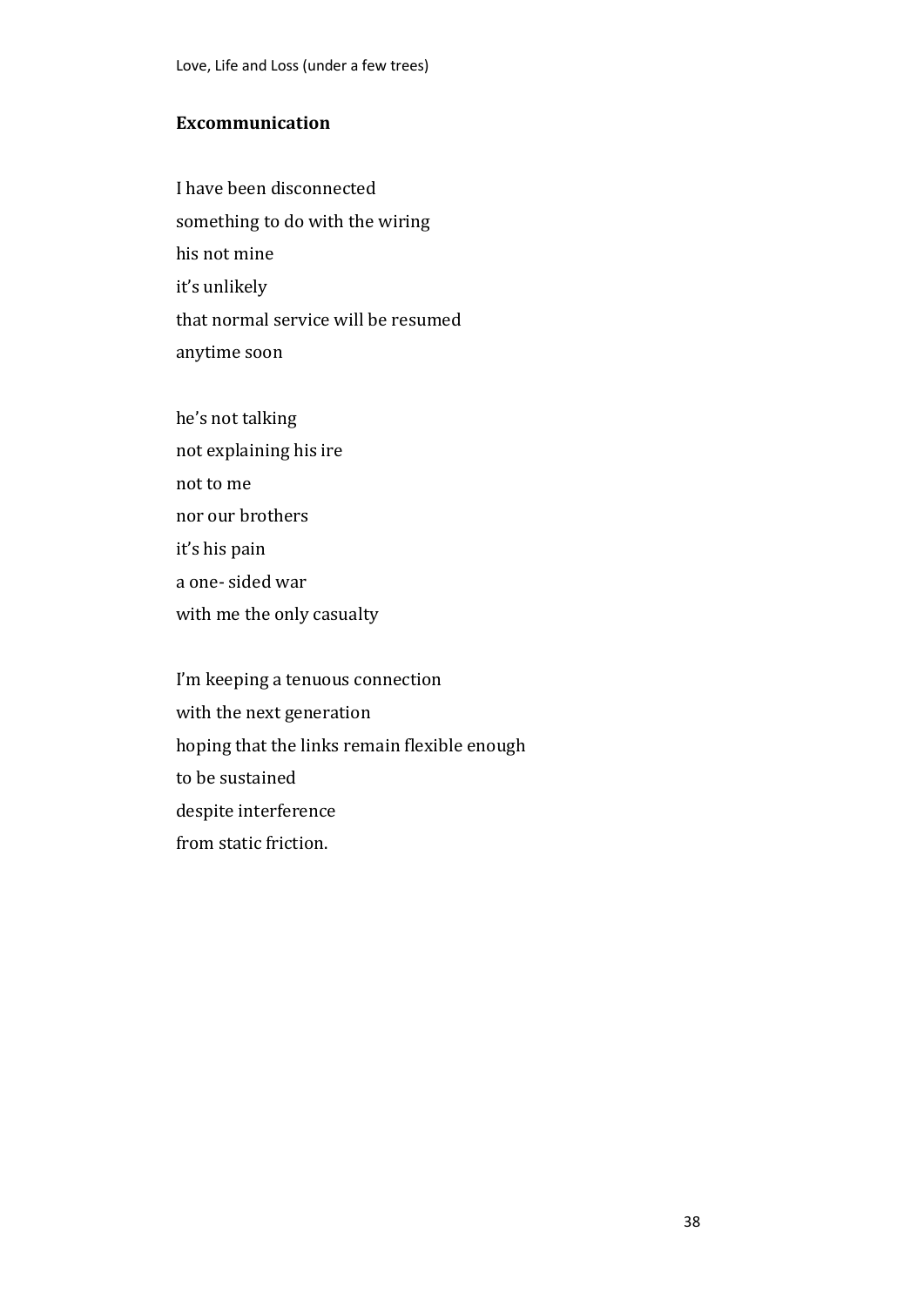## Excommunication

I have been disconnected  
something to do with the wiring  
his not mine  
it's unlikely  
that normal service will be resumed  
anytime soon

he's not talking  
not explaining his ire  
not to me  
nor our brothers  
it's his pain  
a one- sided war  
with me the only casualty

I'm keeping a tenuous connection  
with the next generation  
hoping that the links remain flexible enough  
to be sustained  
despite interference  
from static friction.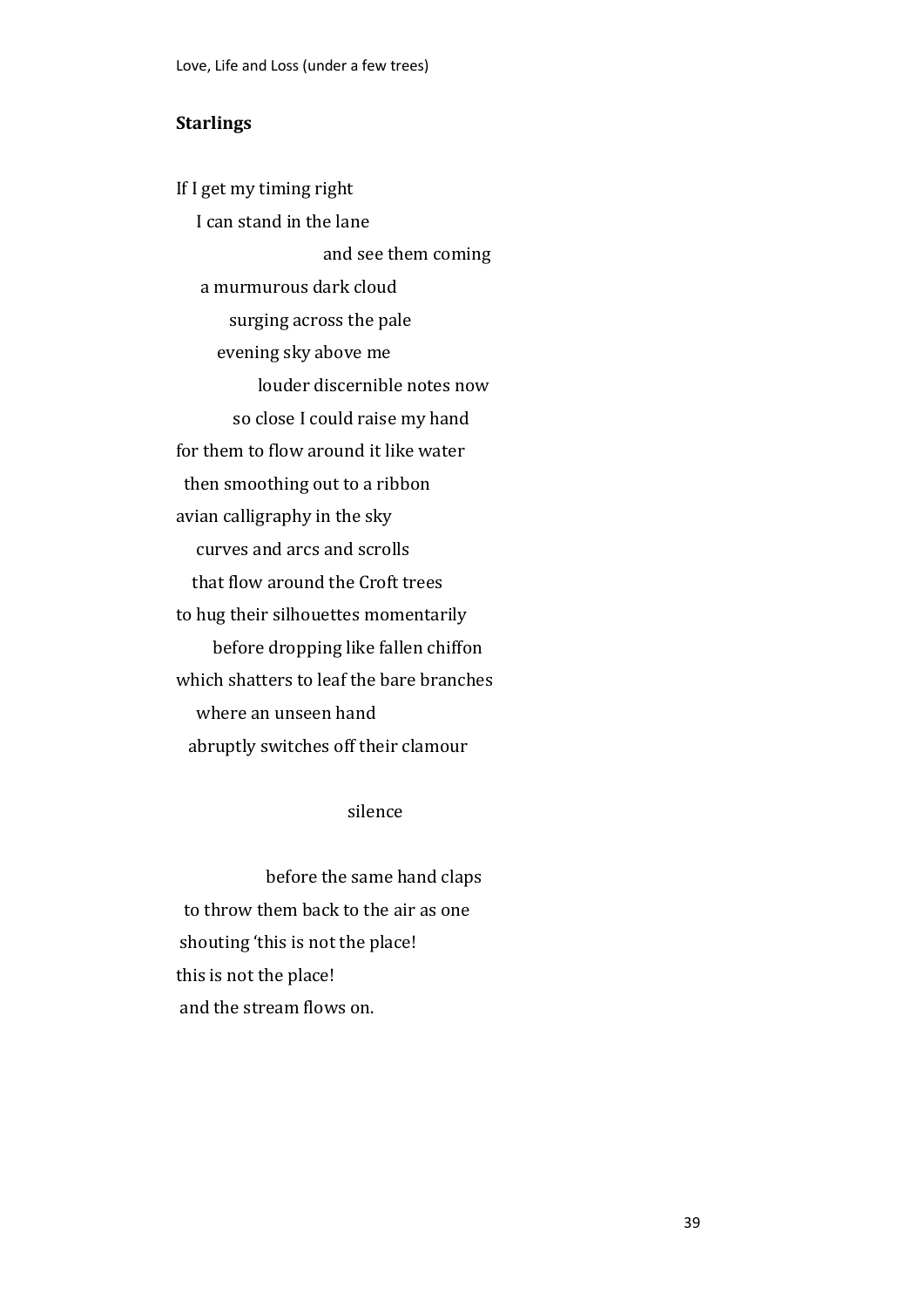### Starlings

If I get my timing right
I can stand in the lane
and see them coming
a murmurous dark cloud
surging across the pale
evening sky above me
louder discernible notes now
so close I could raise my hand
for them to flow around it like water
then smoothing out to a ribbon
avian calligraphy in the sky
curves and arcs and scrolls
that flow around the Croft trees
to hug their silhouettes momentarily
before dropping like fallen chiffon
which shatters to leaf the bare branches
where an unseen hand
abruptly switches off their clamour

silence

before the same hand claps
to throw them back to the air as one
shouting 'this is not the place!
this is not the place!
and the stream flows on.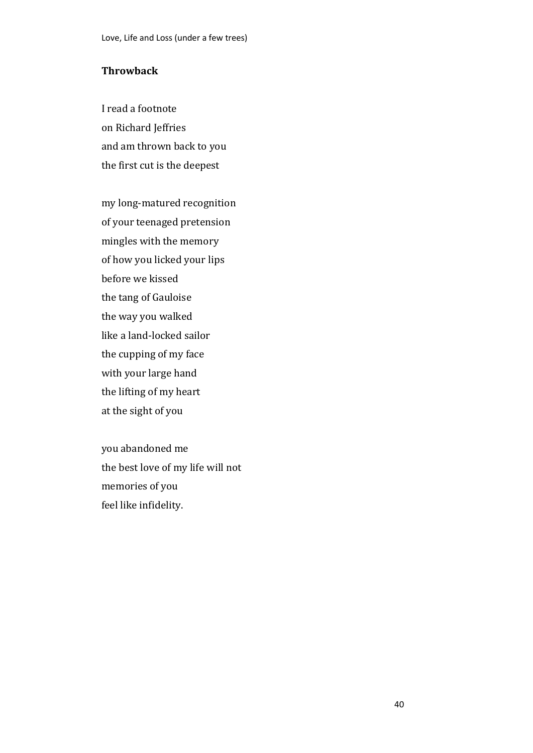## Throwback

I read a footnote
on Richard Jeffries
and am thrown back to you
the first cut is the deepest

my long-matured recognition
of your teenaged pretension
mingles with the memory
of how you licked your lips
before we kissed
the tang of Gauloise
the way you walked
like a land-locked sailor
the cupping of my face
with your large hand
the lifting of my heart
at the sight of you

you abandoned me
the best love of my life will not
memories of you
feel like infidelity.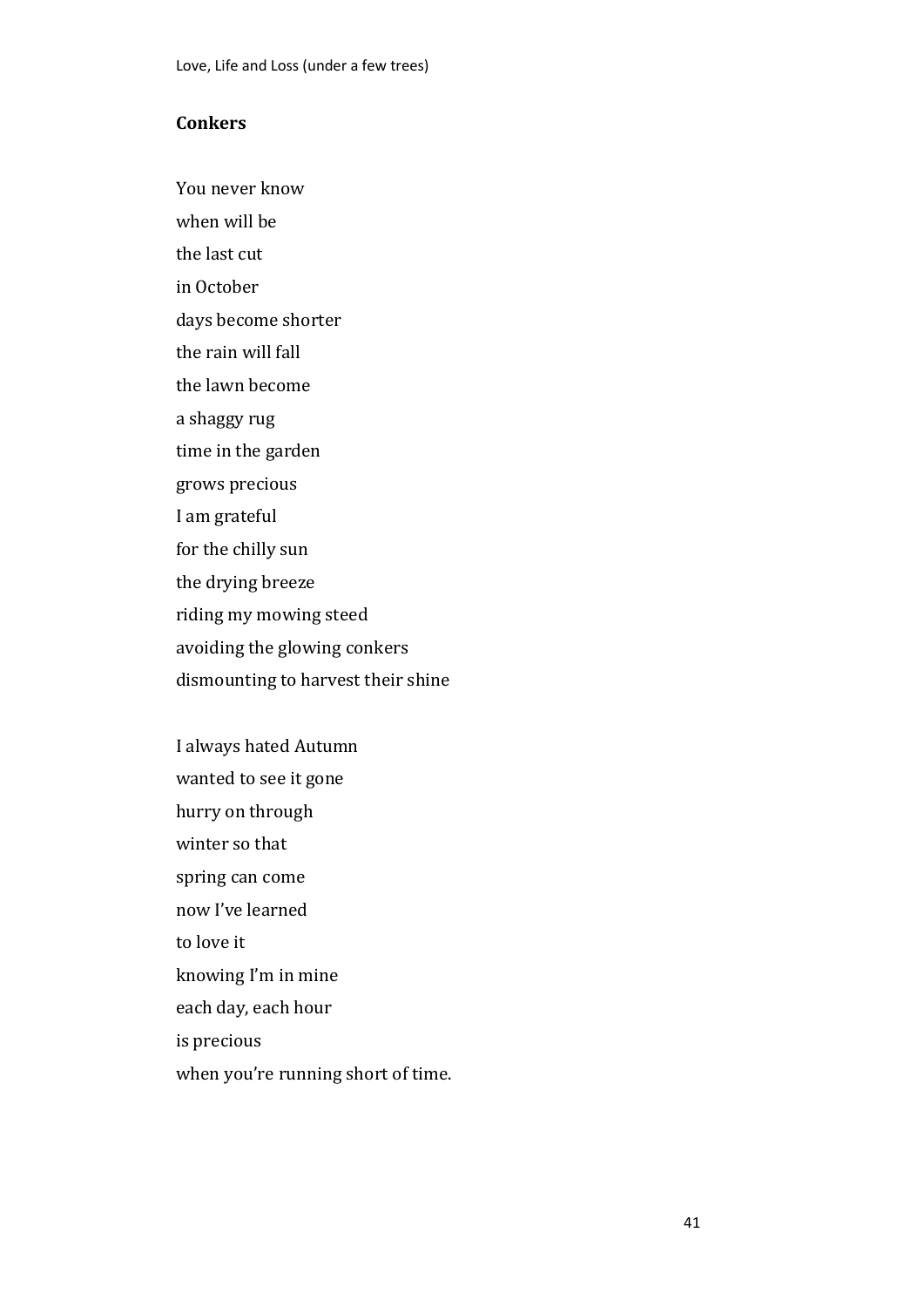### Conkers

You never know  
when will be  
the last cut  
in October  
days become shorter  
the rain will fall  
the lawn become  
a shaggy rug  
time in the garden  
grows precious  
I am grateful  
for the chilly sun  
the drying breeze  
riding my mowing steed  
avoiding the glowing conkers  
dismounting to harvest their shine

I always hated Autumn  
wanted to see it gone  
hurry on through  
winter so that  
spring can come  
now I've learned  
to love it  
knowing I'm in mine  
each day, each hour  
is precious  
when you're running short of time.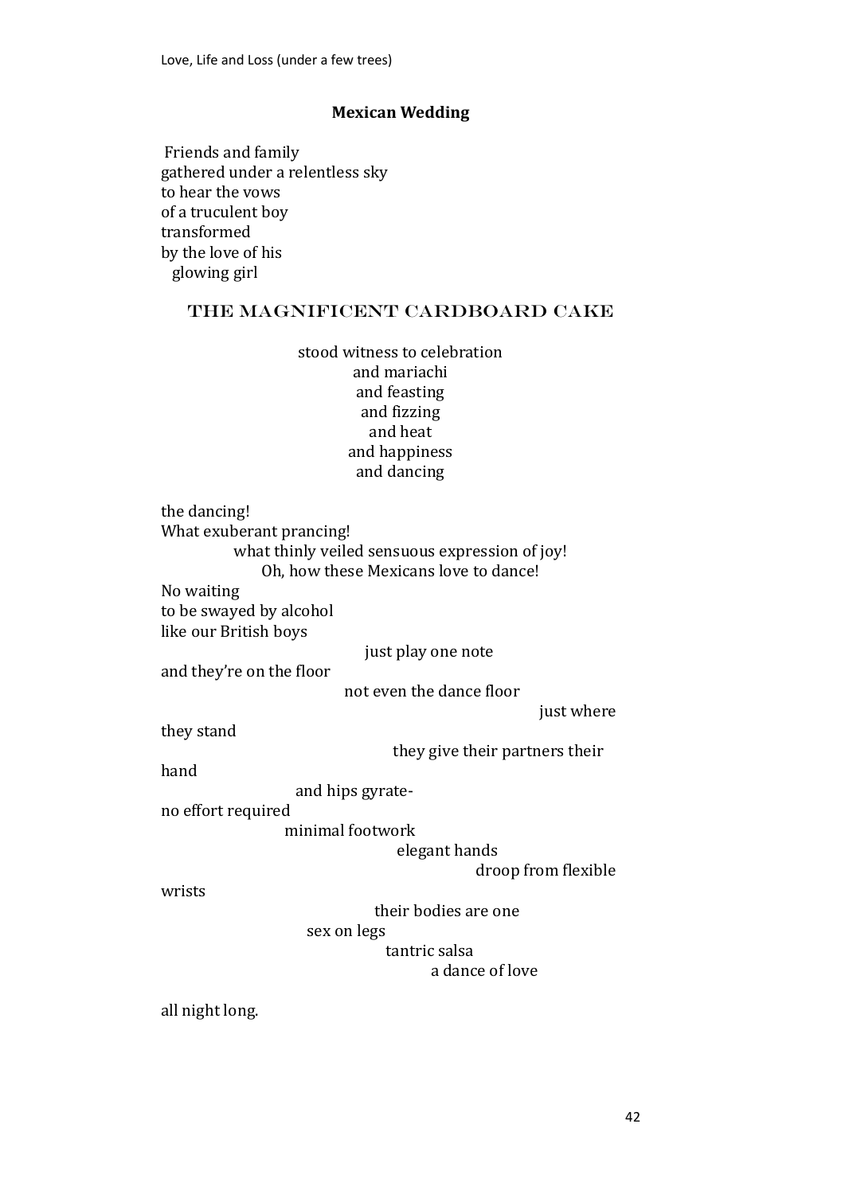## Mexican Wedding

Friends and family
gathered under a relentless sky
to hear the vows
of a truculent boy
transformed
by the love of his
glowing girl

### THE MAGNIFICENT CARDBOARD CAKE

stood witness to celebration
and mariachi
and feasting
and fizzing
and heat
and happiness
and dancing

the dancing!
What exuberant prancing!
what thinly veiled sensuous expression of joy!
Oh, how these Mexicans love to dance!
No waiting
to be swayed by alcohol
like our British boys
just play one note
and they're on the floor
not even the dance floor
just where
they stand
they give their partners their
hand
and hips gyrate-
no effort required
minimal footwork
elegant hands
droop from flexible
wrists
their bodies are one
sex on legs
tantric salsa
a dance of love

all night long.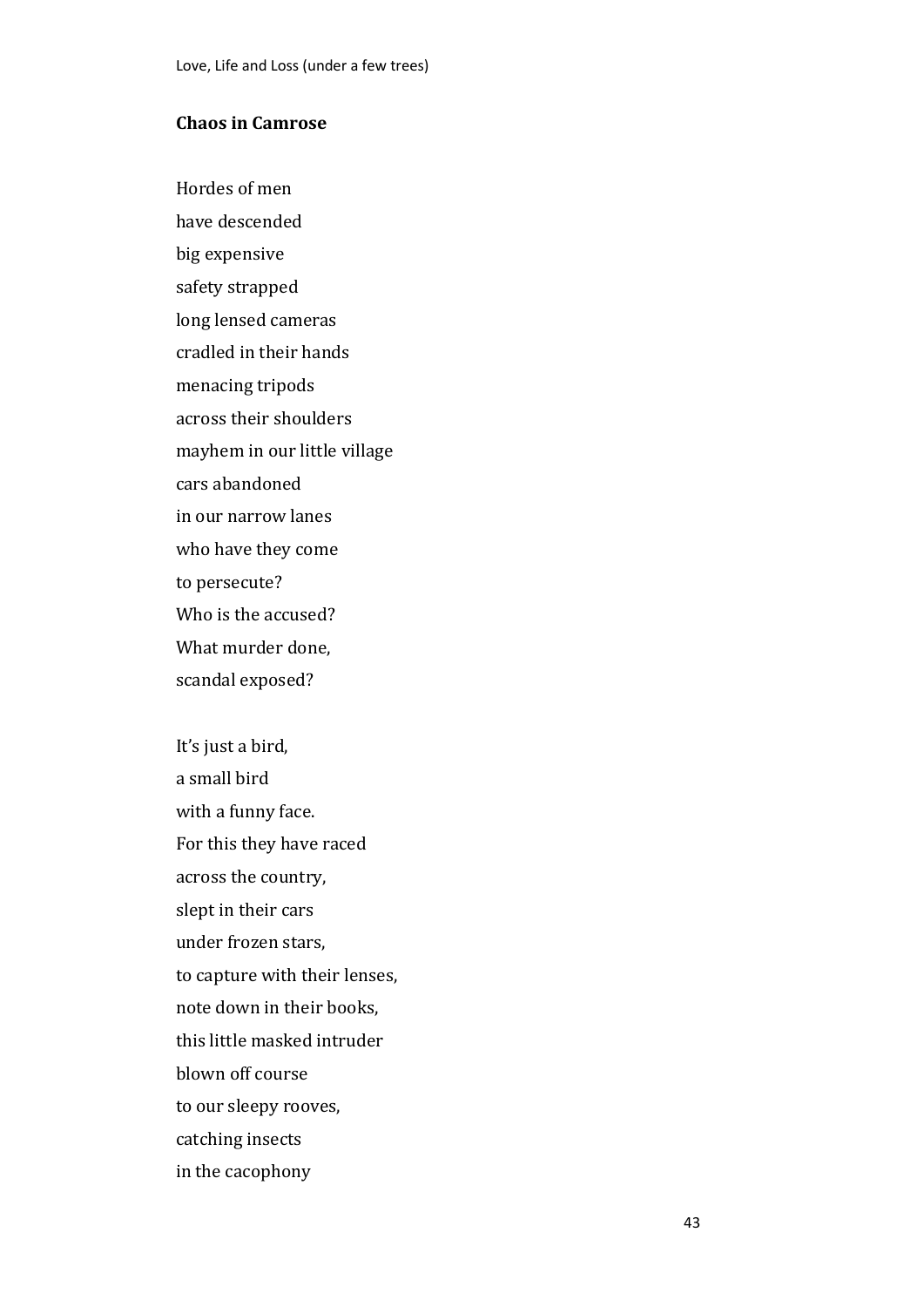**Chaos in Camrose**

Hordes of men  
have descended  
big expensive  
safety strapped  
long lensed cameras  
cradled in their hands  
menacing tripods  
across their shoulders  
mayhem in our little village  
cars abandoned  
in our narrow lanes  
who have they come  
to persecute?  
Who is the accused?  
What murder done,  
scandal exposed?

It's just a bird,  
a small bird  
with a funny face.  
For this they have raced  
across the country,  
slept in their cars  
under frozen stars,  
to capture with their lenses,  
note down in their books,  
this little masked intruder  
blown off course  
to our sleepy rooves,  
catching insects  
in the cacophony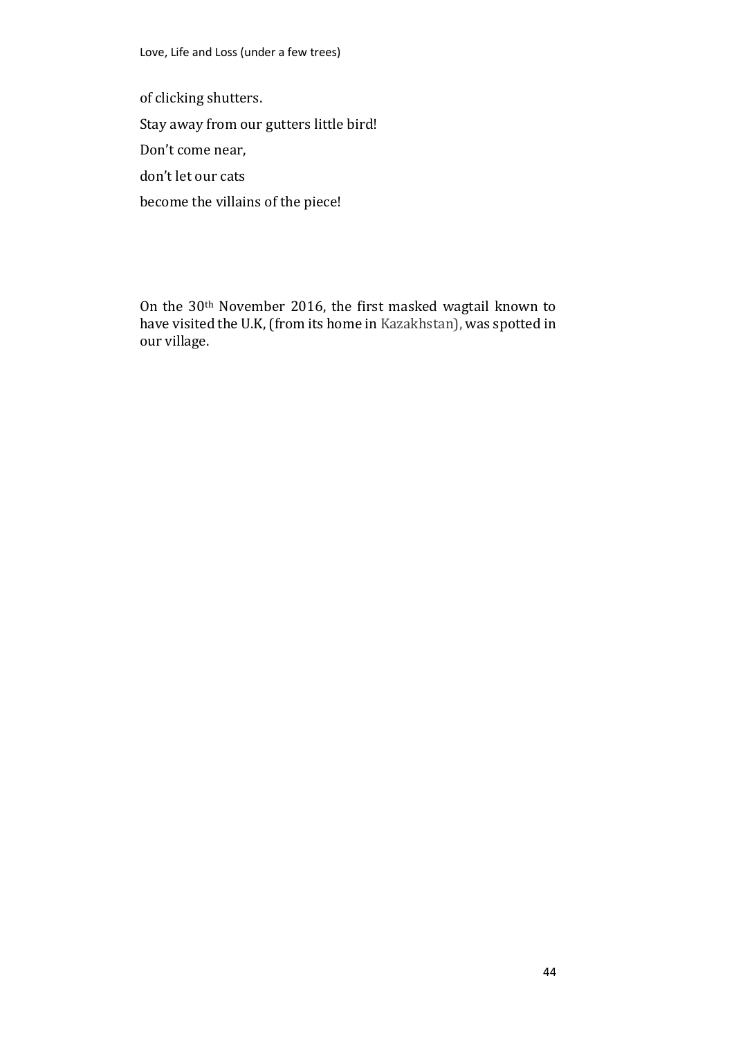of clicking shutters.

Stay away from our gutters little bird!

Don't come near,

don't let our cats

become the villains of the piece!

On the 30th November 2016, the first masked wagtail known to have visited the U.K, (from its home in Kazakhstan), was spotted in our village.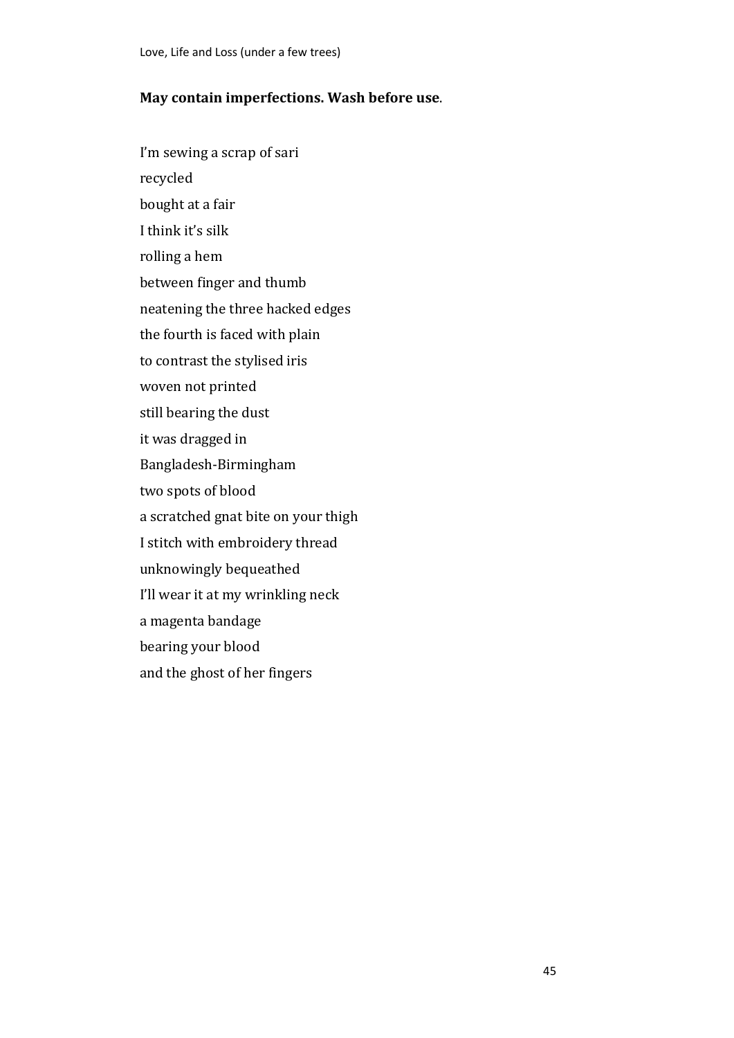**May contain imperfections. Wash before use**.

I'm sewing a scrap of sari  
recycled  
bought at a fair  
I think it's silk  
rolling a hem  
between finger and thumb  
neatening the three hacked edges  
the fourth is faced with plain  
to contrast the stylised iris  
woven not printed  
still bearing the dust  
it was dragged in  
Bangladesh-Birmingham  
two spots of blood  
a scratched gnat bite on your thigh  
I stitch with embroidery thread  
unknowingly bequeathed  
I'll wear it at my wrinkling neck  
a magenta bandage  
bearing your blood  
and the ghost of her fingers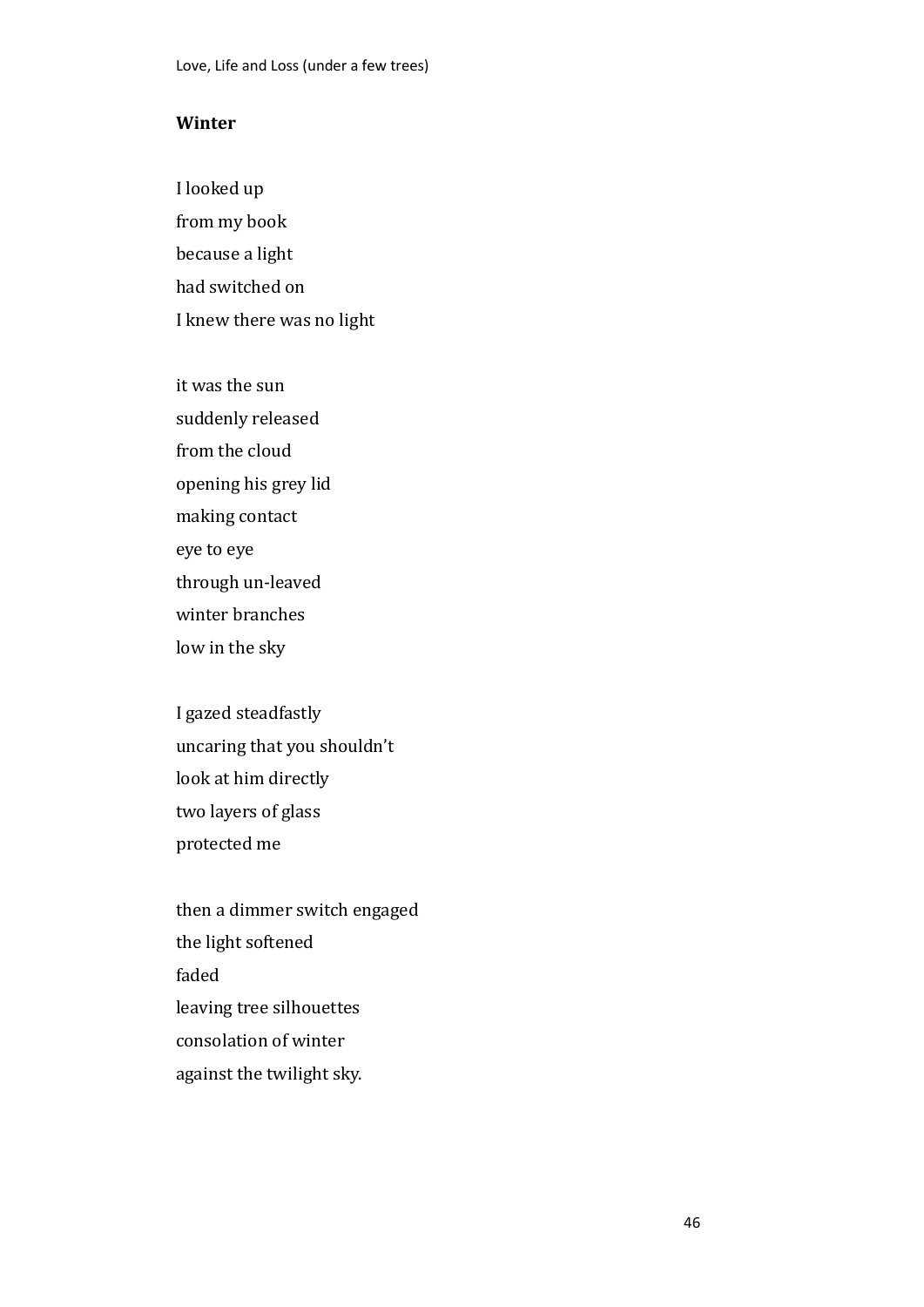**Winter**

I looked up  
from my book  
because a light  
had switched on  
I knew there was no light

it was the sun  
suddenly released  
from the cloud  
opening his grey lid  
making contact  
eye to eye  
through un-leaved  
winter branches  
low in the sky

I gazed steadfastly  
uncaring that you shouldn't  
look at him directly  
two layers of glass  
protected me

then a dimmer switch engaged  
the light softened  
faded  
leaving tree silhouettes  
consolation of winter  
against the twilight sky.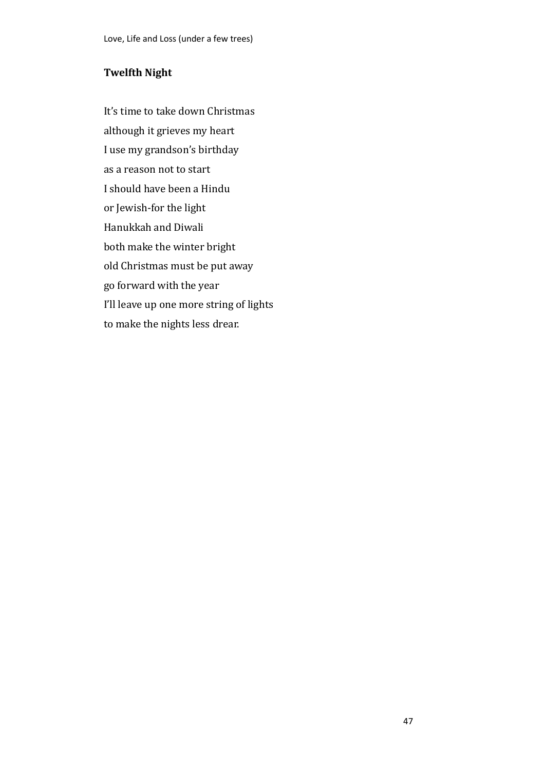**Twelfth Night**

It's time to take down Christmas
although it grieves my heart
I use my grandson's birthday
as a reason not to start
I should have been a Hindu
or Jewish-for the light
Hanukkah and Diwali
both make the winter bright
old Christmas must be put away
go forward with the year
I'll leave up one more string of lights
to make the nights less drear.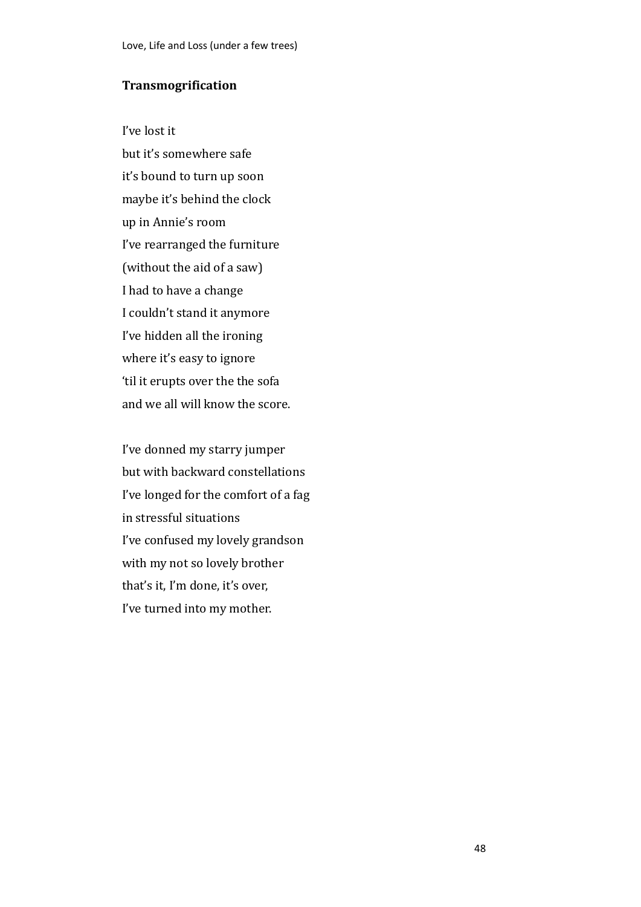## Transmogrification

I've lost it  
but it's somewhere safe  
it's bound to turn up soon  
maybe it's behind the clock  
up in Annie's room  
I've rearranged the furniture  
(without the aid of a saw)  
I had to have a change  
I couldn't stand it anymore  
I've hidden all the ironing  
where it's easy to ignore  
'til it erupts over the the sofa  
and we all will know the score.

I've donned my starry jumper  
but with backward constellations  
I've longed for the comfort of a fag  
in stressful situations  
I've confused my lovely grandson  
with my not so lovely brother  
that's it, I'm done, it's over,  
I've turned into my mother.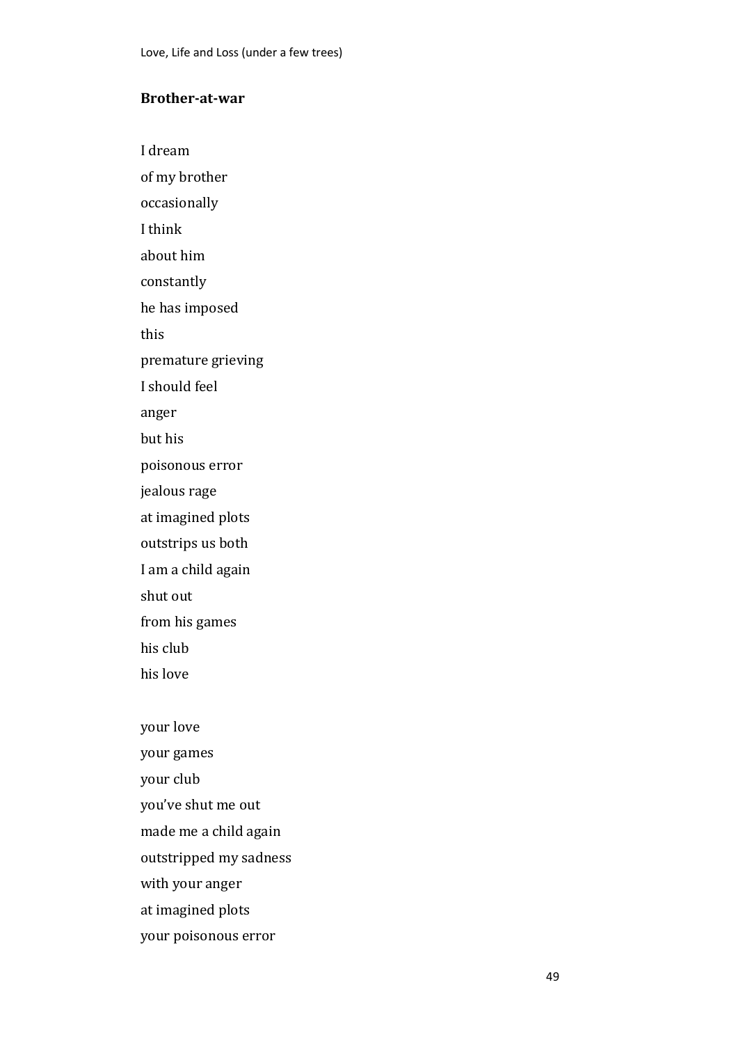**Brother-at-war**

I dream  
of my brother  
occasionally  
I think  
about him  
constantly  
he has imposed  
this  
premature grieving  
I should feel  
anger  
but his  
poisonous error  
jealous rage  
at imagined plots  
outstrips us both  
I am a child again  
shut out  
from his games  
his club  
his love

your love  
your games  
your club  
you've shut me out  
made me a child again  
outstripped my sadness  
with your anger  
at imagined plots  
your poisonous error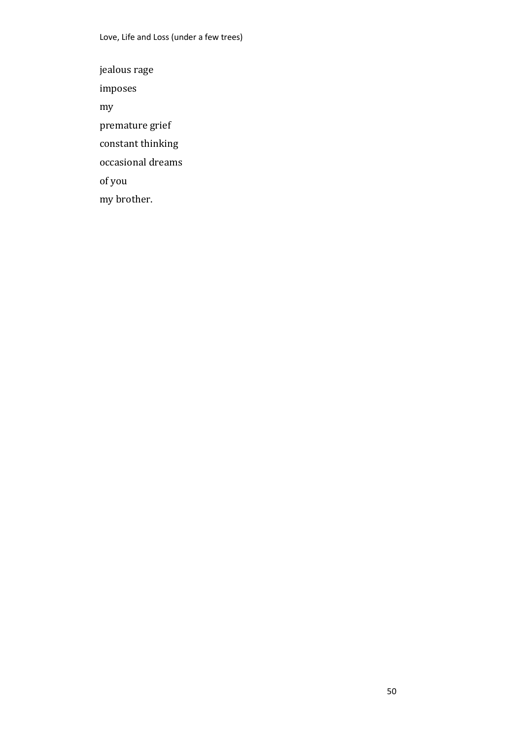jealous rage

imposes

my

premature grief

constant thinking

occasional dreams

of you

my brother.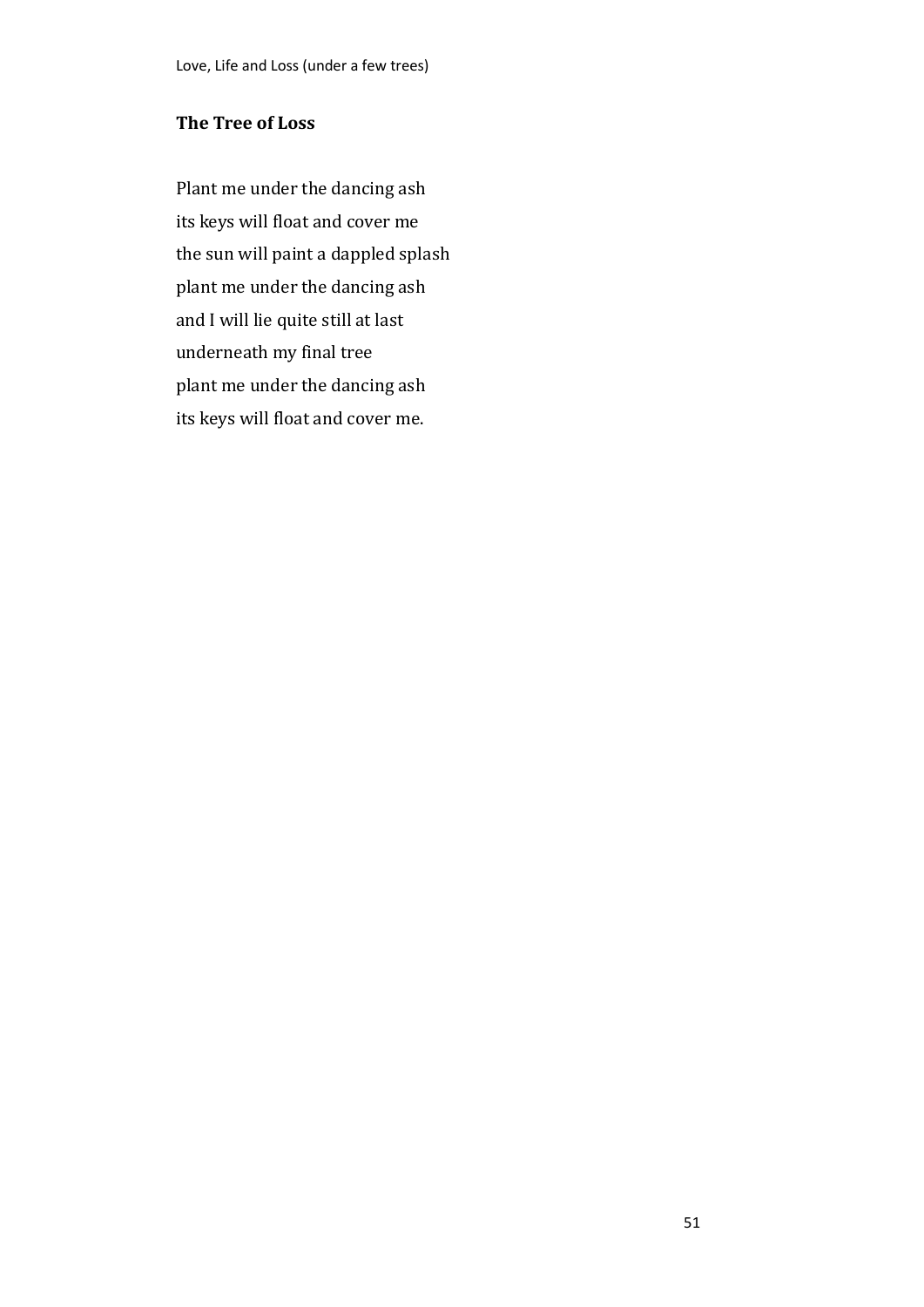### The Tree of Loss

Plant me under the dancing ash  
its keys will float and cover me  
the sun will paint a dappled splash  
plant me under the dancing ash  
and I will lie quite still at last  
underneath my final tree  
plant me under the dancing ash  
its keys will float and cover me.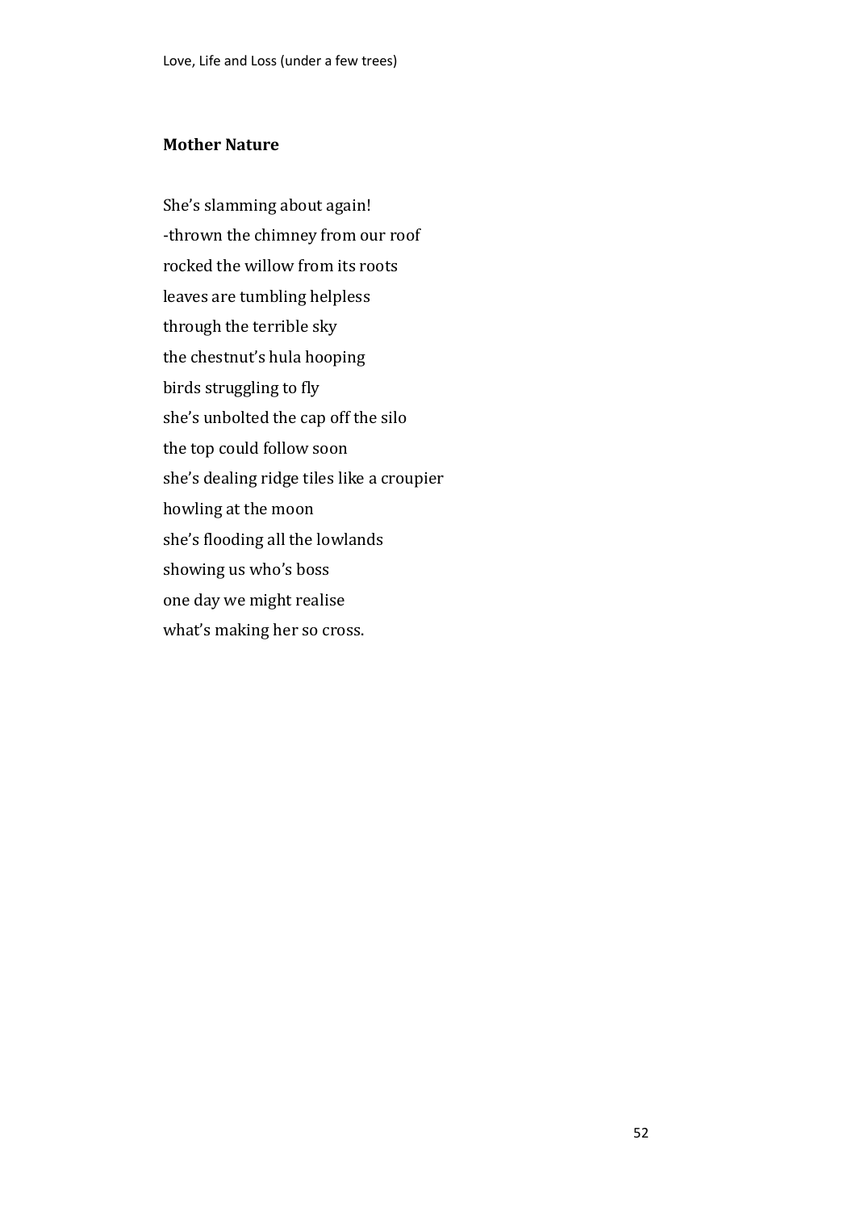**Mother Nature**

She's slamming about again!  
-thrown the chimney from our roof  
rocked the willow from its roots  
leaves are tumbling helpless  
through the terrible sky  
the chestnut's hula hooping  
birds struggling to fly  
she's unbolted the cap off the silo  
the top could follow soon  
she's dealing ridge tiles like a croupier  
howling at the moon  
she's flooding all the lowlands  
showing us who's boss  
one day we might realise  
what's making her so cross.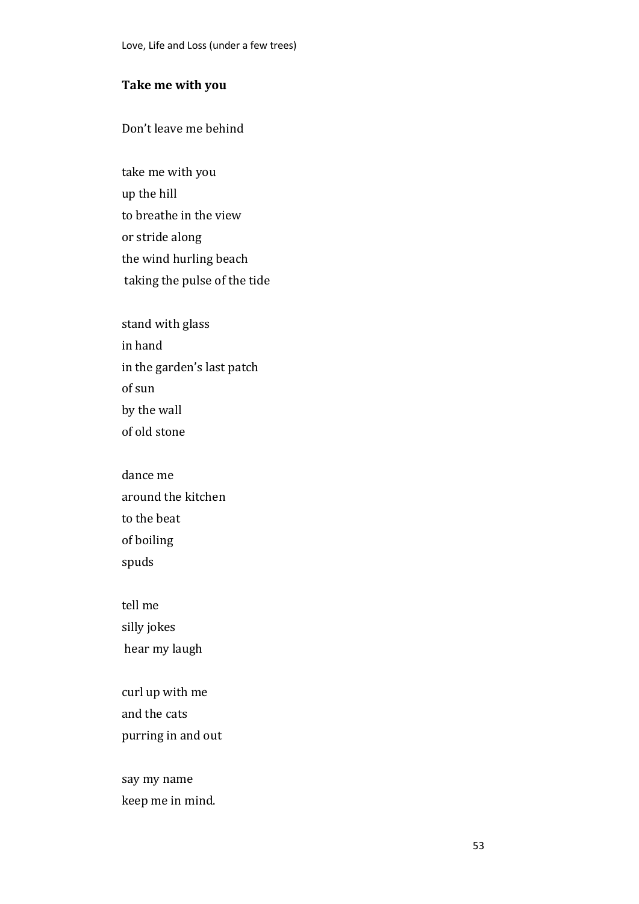## Take me with you

Don't leave me behind

take me with you  
up the hill  
to breathe in the view  
or stride along  
the wind hurling beach  
taking the pulse of the tide

stand with glass  
in hand  
in the garden's last patch  
of sun  
by the wall  
of old stone

dance me  
around the kitchen  
to the beat  
of boiling  
spuds

tell me  
silly jokes  
hear my laugh

curl up with me  
and the cats  
purring in and out

say my name  
keep me in mind.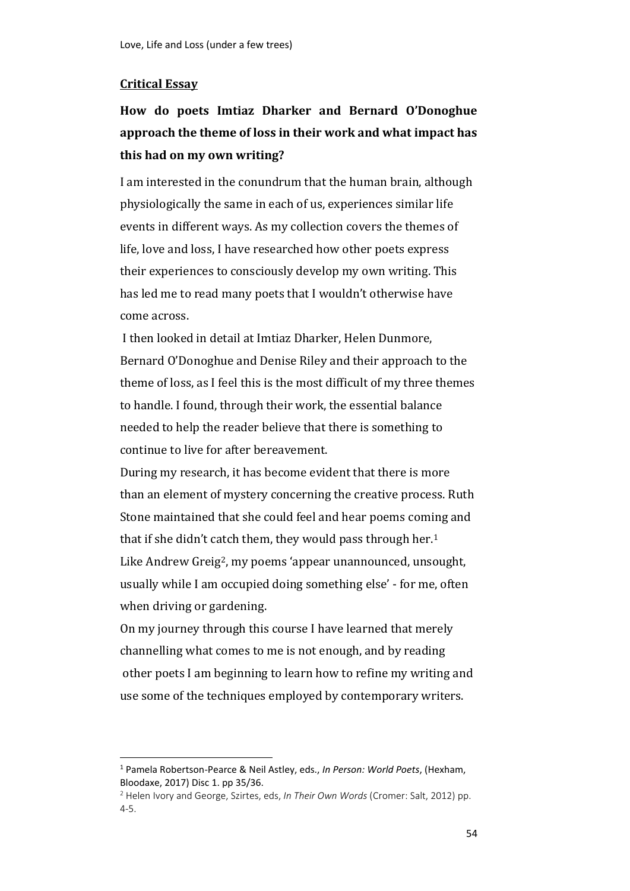## Critical Essay

### How do poets Imtiaz Dharker and Bernard O'Donoghue approach the theme of loss in their work and what impact has this had on my own writing?

I am interested in the conundrum that the human brain, although physiologically the same in each of us, experiences similar life events in different ways. As my collection covers the themes of life, love and loss, I have researched how other poets express their experiences to consciously develop my own writing. This has led me to read many poets that I wouldn't otherwise have come across.

I then looked in detail at Imtiaz Dharker, Helen Dunmore, Bernard O'Donoghue and Denise Riley and their approach to the theme of loss, as I feel this is the most difficult of my three themes to handle. I found, through their work, the essential balance needed to help the reader believe that there is something to continue to live for after bereavement.

During my research, it has become evident that there is more than an element of mystery concerning the creative process. Ruth Stone maintained that she could feel and hear poems coming and that if she didn't catch them, they would pass through her.[1] Like Andrew Greig[2], my poems 'appear unannounced, unsought, usually while I am occupied doing something else' - for me, often when driving or gardening.

On my journey through this course I have learned that merely channelling what comes to me is not enough, and by reading other poets I am beginning to learn how to refine my writing and use some of the techniques employed by contemporary writers.

---

[1] Pamela Robertson-Pearce & Neil Astley, eds., *In Person: World Poets*, (Hexham, Bloodaxe, 2017) Disc 1. pp 35/36.

[2] Helen Ivory and George, Szirtes, eds, *In Their Own Words* (Cromer: Salt, 2012) pp. 4-5.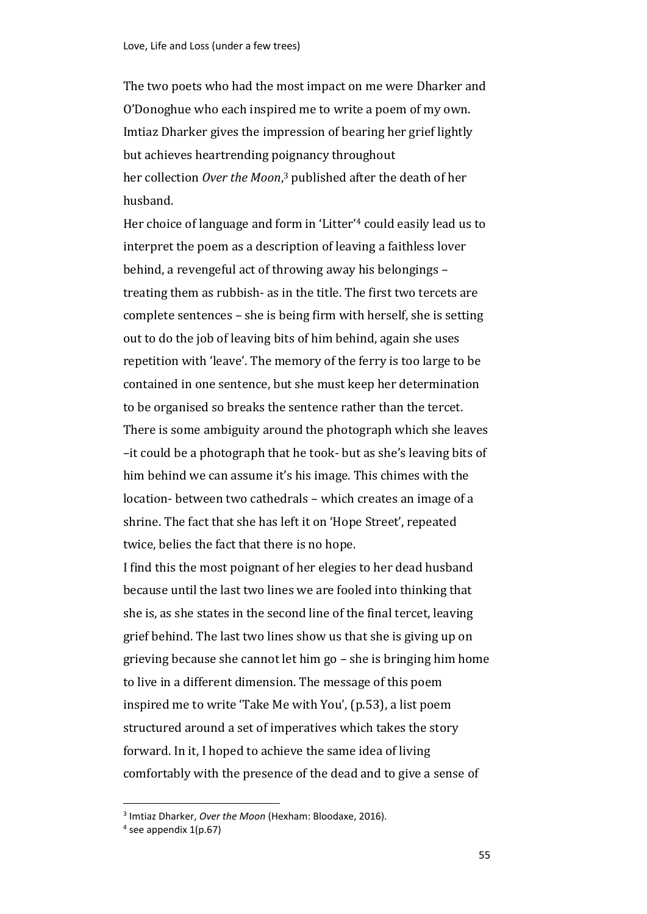The two poets who had the most impact on me were Dharker and O'Donoghue who each inspired me to write a poem of my own. Imtiaz Dharker gives the impression of bearing her grief lightly but achieves heartrending poignancy throughout her collection *Over the Moon*,[3] published after the death of her husband.

Her choice of language and form in 'Litter'[4] could easily lead us to interpret the poem as a description of leaving a faithless lover behind, a revengeful act of throwing away his belongings – treating them as rubbish- as in the title. The first two tercets are complete sentences – she is being firm with herself, she is setting out to do the job of leaving bits of him behind, again she uses repetition with 'leave'. The memory of the ferry is too large to be contained in one sentence, but she must keep her determination to be organised so breaks the sentence rather than the tercet. There is some ambiguity around the photograph which she leaves –it could be a photograph that he took- but as she's leaving bits of him behind we can assume it's his image. This chimes with the location- between two cathedrals – which creates an image of a shrine. The fact that she has left it on 'Hope Street', repeated twice, belies the fact that there is no hope.

I find this the most poignant of her elegies to her dead husband because until the last two lines we are fooled into thinking that she is, as she states in the second line of the final tercet, leaving grief behind. The last two lines show us that she is giving up on grieving because she cannot let him go – she is bringing him home to live in a different dimension. The message of this poem inspired me to write 'Take Me with You', (p.53), a list poem structured around a set of imperatives which takes the story forward. In it, I hoped to achieve the same idea of living comfortably with the presence of the dead and to give a sense of

---

[3] Imtiaz Dharker, *Over the Moon* (Hexham: Bloodaxe, 2016).

[4] see appendix 1(p.67)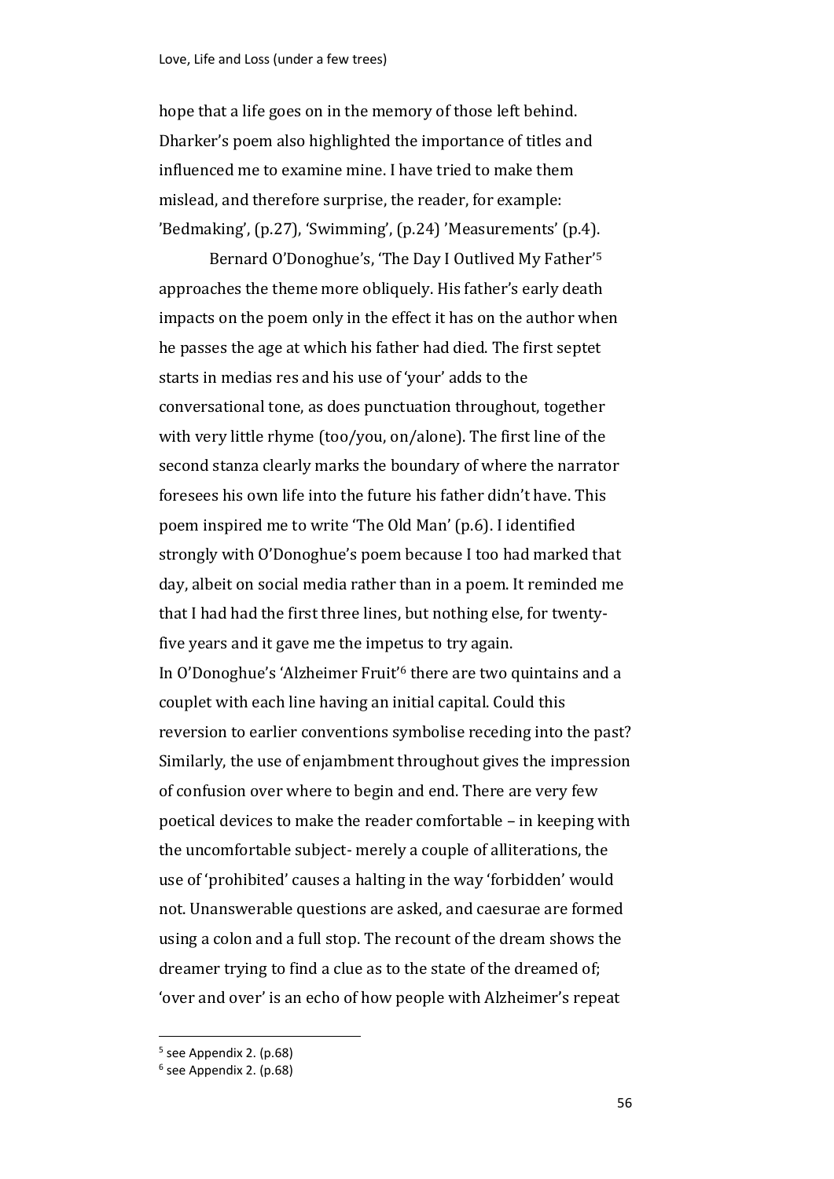hope that a life goes on in the memory of those left behind. Dharker's poem also highlighted the importance of titles and influenced me to examine mine. I have tried to make them mislead, and therefore surprise, the reader, for example: 'Bedmaking', (p.27), 'Swimming', (p.24) 'Measurements' (p.4).

Bernard O'Donoghue's, 'The Day I Outlived My Father'[5] approaches the theme more obliquely. His father's early death impacts on the poem only in the effect it has on the author when he passes the age at which his father had died. The first septet starts in medias res and his use of 'your' adds to the conversational tone, as does punctuation throughout, together with very little rhyme (too/you, on/alone). The first line of the second stanza clearly marks the boundary of where the narrator foresees his own life into the future his father didn't have. This poem inspired me to write 'The Old Man' (p.6). I identified strongly with O'Donoghue's poem because I too had marked that day, albeit on social media rather than in a poem. It reminded me that I had had the first three lines, but nothing else, for twenty-five years and it gave me the impetus to try again.

In O'Donoghue's 'Alzheimer Fruit'[6] there are two quintains and a couplet with each line having an initial capital. Could this reversion to earlier conventions symbolise receding into the past? Similarly, the use of enjambment throughout gives the impression of confusion over where to begin and end. There are very few poetical devices to make the reader comfortable – in keeping with the uncomfortable subject- merely a couple of alliterations, the use of 'prohibited' causes a halting in the way 'forbidden' would not. Unanswerable questions are asked, and caesurae are formed using a colon and a full stop. The recount of the dream shows the dreamer trying to find a clue as to the state of the dreamed of; 'over and over' is an echo of how people with Alzheimer's repeat

[5] see Appendix 2. (p.68)

[6] see Appendix 2. (p.68)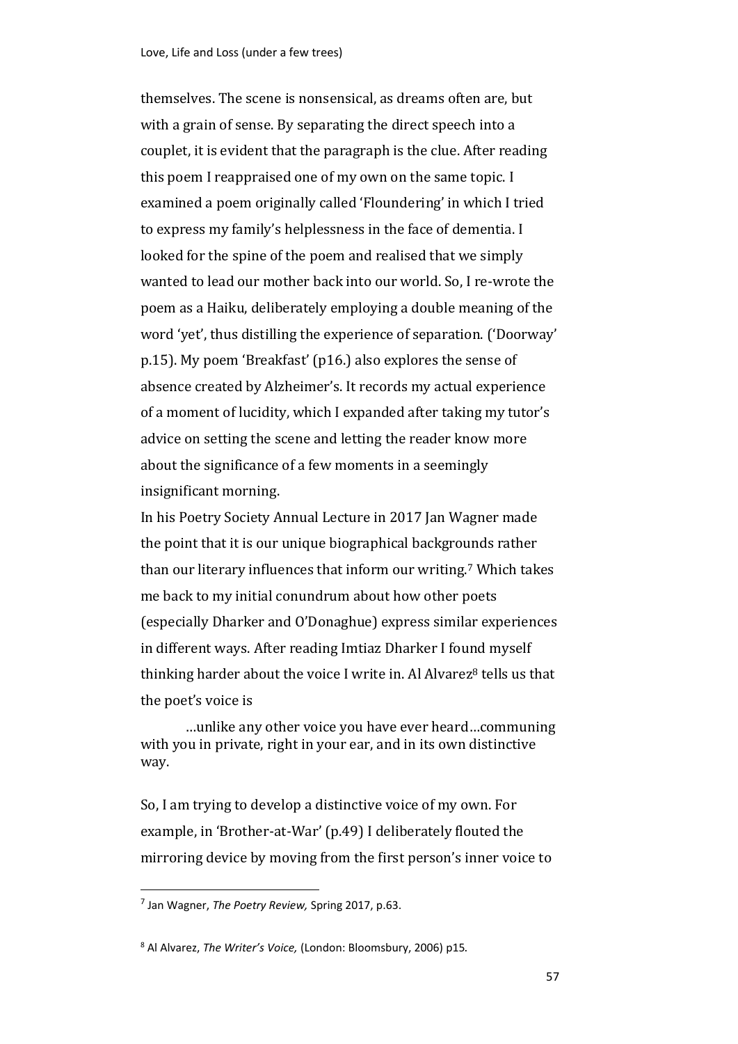themselves. The scene is nonsensical, as dreams often are, but with a grain of sense. By separating the direct speech into a couplet, it is evident that the paragraph is the clue. After reading this poem I reappraised one of my own on the same topic. I examined a poem originally called 'Floundering' in which I tried to express my family's helplessness in the face of dementia. I looked for the spine of the poem and realised that we simply wanted to lead our mother back into our world. So, I re-wrote the poem as a Haiku, deliberately employing a double meaning of the word 'yet', thus distilling the experience of separation. ('Doorway' p.15). My poem 'Breakfast' (p16.) also explores the sense of absence created by Alzheimer's. It records my actual experience of a moment of lucidity, which I expanded after taking my tutor's advice on setting the scene and letting the reader know more about the significance of a few moments in a seemingly insignificant morning.

In his Poetry Society Annual Lecture in 2017 Jan Wagner made the point that it is our unique biographical backgrounds rather than our literary influences that inform our writing.[7] Which takes me back to my initial conundrum about how other poets (especially Dharker and O'Donaghue) express similar experiences in different ways. After reading Imtiaz Dharker I found myself thinking harder about the voice I write in. Al Alvarez[8] tells us that the poet's voice is

> …unlike any other voice you have ever heard…communing with you in private, right in your ear, and in its own distinctive way.

So, I am trying to develop a distinctive voice of my own. For example, in 'Brother-at-War' (p.49) I deliberately flouted the mirroring device by moving from the first person's inner voice to

---

[7] Jan Wagner, *The Poetry Review,* Spring 2017, p.63.

[8] Al Alvarez, *The Writer's Voice,* (London: Bloomsbury, 2006) p15.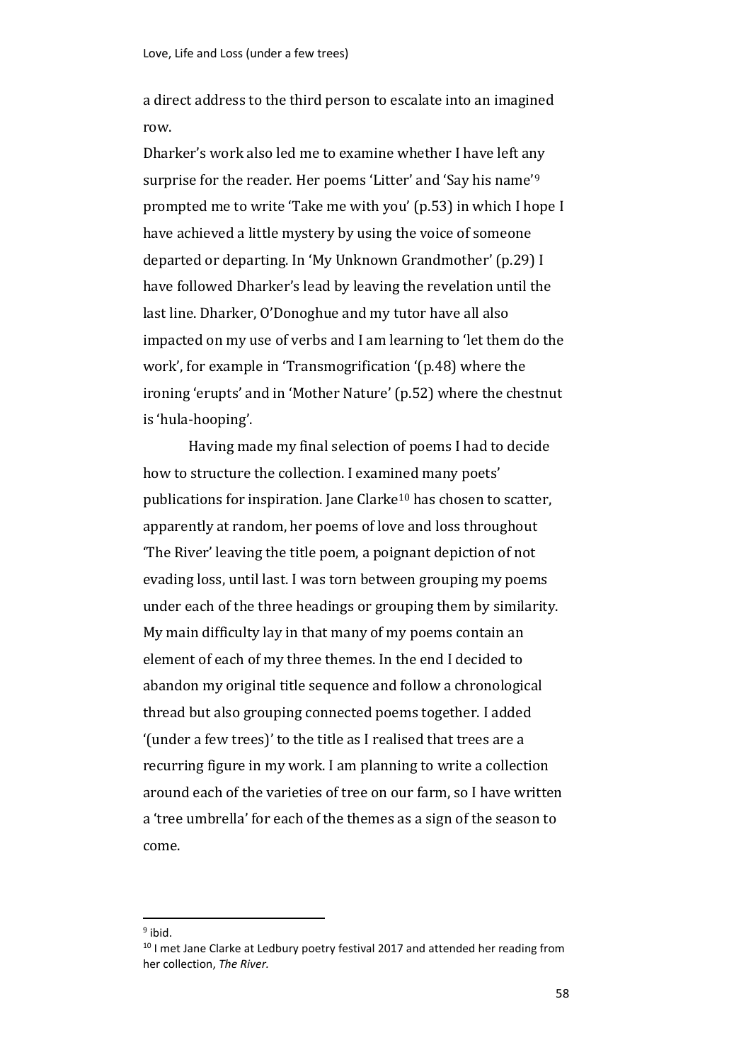a direct address to the third person to escalate into an imagined row.

Dharker's work also led me to examine whether I have left any surprise for the reader. Her poems 'Litter' and 'Say his name'[9] prompted me to write 'Take me with you' (p.53) in which I hope I have achieved a little mystery by using the voice of someone departed or departing. In 'My Unknown Grandmother' (p.29) I have followed Dharker's lead by leaving the revelation until the last line. Dharker, O'Donoghue and my tutor have all also impacted on my use of verbs and I am learning to 'let them do the work', for example in 'Transmogrification '(p.48) where the ironing 'erupts' and in 'Mother Nature' (p.52) where the chestnut is 'hula-hooping'.

Having made my final selection of poems I had to decide how to structure the collection. I examined many poets' publications for inspiration. Jane Clarke[10] has chosen to scatter, apparently at random, her poems of love and loss throughout 'The River' leaving the title poem, a poignant depiction of not evading loss, until last. I was torn between grouping my poems under each of the three headings or grouping them by similarity. My main difficulty lay in that many of my poems contain an element of each of my three themes. In the end I decided to abandon my original title sequence and follow a chronological thread but also grouping connected poems together. I added '(under a few trees)' to the title as I realised that trees are a recurring figure in my work. I am planning to write a collection around each of the varieties of tree on our farm, so I have written a 'tree umbrella' for each of the themes as a sign of the season to come.

---

[9] ibid.

[10] I met Jane Clarke at Ledbury poetry festival 2017 and attended her reading from her collection, *The River.*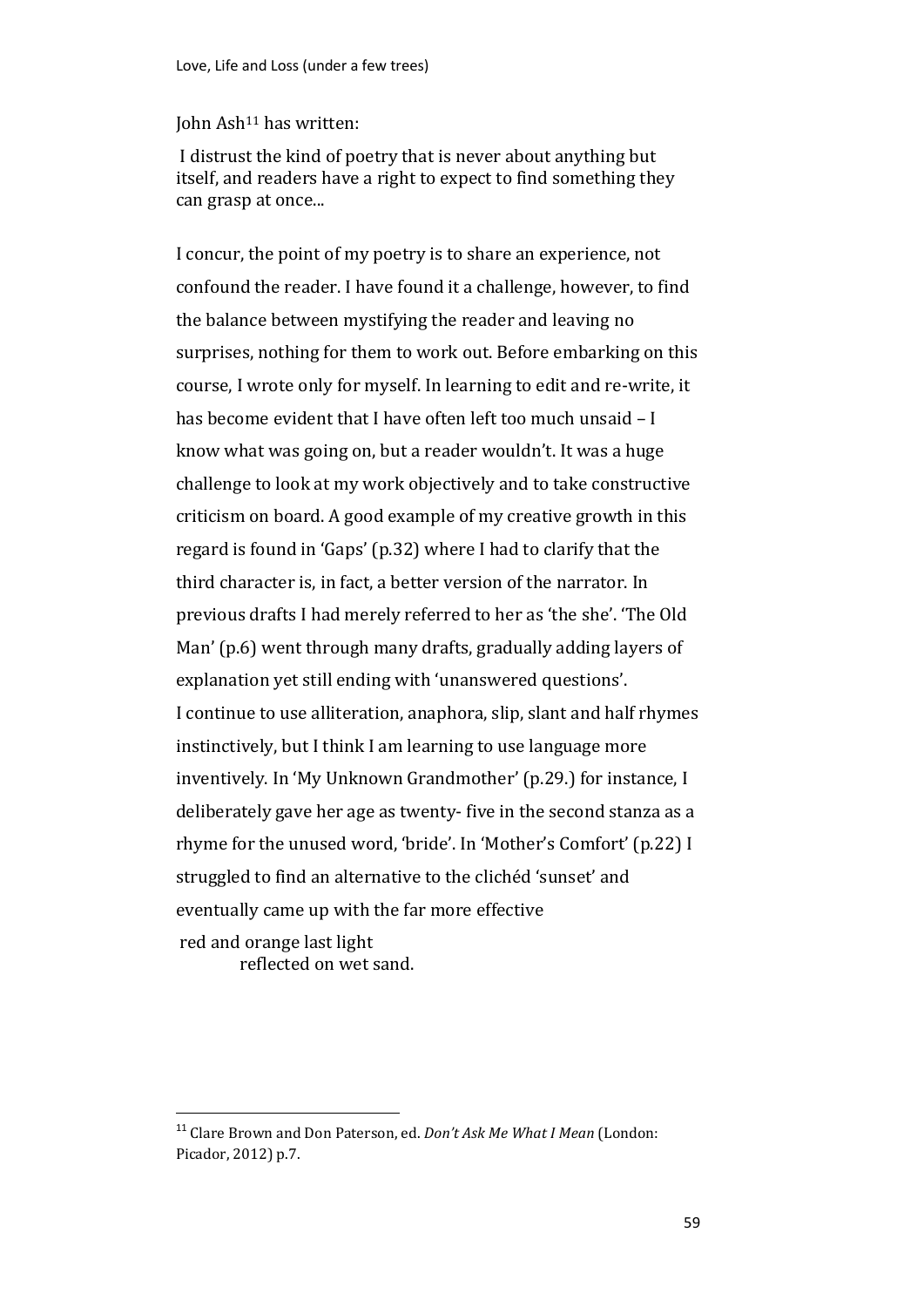John Ash[11] has written:

> I distrust the kind of poetry that is never about anything but itself, and readers have a right to expect to find something they can grasp at once...

I concur, the point of my poetry is to share an experience, not confound the reader. I have found it a challenge, however, to find the balance between mystifying the reader and leaving no surprises, nothing for them to work out. Before embarking on this course, I wrote only for myself. In learning to edit and re-write, it has become evident that I have often left too much unsaid – I know what was going on, but a reader wouldn't. It was a huge challenge to look at my work objectively and to take constructive criticism on board. A good example of my creative growth in this regard is found in 'Gaps' (p.32) where I had to clarify that the third character is, in fact, a better version of the narrator. In previous drafts I had merely referred to her as 'the she'. 'The Old Man' (p.6) went through many drafts, gradually adding layers of explanation yet still ending with 'unanswered questions'.
I continue to use alliteration, anaphora, slip, slant and half rhymes instinctively, but I think I am learning to use language more inventively. In 'My Unknown Grandmother' (p.29.) for instance, I deliberately gave her age as twenty- five in the second stanza as a rhyme for the unused word, 'bride'. In 'Mother's Comfort' (p.22) I struggled to find an alternative to the clichéd 'sunset' and eventually came up with the far more effective

> red and orange last light
> reflected on wet sand.

[11] Clare Brown and Don Paterson, ed. *Don't Ask Me What I Mean* (London: Picador, 2012) p.7.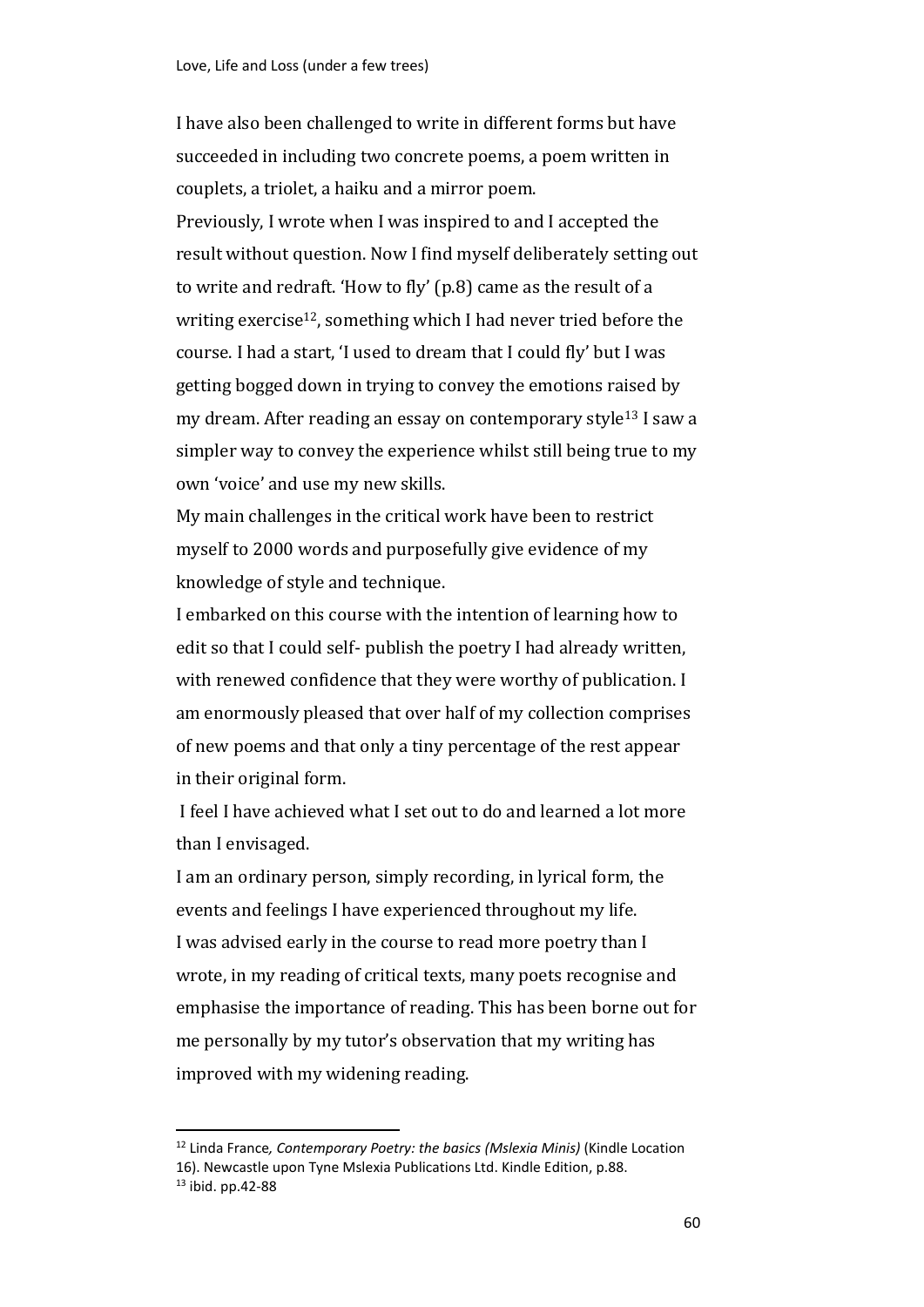I have also been challenged to write in different forms but have succeeded in including two concrete poems, a poem written in couplets, a triolet, a haiku and a mirror poem.

Previously, I wrote when I was inspired to and I accepted the result without question. Now I find myself deliberately setting out to write and redraft. 'How to fly' (p.8) came as the result of a writing exercise[12], something which I had never tried before the course. I had a start, 'I used to dream that I could fly' but I was getting bogged down in trying to convey the emotions raised by my dream. After reading an essay on contemporary style[13] I saw a simpler way to convey the experience whilst still being true to my own 'voice' and use my new skills.

My main challenges in the critical work have been to restrict myself to 2000 words and purposefully give evidence of my knowledge of style and technique.

I embarked on this course with the intention of learning how to edit so that I could self- publish the poetry I had already written, with renewed confidence that they were worthy of publication. I am enormously pleased that over half of my collection comprises of new poems and that only a tiny percentage of the rest appear in their original form.

I feel I have achieved what I set out to do and learned a lot more than I envisaged.

I am an ordinary person, simply recording, in lyrical form, the events and feelings I have experienced throughout my life.

I was advised early in the course to read more poetry than I wrote, in my reading of critical texts, many poets recognise and emphasise the importance of reading. This has been borne out for me personally by my tutor's observation that my writing has improved with my widening reading.

---

[12] Linda France*, Contemporary Poetry: the basics (Mslexia Minis)* (Kindle Location 16). Newcastle upon Tyne Mslexia Publications Ltd. Kindle Edition, p.88.

[13] ibid. pp.42-88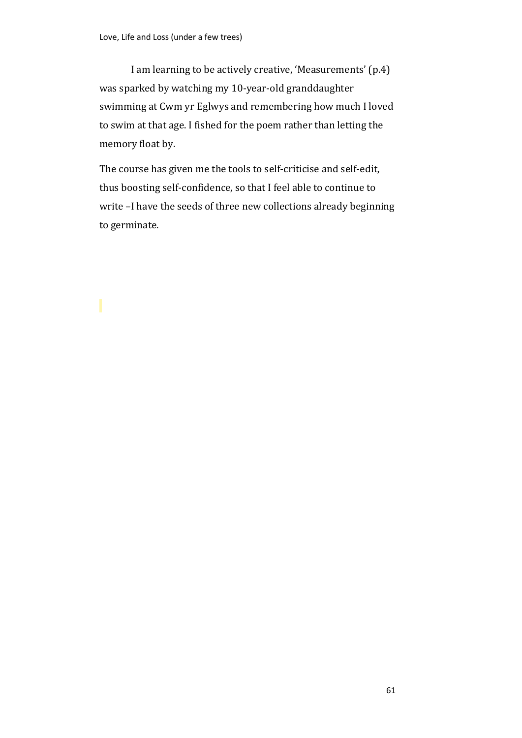I am learning to be actively creative, 'Measurements' (p.4) was sparked by watching my 10-year-old granddaughter swimming at Cwm yr Eglwys and remembering how much I loved to swim at that age. I fished for the poem rather than letting the memory float by.

The course has given me the tools to self-criticise and self-edit, thus boosting self-confidence, so that I feel able to continue to write –I have the seeds of three new collections already beginning to germinate.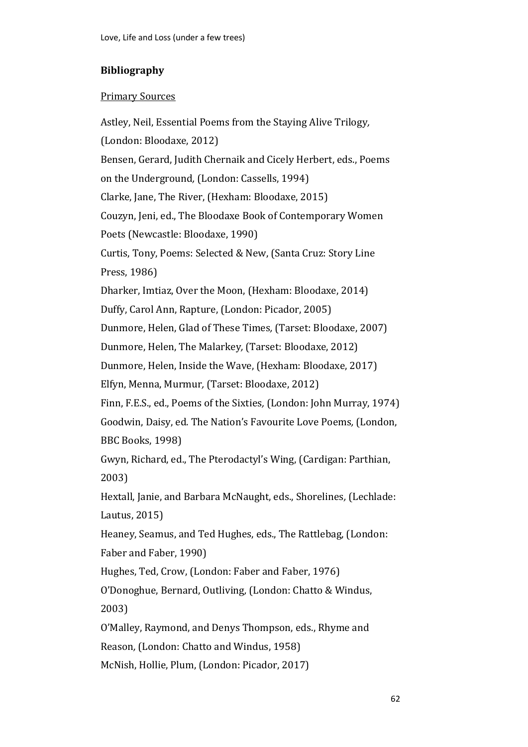## Bibliography

### Primary Sources

Astley, Neil, Essential Poems from the Staying Alive Trilogy, (London: Bloodaxe, 2012)

Bensen, Gerard, Judith Chernaik and Cicely Herbert, eds., Poems on the Underground, (London: Cassells, 1994)

Clarke, Jane, The River, (Hexham: Bloodaxe, 2015)

Couzyn, Jeni, ed., The Bloodaxe Book of Contemporary Women Poets (Newcastle: Bloodaxe, 1990)

Curtis, Tony, Poems: Selected & New, (Santa Cruz: Story Line Press, 1986)

Dharker, Imtiaz, Over the Moon, (Hexham: Bloodaxe, 2014)

Duffy, Carol Ann, Rapture, (London: Picador, 2005)

Dunmore, Helen, Glad of These Times, (Tarset: Bloodaxe, 2007)

Dunmore, Helen, The Malarkey, (Tarset: Bloodaxe, 2012)

Dunmore, Helen, Inside the Wave, (Hexham: Bloodaxe, 2017)

Elfyn, Menna, Murmur, (Tarset: Bloodaxe, 2012)

Finn, F.E.S., ed., Poems of the Sixties, (London: John Murray, 1974)

Goodwin, Daisy, ed. The Nation's Favourite Love Poems, (London, BBC Books, 1998)

Gwyn, Richard, ed., The Pterodactyl's Wing, (Cardigan: Parthian, 2003)

Hextall, Janie, and Barbara McNaught, eds., Shorelines, (Lechlade: Lautus, 2015)

Heaney, Seamus, and Ted Hughes, eds., The Rattlebag, (London: Faber and Faber, 1990)

Hughes, Ted, Crow, (London: Faber and Faber, 1976)

O'Donoghue, Bernard, Outliving, (London: Chatto & Windus, 2003)

O'Malley, Raymond, and Denys Thompson, eds., Rhyme and Reason, (London: Chatto and Windus, 1958)

McNish, Hollie, Plum, (London: Picador, 2017)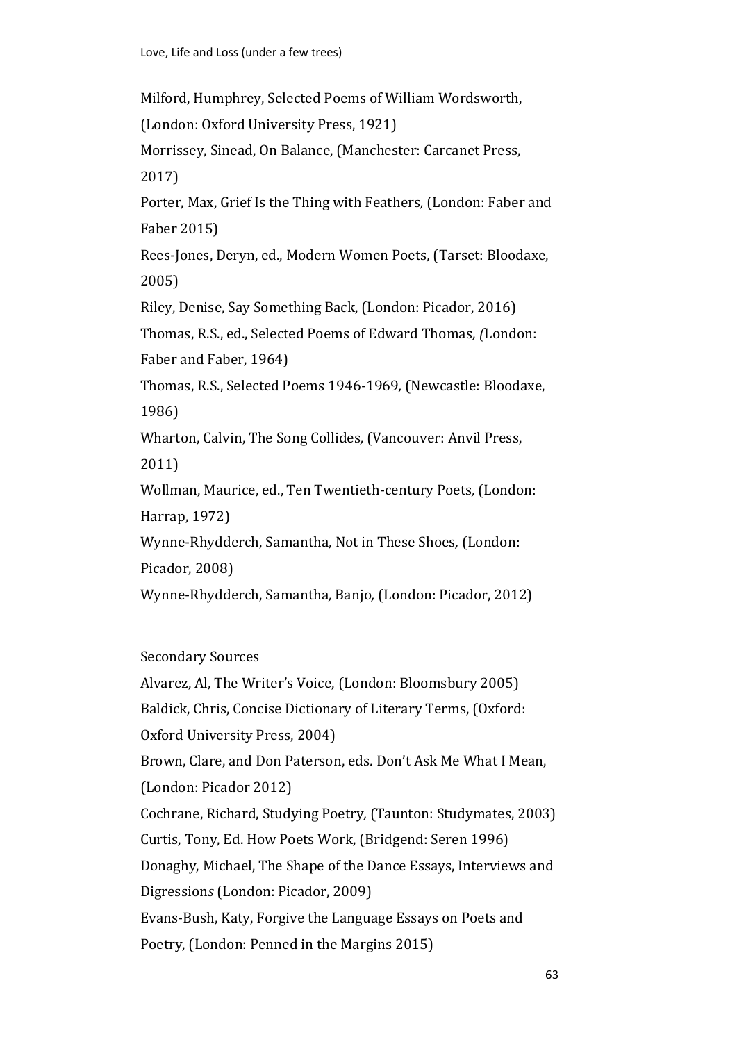Milford, Humphrey, Selected Poems of William Wordsworth, (London: Oxford University Press, 1921)

Morrissey, Sinead, On Balance, (Manchester: Carcanet Press, 2017)

Porter, Max, Grief Is the Thing with Feathers, (London: Faber and Faber 2015)

Rees-Jones, Deryn, ed., Modern Women Poets, (Tarset: Bloodaxe, 2005)

Riley, Denise, Say Something Back, (London: Picador, 2016)

Thomas, R.S., ed., Selected Poems of Edward Thomas, (London: Faber and Faber, 1964)

Thomas, R.S., Selected Poems 1946-1969, (Newcastle: Bloodaxe, 1986)

Wharton, Calvin, The Song Collides, (Vancouver: Anvil Press, 2011)

Wollman, Maurice, ed., Ten Twentieth-century Poets, (London: Harrap, 1972)

Wynne-Rhydderch, Samantha, Not in These Shoes, (London: Picador, 2008)

Wynne-Rhydderch, Samantha, Banjo, (London: Picador, 2012)

<u>Secondary Sources</u>

Alvarez, Al, The Writer's Voice, (London: Bloomsbury 2005)

Baldick, Chris, Concise Dictionary of Literary Terms, (Oxford: Oxford University Press, 2004)

Brown, Clare, and Don Paterson, eds. Don't Ask Me What I Mean, (London: Picador 2012)

Cochrane, Richard, Studying Poetry, (Taunton: Studymates, 2003)

Curtis, Tony, Ed. How Poets Work, (Bridgend: Seren 1996)

Donaghy, Michael, The Shape of the Dance Essays, Interviews and Digressions (London: Picador, 2009)

Evans-Bush, Katy, Forgive the Language Essays on Poets and Poetry, (London: Penned in the Margins 2015)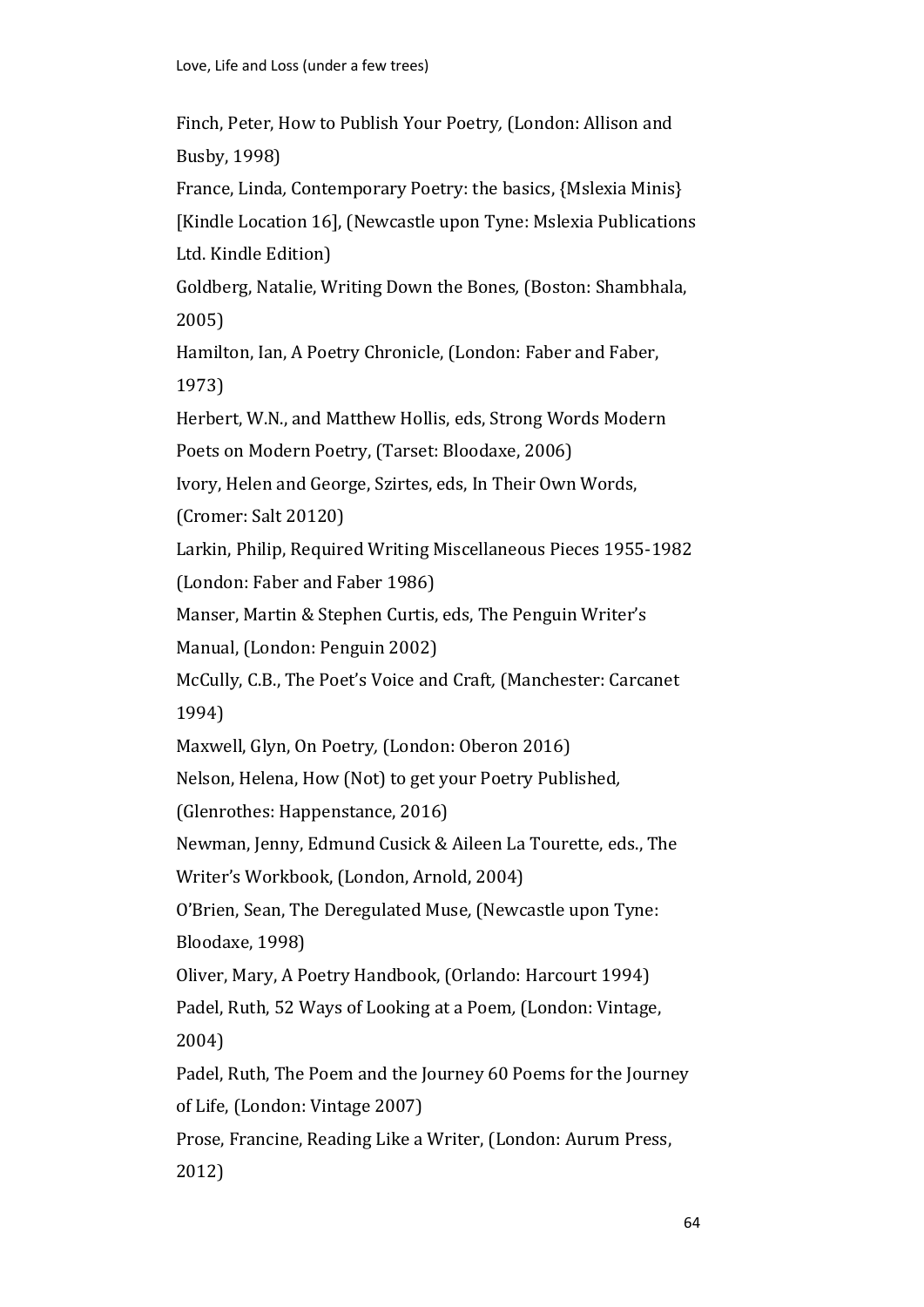Finch, Peter, How to Publish Your Poetry, (London: Allison and Busby, 1998)

France, Linda, Contemporary Poetry: the basics, {Mslexia Minis} [Kindle Location 16], (Newcastle upon Tyne: Mslexia Publications Ltd. Kindle Edition)

Goldberg, Natalie, Writing Down the Bones, (Boston: Shambhala, 2005)

Hamilton, Ian, A Poetry Chronicle, (London: Faber and Faber, 1973)

Herbert, W.N., and Matthew Hollis, eds, Strong Words Modern Poets on Modern Poetry, (Tarset: Bloodaxe, 2006)

Ivory, Helen and George, Szirtes, eds, In Their Own Words, (Cromer: Salt 20120)

Larkin, Philip, Required Writing Miscellaneous Pieces 1955-1982 (London: Faber and Faber 1986)

Manser, Martin & Stephen Curtis, eds, The Penguin Writer's Manual, (London: Penguin 2002)

McCully, C.B., The Poet's Voice and Craft, (Manchester: Carcanet 1994)

Maxwell, Glyn, On Poetry, (London: Oberon 2016)

Nelson, Helena, How (Not) to get your Poetry Published, (Glenrothes: Happenstance, 2016)

Newman, Jenny, Edmund Cusick & Aileen La Tourette, eds., The Writer's Workbook, (London, Arnold, 2004)

O'Brien, Sean, The Deregulated Muse, (Newcastle upon Tyne: Bloodaxe, 1998)

Oliver, Mary, A Poetry Handbook, (Orlando: Harcourt 1994)

Padel, Ruth, 52 Ways of Looking at a Poem, (London: Vintage, 2004)

Padel, Ruth, The Poem and the Journey 60 Poems for the Journey of Life, (London: Vintage 2007)

Prose, Francine, Reading Like a Writer, (London: Aurum Press, 2012)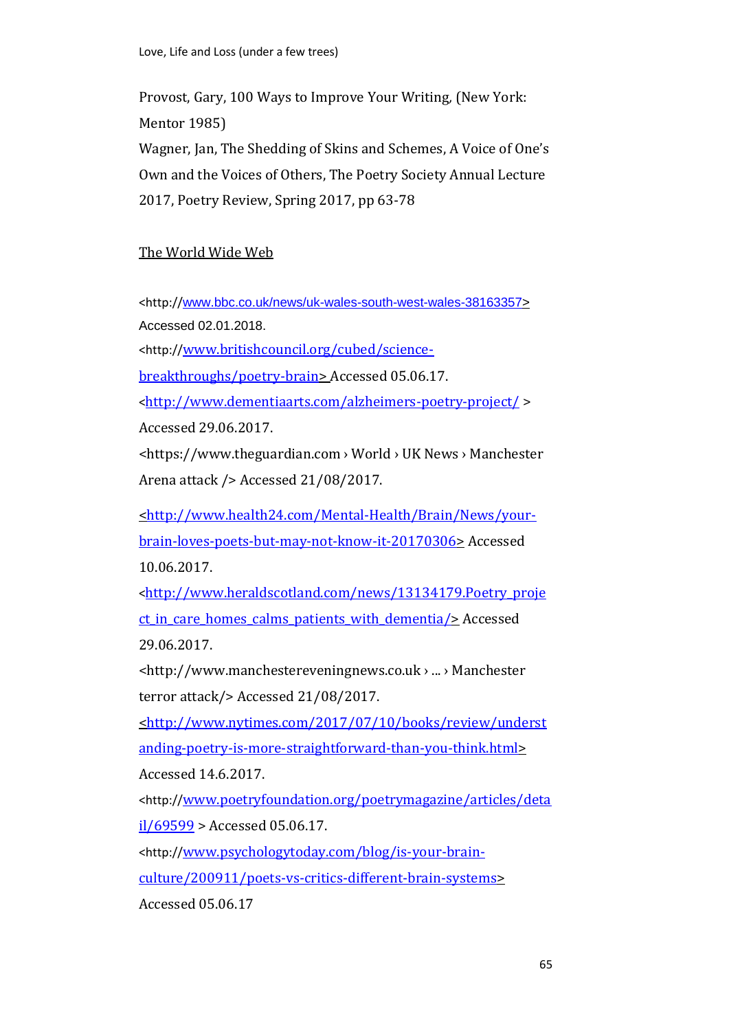Provost, Gary, 100 Ways to Improve Your Writing, (New York: Mentor 1985)

Wagner, Jan, The Shedding of Skins and Schemes, A Voice of One's Own and the Voices of Others, The Poetry Society Annual Lecture 2017, Poetry Review, Spring 2017, pp 63-78

The World Wide Web

<http://www.bbc.co.uk/news/uk-wales-south-west-wales-38163357> Accessed 02.01.2018.

<http://www.britishcouncil.org/cubed/science-breakthroughs/poetry-brain> Accessed 05.06.17.

<http://www.dementiaarts.com/alzheimers-poetry-project/ > Accessed 29.06.2017.

<https://www.theguardian.com › World › UK News › Manchester Arena attack /> Accessed 21/08/2017.

<http://www.health24.com/Mental-Health/Brain/News/your-brain-loves-poets-but-may-not-know-it-20170306> Accessed 10.06.2017.

<http://www.heraldscotland.com/news/13134179.Poetry_project_in_care_homes_calms_patients_with_dementia/> Accessed 29.06.2017.

<http://www.manchestereveningnews.co.uk › ... › Manchester terror attack/> Accessed 21/08/2017.

<http://www.nytimes.com/2017/07/10/books/review/understanding-poetry-is-more-straightforward-than-you-think.html> Accessed 14.6.2017.

<http://www.poetryfoundation.org/poetrymagazine/articles/detail/69599 > Accessed 05.06.17.

<http://www.psychologytoday.com/blog/is-your-brain-culture/200911/poets-vs-critics-different-brain-systems> Accessed 05.06.17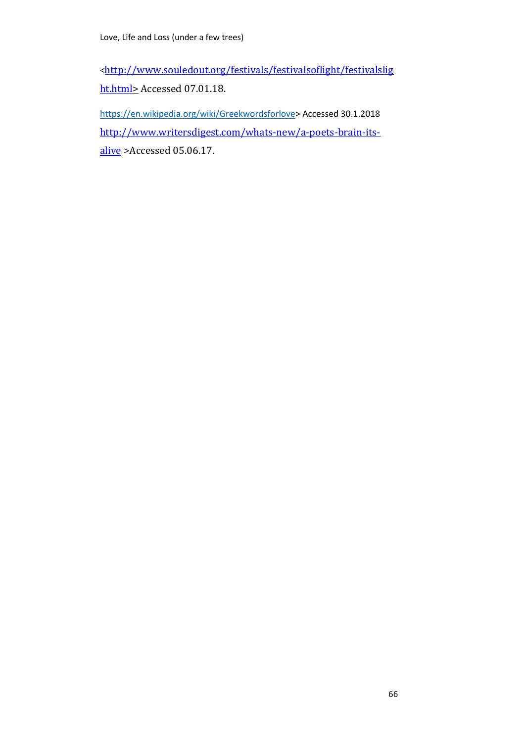<http://www.souledout.org/festivals/festivalsoflight/festivalslight.html> Accessed 07.01.18.

https://en.wikipedia.org/wiki/Greekwordsforlove> Accessed 30.1.2018

http://www.writersdigest.com/whats-new/a-poets-brain-its-alive >Accessed 05.06.17.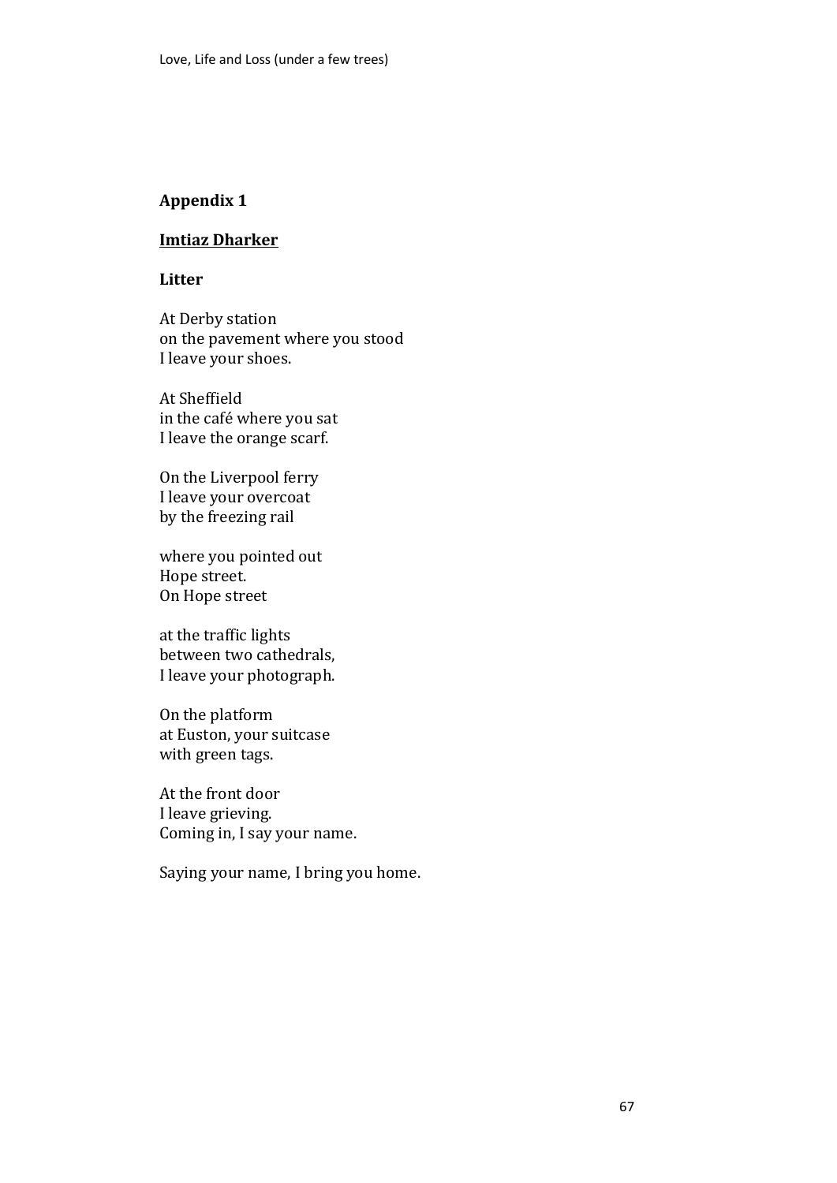**Appendix 1**

**Imtiaz Dharker**

**Litter**

At Derby station  
on the pavement where you stood  
I leave your shoes.

At Sheffield  
in the café where you sat  
I leave the orange scarf.

On the Liverpool ferry  
I leave your overcoat  
by the freezing rail

where you pointed out  
Hope street.  
On Hope street

at the traffic lights  
between two cathedrals,  
I leave your photograph.

On the platform  
at Euston, your suitcase  
with green tags.

At the front door  
I leave grieving.  
Coming in, I say your name.

Saying your name, I bring you home.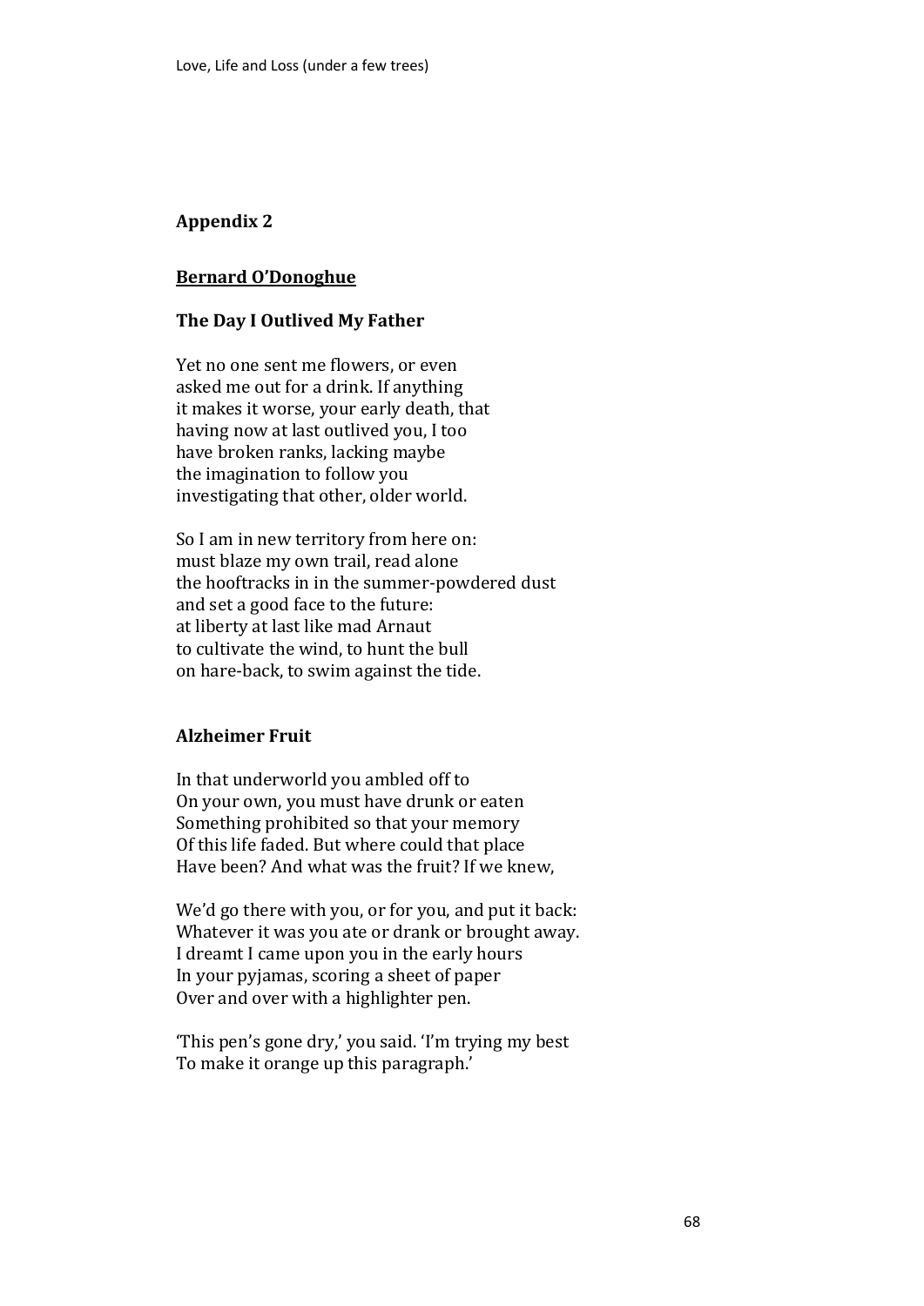## Appendix 2

### Bernard O'Donoghue

### The Day I Outlived My Father

Yet no one sent me flowers, or even
asked me out for a drink. If anything
it makes it worse, your early death, that
having now at last outlived you, I too
have broken ranks, lacking maybe
the imagination to follow you
investigating that other, older world.

So I am in new territory from here on:
must blaze my own trail, read alone
the hooftracks in in the summer-powdered dust
and set a good face to the future:
at liberty at last like mad Arnaut
to cultivate the wind, to hunt the bull
on hare-back, to swim against the tide.

### Alzheimer Fruit

In that underworld you ambled off to
On your own, you must have drunk or eaten
Something prohibited so that your memory
Of this life faded. But where could that place
Have been? And what was the fruit? If we knew,

We'd go there with you, or for you, and put it back:
Whatever it was you ate or drank or brought away.
I dreamt I came upon you in the early hours
In your pyjamas, scoring a sheet of paper
Over and over with a highlighter pen.

'This pen's gone dry,' you said. 'I'm trying my best
To make it orange up this paragraph.'